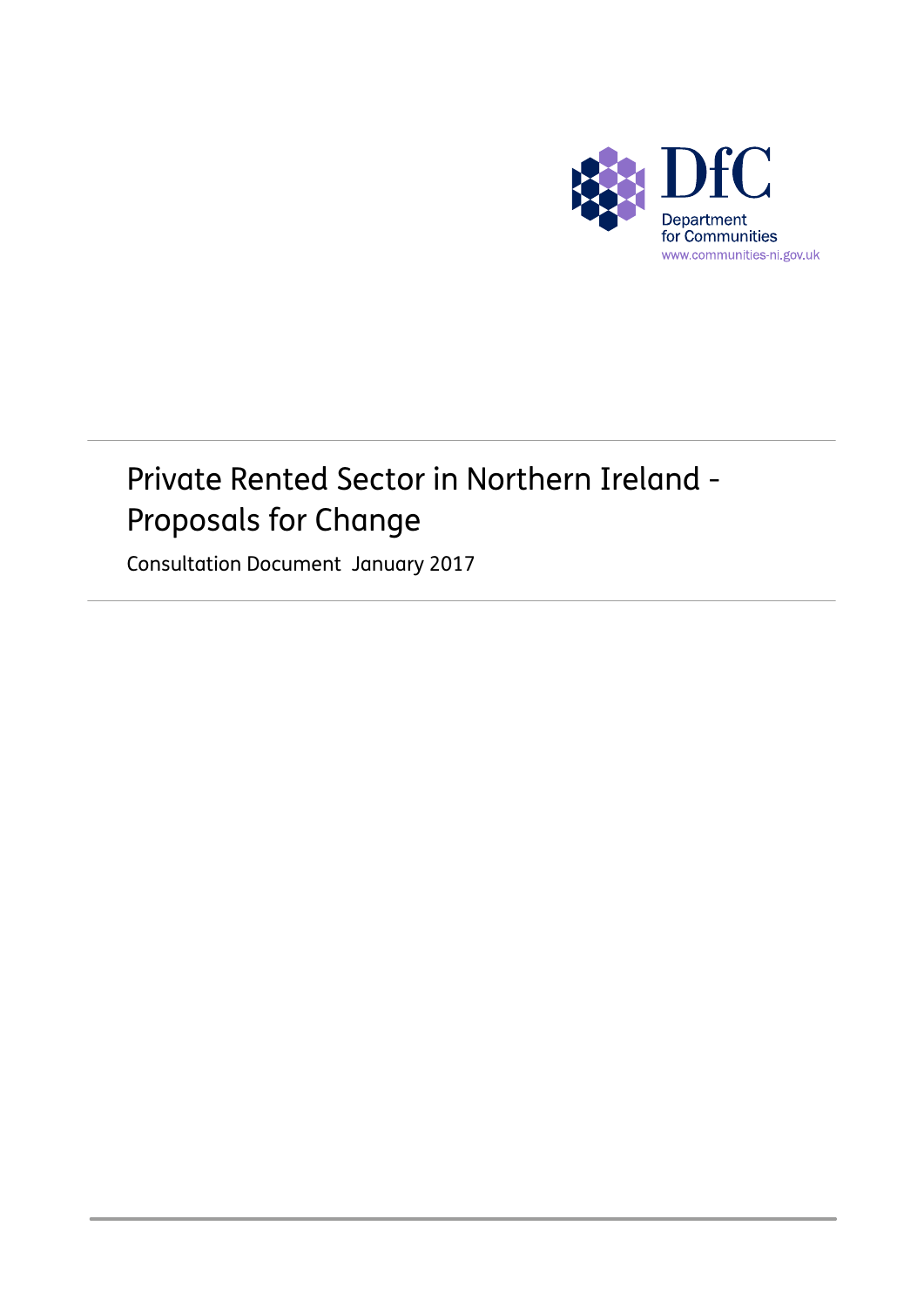DfC

Department for Communities

www.communities-ni.gov.uk

# Private Rented Sector in Northern Ireland - Proposals for Change

Consultation Document January 2017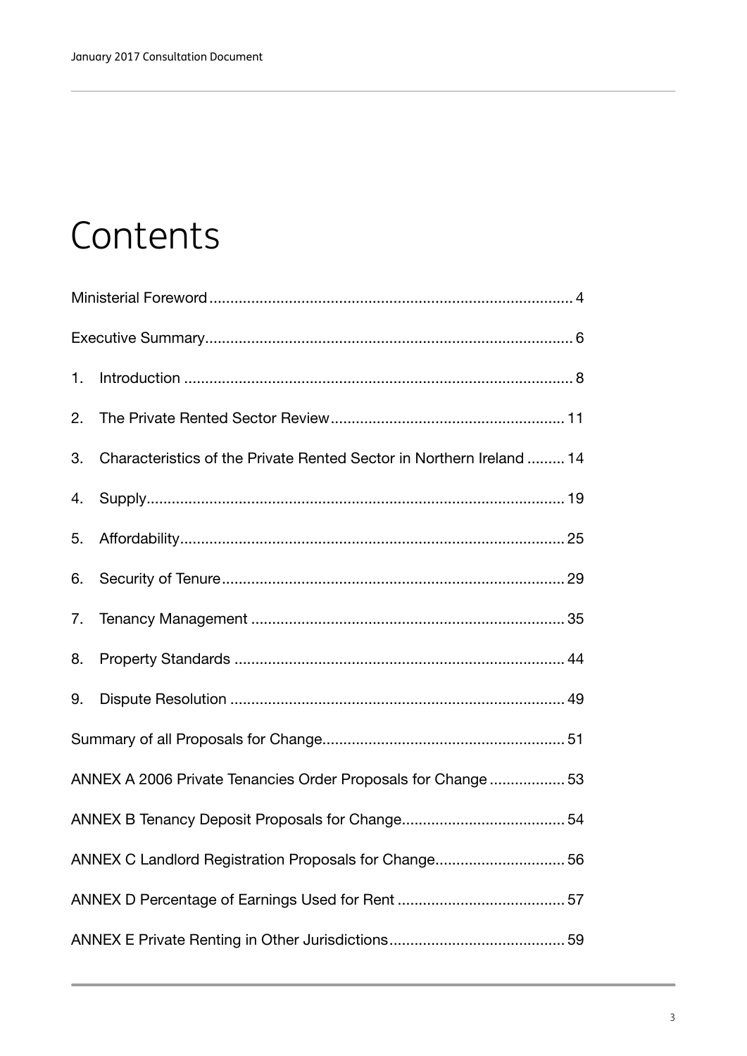# Contents

Ministerial Foreword ..... 4

Executive Summary ..... 6

1. Introduction ..... 8
2. The Private Rented Sector Review ..... 11
3. Characteristics of the Private Rented Sector in Northern Ireland ..... 14
4. Supply ..... 19
5. Affordability ..... 25
6. Security of Tenure ..... 29
7. Tenancy Management ..... 35
8. Property Standards ..... 44
9. Dispute Resolution ..... 49

Summary of all Proposals for Change ..... 51

ANNEX A 2006 Private Tenancies Order Proposals for Change ..... 53

ANNEX B Tenancy Deposit Proposals for Change ..... 54

ANNEX C Landlord Registration Proposals for Change ..... 56

ANNEX D Percentage of Earnings Used for Rent ..... 57

ANNEX E Private Renting in Other Jurisdictions ..... 59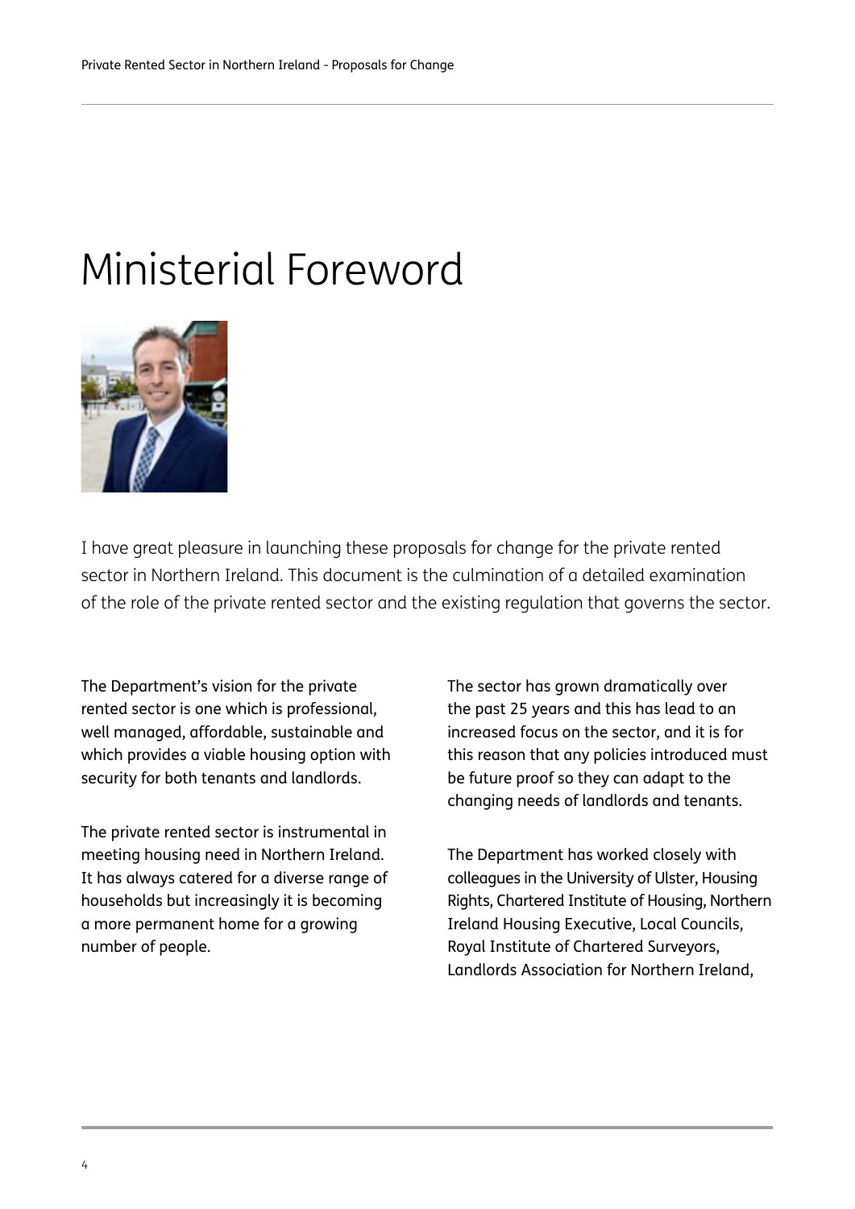# Ministerial Foreword

I have great pleasure in launching these proposals for change for the private rented sector in Northern Ireland. This document is the culmination of a detailed examination of the role of the private rented sector and the existing regulation that governs the sector.

The Department's vision for the private rented sector is one which is professional, well managed, affordable, sustainable and which provides a viable housing option with security for both tenants and landlords.

The private rented sector is instrumental in meeting housing need in Northern Ireland. It has always catered for a diverse range of households but increasingly it is becoming a more permanent home for a growing number of people.

The sector has grown dramatically over the past 25 years and this has lead to an increased focus on the sector, and it is for this reason that any policies introduced must be future proof so they can adapt to the changing needs of landlords and tenants.

The Department has worked closely with colleagues in the University of Ulster, Housing Rights, Chartered Institute of Housing, Northern Ireland Housing Executive, Local Councils, Royal Institute of Chartered Surveyors, Landlords Association for Northern Ireland,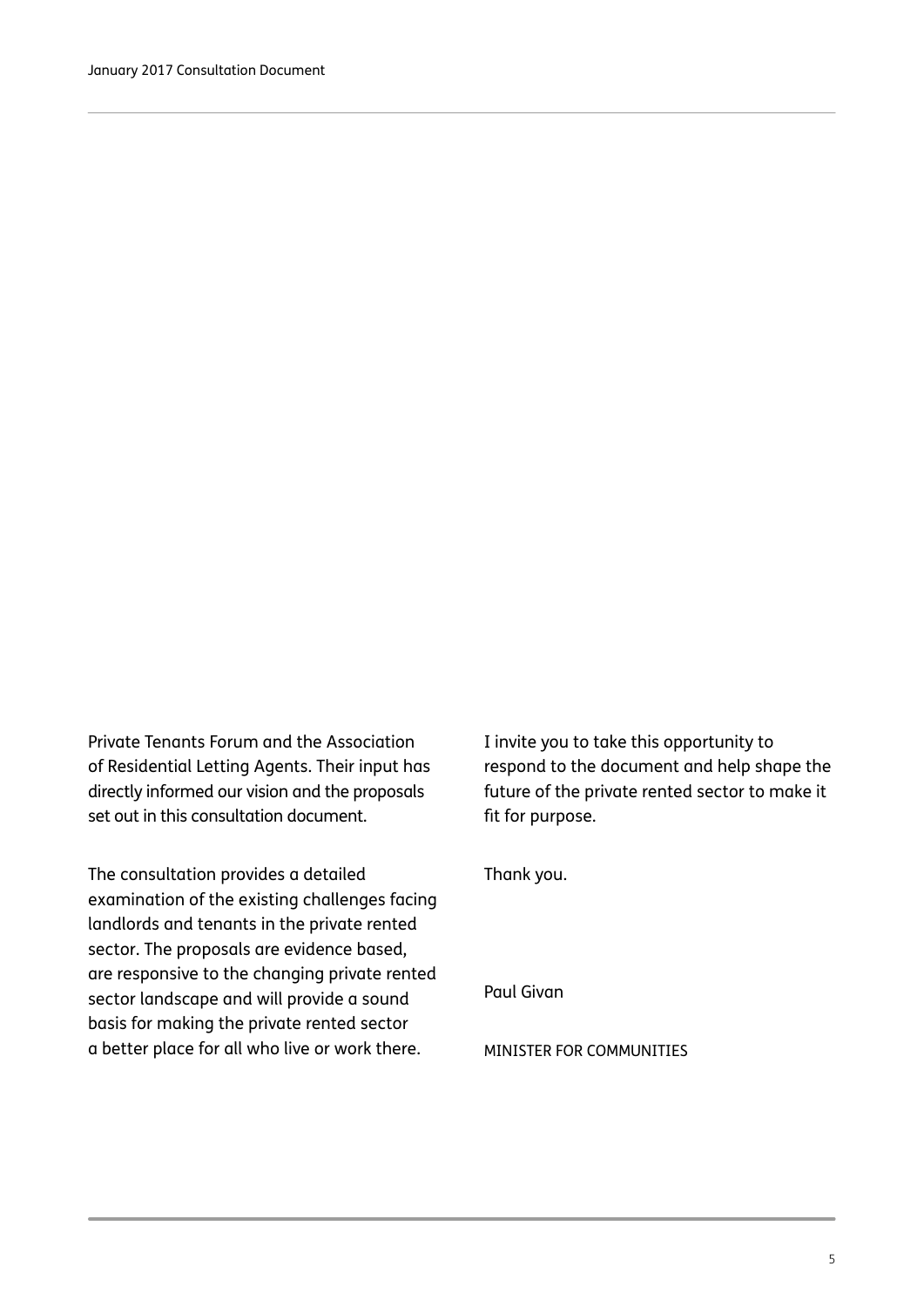Private Tenants Forum and the Association of Residential Letting Agents. Their input has directly informed our vision and the proposals set out in this consultation document.

The consultation provides a detailed examination of the existing challenges facing landlords and tenants in the private rented sector. The proposals are evidence based, are responsive to the changing private rented sector landscape and will provide a sound basis for making the private rented sector a better place for all who live or work there.

I invite you to take this opportunity to respond to the document and help shape the future of the private rented sector to make it fit for purpose.

Thank you.

Paul Givan

MINISTER FOR COMMUNITIES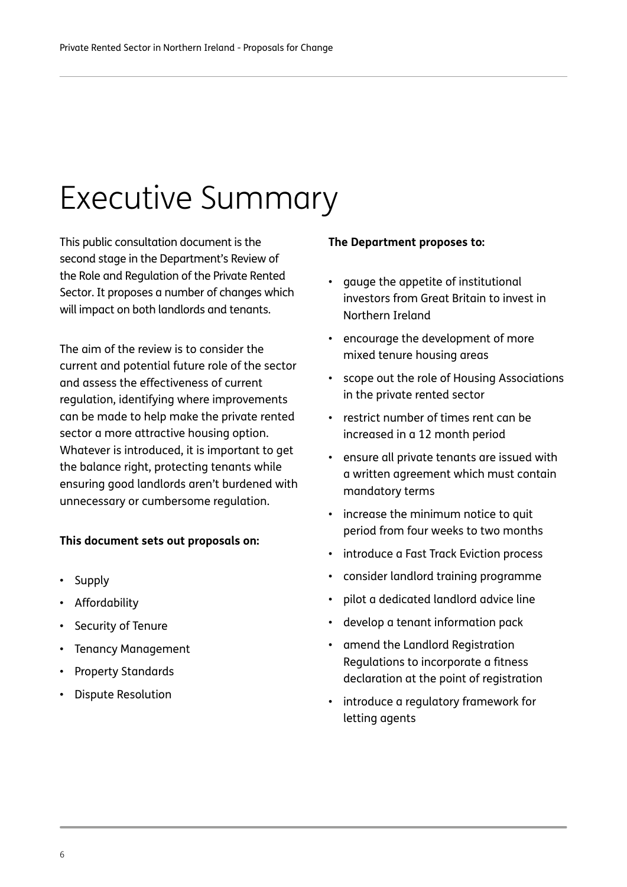# Executive Summary

This public consultation document is the second stage in the Department's Review of the Role and Regulation of the Private Rented Sector. It proposes a number of changes which will impact on both landlords and tenants.

The aim of the review is to consider the current and potential future role of the sector and assess the effectiveness of current regulation, identifying where improvements can be made to help make the private rented sector a more attractive housing option. Whatever is introduced, it is important to get the balance right, protecting tenants while ensuring good landlords aren't burdened with unnecessary or cumbersome regulation.

**This document sets out proposals on:**

- Supply
- Affordability
- Security of Tenure
- Tenancy Management
- Property Standards
- Dispute Resolution

**The Department proposes to:**

- gauge the appetite of institutional investors from Great Britain to invest in Northern Ireland
- encourage the development of more mixed tenure housing areas
- scope out the role of Housing Associations in the private rented sector
- restrict number of times rent can be increased in a 12 month period
- ensure all private tenants are issued with a written agreement which must contain mandatory terms
- increase the minimum notice to quit period from four weeks to two months
- introduce a Fast Track Eviction process
- consider landlord training programme
- pilot a dedicated landlord advice line
- develop a tenant information pack
- amend the Landlord Registration Regulations to incorporate a fitness declaration at the point of registration
- introduce a regulatory framework for letting agents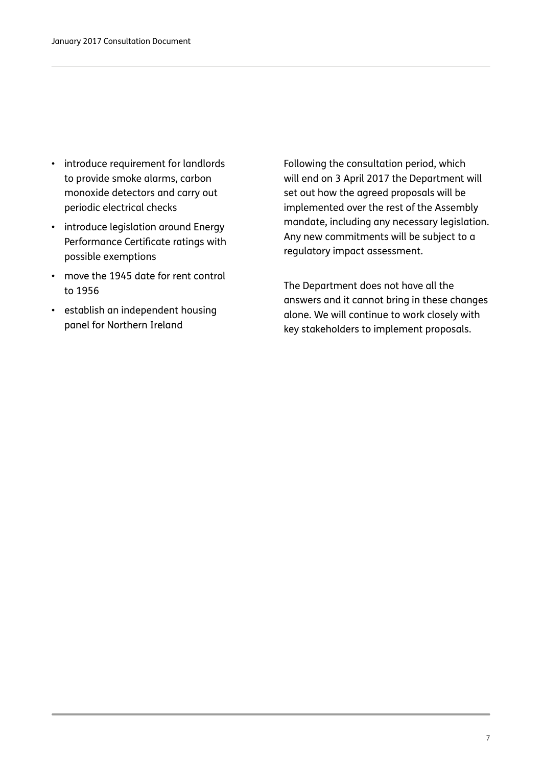- introduce requirement for landlords to provide smoke alarms, carbon monoxide detectors and carry out periodic electrical checks
- introduce legislation around Energy Performance Certificate ratings with possible exemptions
- move the 1945 date for rent control to 1956
- establish an independent housing panel for Northern Ireland

Following the consultation period, which will end on 3 April 2017 the Department will set out how the agreed proposals will be implemented over the rest of the Assembly mandate, including any necessary legislation. Any new commitments will be subject to a regulatory impact assessment.

The Department does not have all the answers and it cannot bring in these changes alone. We will continue to work closely with key stakeholders to implement proposals.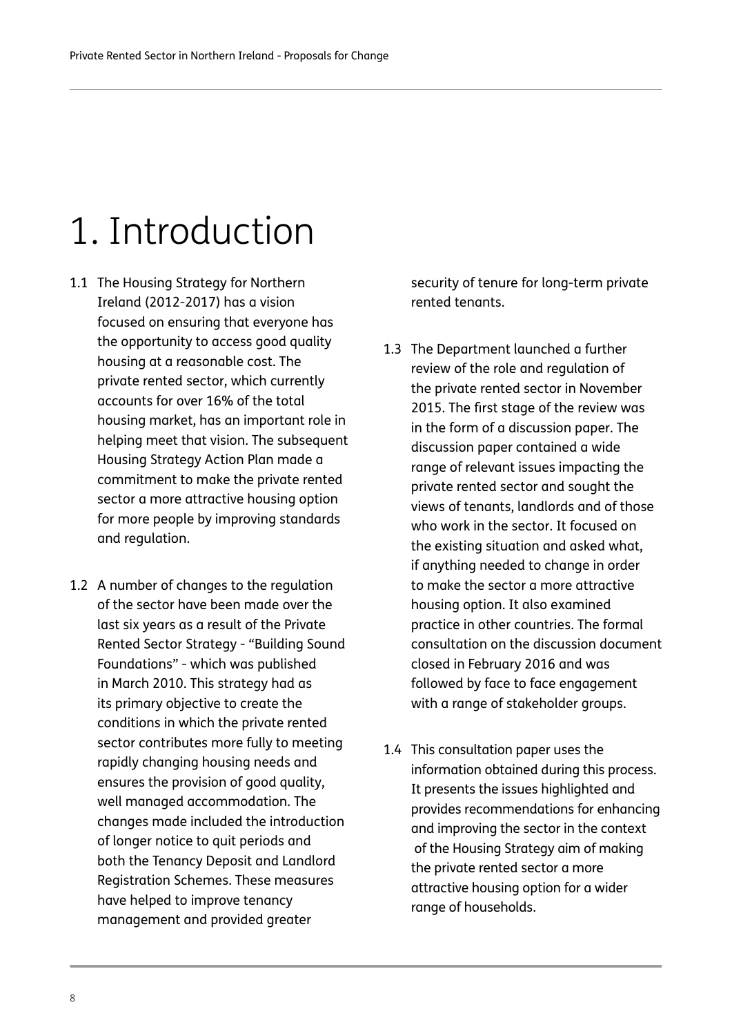# 1. Introduction

1.1 The Housing Strategy for Northern Ireland (2012-2017) has a vision focused on ensuring that everyone has the opportunity to access good quality housing at a reasonable cost. The private rented sector, which currently accounts for over 16% of the total housing market, has an important role in helping meet that vision. The subsequent Housing Strategy Action Plan made a commitment to make the private rented sector a more attractive housing option for more people by improving standards and regulation.

1.2 A number of changes to the regulation of the sector have been made over the last six years as a result of the Private Rented Sector Strategy - "Building Sound Foundations" - which was published in March 2010. This strategy had as its primary objective to create the conditions in which the private rented sector contributes more fully to meeting rapidly changing housing needs and ensures the provision of good quality, well managed accommodation. The changes made included the introduction of longer notice to quit periods and both the Tenancy Deposit and Landlord Registration Schemes. These measures have helped to improve tenancy management and provided greater security of tenure for long-term private rented tenants.

1.3 The Department launched a further review of the role and regulation of the private rented sector in November 2015. The first stage of the review was in the form of a discussion paper. The discussion paper contained a wide range of relevant issues impacting the private rented sector and sought the views of tenants, landlords and of those who work in the sector. It focused on the existing situation and asked what, if anything needed to change in order to make the sector a more attractive housing option. It also examined practice in other countries. The formal consultation on the discussion document closed in February 2016 and was followed by face to face engagement with a range of stakeholder groups.

1.4 This consultation paper uses the information obtained during this process. It presents the issues highlighted and provides recommendations for enhancing and improving the sector in the context of the Housing Strategy aim of making the private rented sector a more attractive housing option for a wider range of households.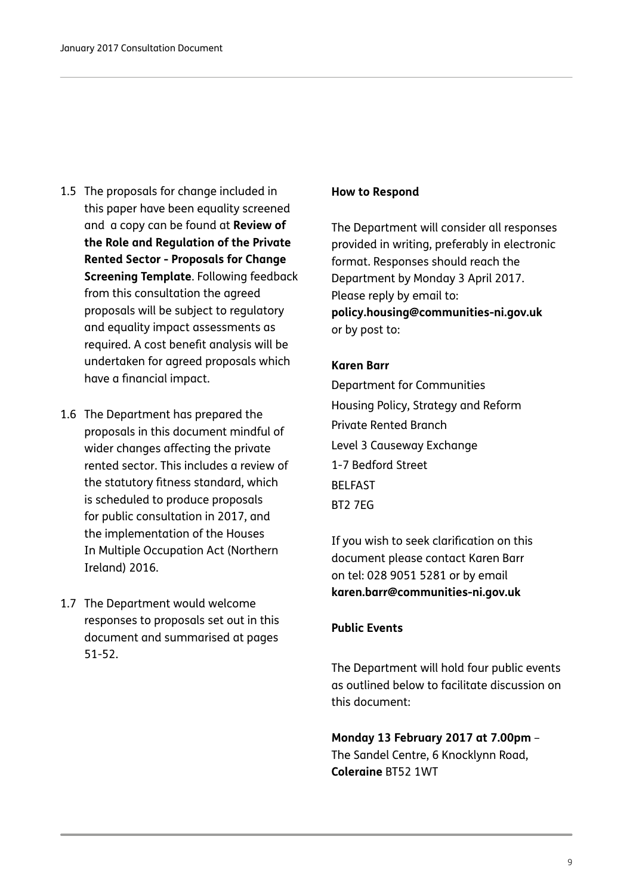1.5 The proposals for change included in this paper have been equality screened and a copy can be found at **Review of the Role and Regulation of the Private Rented Sector - Proposals for Change Screening Template**. Following feedback from this consultation the agreed proposals will be subject to regulatory and equality impact assessments as required. A cost benefit analysis will be undertaken for agreed proposals which have a financial impact.

1.6 The Department has prepared the proposals in this document mindful of wider changes affecting the private rented sector. This includes a review of the statutory fitness standard, which is scheduled to produce proposals for public consultation in 2017, and the implementation of the Houses In Multiple Occupation Act (Northern Ireland) 2016.

1.7 The Department would welcome responses to proposals set out in this document and summarised at pages 51-52.

**How to Respond**

The Department will consider all responses provided in writing, preferably in electronic format. Responses should reach the Department by Monday 3 April 2017. Please reply by email to: **policy.housing@communities-ni.gov.uk** or by post to:

**Karen Barr**
Department for Communities
Housing Policy, Strategy and Reform
Private Rented Branch
Level 3 Causeway Exchange
1-7 Bedford Street
BELFAST
BT2 7EG

If you wish to seek clarification on this document please contact Karen Barr on tel: 028 9051 5281 or by email **karen.barr@communities-ni.gov.uk**

**Public Events**

The Department will hold four public events as outlined below to facilitate discussion on this document:

**Monday 13 February 2017 at 7.00pm** – The Sandel Centre, 6 Knocklynn Road, **Coleraine** BT52 1WT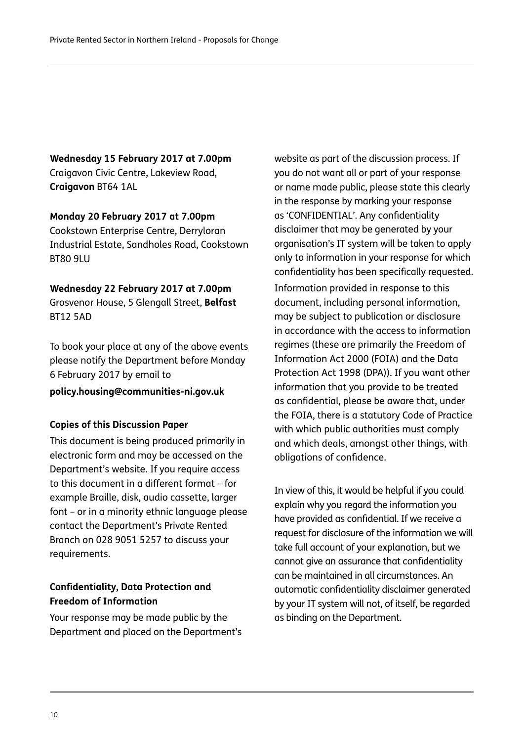**Wednesday 15 February 2017 at 7.00pm**
Craigavon Civic Centre, Lakeview Road, **Craigavon** BT64 1AL

**Monday 20 February 2017 at 7.00pm**
Cookstown Enterprise Centre, Derryloran Industrial Estate, Sandholes Road, Cookstown BT80 9LU

**Wednesday 22 February 2017 at 7.00pm**
Grosvenor House, 5 Glengall Street, **Belfast** BT12 5AD

To book your place at any of the above events please notify the Department before Monday 6 February 2017 by email to
**policy.housing@communities-ni.gov.uk**

**Copies of this Discussion Paper**

This document is being produced primarily in electronic form and may be accessed on the Department's website. If you require access to this document in a different format – for example Braille, disk, audio cassette, larger font – or in a minority ethnic language please contact the Department's Private Rented Branch on 028 9051 5257 to discuss your requirements.

**Confidentiality, Data Protection and Freedom of Information**

Your response may be made public by the Department and placed on the Department's website as part of the discussion process. If you do not want all or part of your response or name made public, please state this clearly in the response by marking your response as 'CONFIDENTIAL'. Any confidentiality disclaimer that may be generated by your organisation's IT system will be taken to apply only to information in your response for which confidentiality has been specifically requested.

Information provided in response to this document, including personal information, may be subject to publication or disclosure in accordance with the access to information regimes (these are primarily the Freedom of Information Act 2000 (FOIA) and the Data Protection Act 1998 (DPA)). If you want other information that you provide to be treated as confidential, please be aware that, under the FOIA, there is a statutory Code of Practice with which public authorities must comply and which deals, amongst other things, with obligations of confidence.

In view of this, it would be helpful if you could explain why you regard the information you have provided as confidential. If we receive a request for disclosure of the information we will take full account of your explanation, but we cannot give an assurance that confidentiality can be maintained in all circumstances. An automatic confidentiality disclaimer generated by your IT system will not, of itself, be regarded as binding on the Department.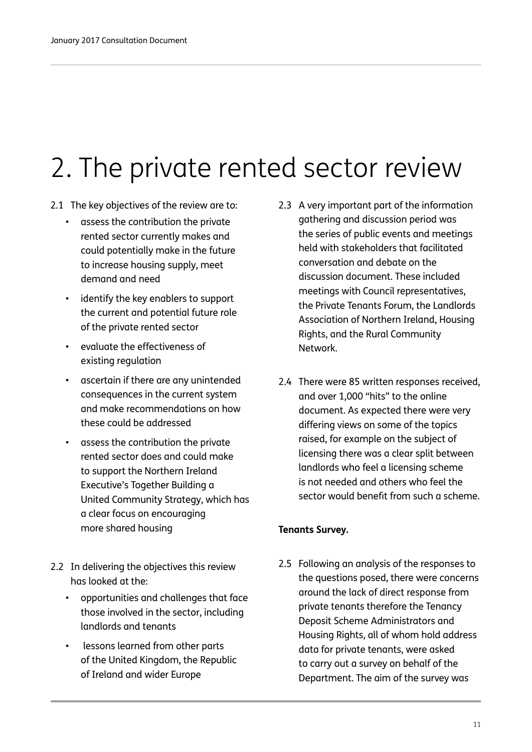# 2. The private rented sector review

2.1 The key objectives of the review are to:

- assess the contribution the private rented sector currently makes and could potentially make in the future to increase housing supply, meet demand and need
- identify the key enablers to support the current and potential future role of the private rented sector
- evaluate the effectiveness of existing regulation
- ascertain if there are any unintended consequences in the current system and make recommendations on how these could be addressed
- assess the contribution the private rented sector does and could make to support the Northern Ireland Executive's Together Building a United Community Strategy, which has a clear focus on encouraging more shared housing

2.2 In delivering the objectives this review has looked at the:

- opportunities and challenges that face those involved in the sector, including landlords and tenants
- lessons learned from other parts of the United Kingdom, the Republic of Ireland and wider Europe

2.3 A very important part of the information gathering and discussion period was the series of public events and meetings held with stakeholders that facilitated conversation and debate on the discussion document. These included meetings with Council representatives, the Private Tenants Forum, the Landlords Association of Northern Ireland, Housing Rights, and the Rural Community Network.

2.4 There were 85 written responses received, and over 1,000 "hits" to the online document. As expected there were very differing views on some of the topics raised, for example on the subject of licensing there was a clear split between landlords who feel a licensing scheme is not needed and others who feel the sector would benefit from such a scheme.

**Tenants Survey.**

2.5 Following an analysis of the responses to the questions posed, there were concerns around the lack of direct response from private tenants therefore the Tenancy Deposit Scheme Administrators and Housing Rights, all of whom hold address data for private tenants, were asked to carry out a survey on behalf of the Department. The aim of the survey was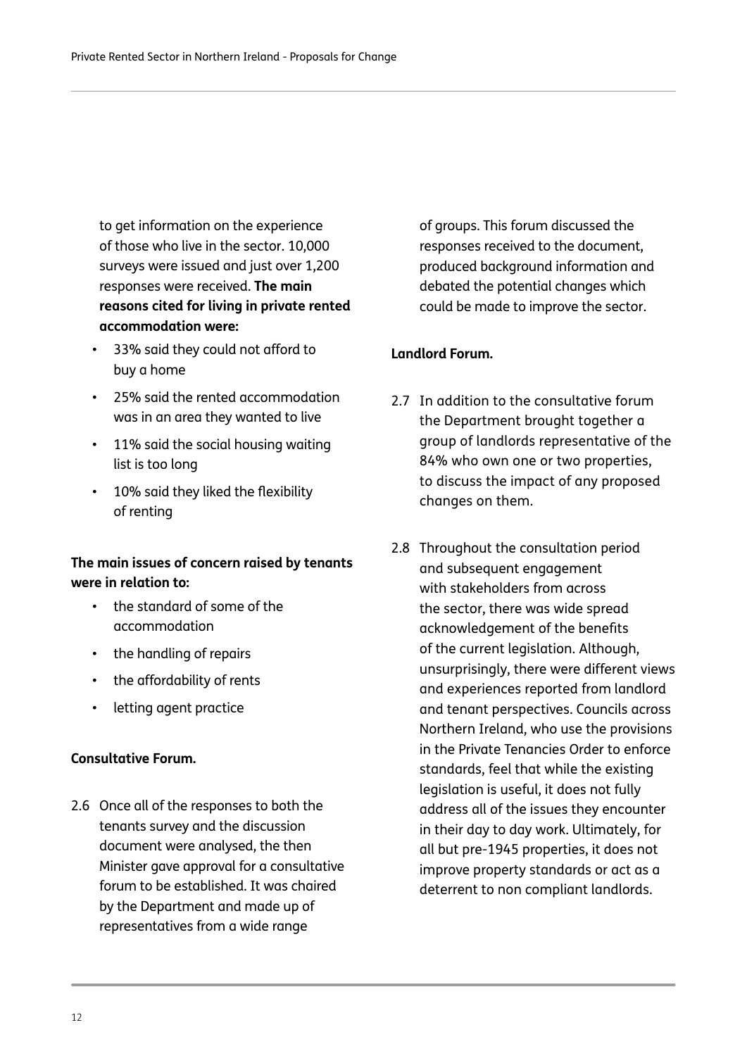to get information on the experience of those who live in the sector. 10,000 surveys were issued and just over 1,200 responses were received. **The main reasons cited for living in private rented accommodation were:**

- 33% said they could not afford to buy a home
- 25% said the rented accommodation was in an area they wanted to live
- 11% said the social housing waiting list is too long
- 10% said they liked the flexibility of renting

**The main issues of concern raised by tenants were in relation to:**

- the standard of some of the accommodation
- the handling of repairs
- the affordability of rents
- letting agent practice

**Consultative Forum.**

2.6 Once all of the responses to both the tenants survey and the discussion document were analysed, the then Minister gave approval for a consultative forum to be established. It was chaired by the Department and made up of representatives from a wide range of groups. This forum discussed the responses received to the document, produced background information and debated the potential changes which could be made to improve the sector.

**Landlord Forum.**

2.7 In addition to the consultative forum the Department brought together a group of landlords representative of the 84% who own one or two properties, to discuss the impact of any proposed changes on them.

2.8 Throughout the consultation period and subsequent engagement with stakeholders from across the sector, there was wide spread acknowledgement of the benefits of the current legislation. Although, unsurprisingly, there were different views and experiences reported from landlord and tenant perspectives. Councils across Northern Ireland, who use the provisions in the Private Tenancies Order to enforce standards, feel that while the existing legislation is useful, it does not fully address all of the issues they encounter in their day to day work. Ultimately, for all but pre-1945 properties, it does not improve property standards or act as a deterrent to non compliant landlords.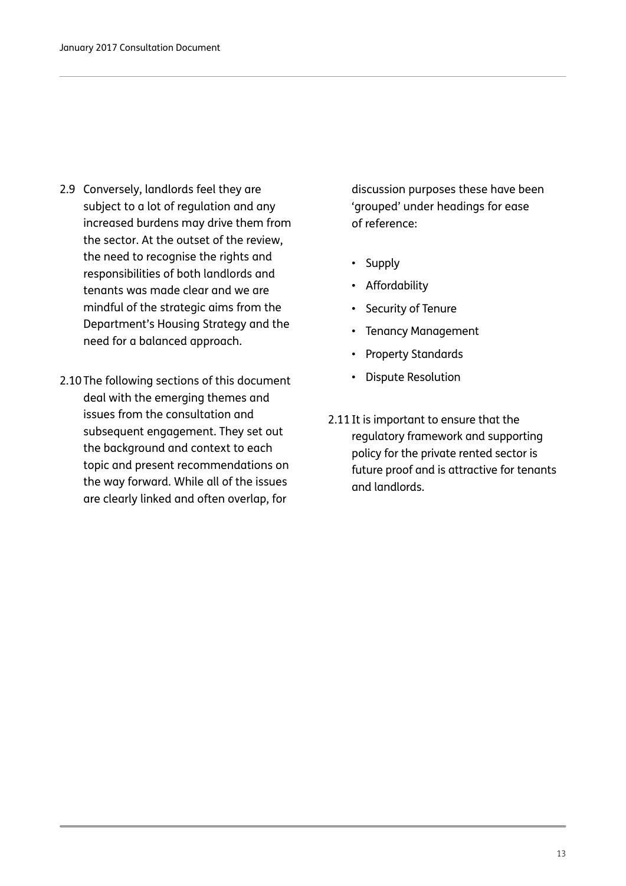2.9 Conversely, landlords feel they are subject to a lot of regulation and any increased burdens may drive them from the sector. At the outset of the review, the need to recognise the rights and responsibilities of both landlords and tenants was made clear and we are mindful of the strategic aims from the Department's Housing Strategy and the need for a balanced approach.

2.10 The following sections of this document deal with the emerging themes and issues from the consultation and subsequent engagement. They set out the background and context to each topic and present recommendations on the way forward. While all of the issues are clearly linked and often overlap, for discussion purposes these have been 'grouped' under headings for ease of reference:

- Supply
- Affordability
- Security of Tenure
- Tenancy Management
- Property Standards
- Dispute Resolution

2.11 It is important to ensure that the regulatory framework and supporting policy for the private rented sector is future proof and is attractive for tenants and landlords.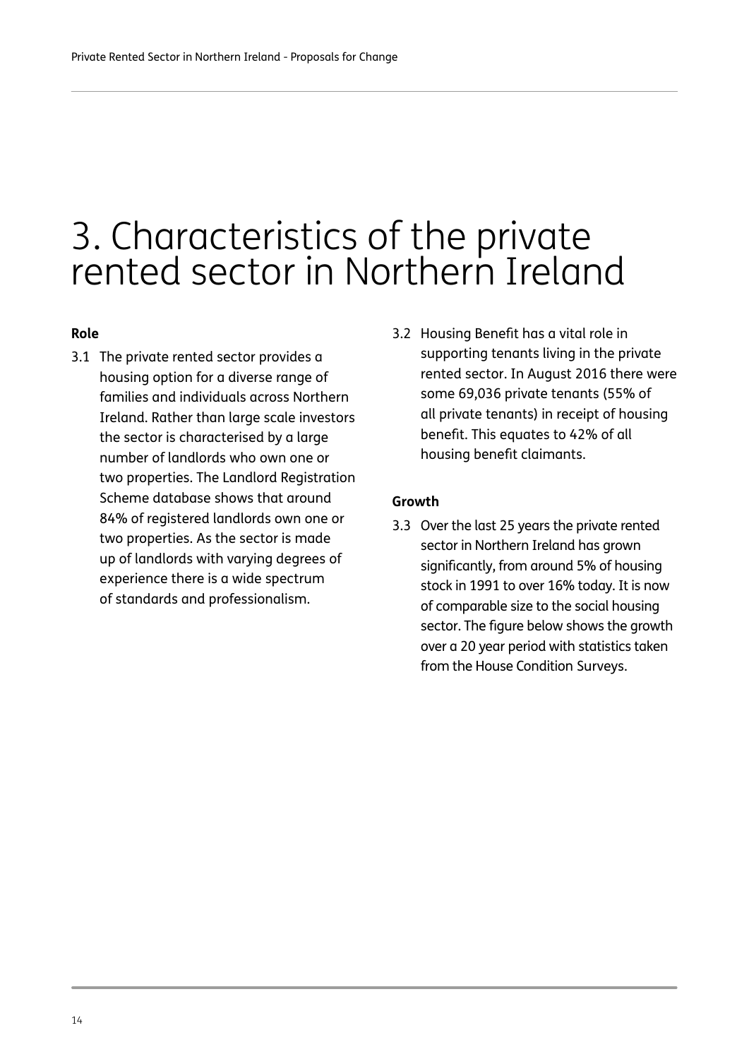# 3. Characteristics of the private rented sector in Northern Ireland

**Role**

3.1 The private rented sector provides a housing option for a diverse range of families and individuals across Northern Ireland. Rather than large scale investors the sector is characterised by a large number of landlords who own one or two properties. The Landlord Registration Scheme database shows that around 84% of registered landlords own one or two properties. As the sector is made up of landlords with varying degrees of experience there is a wide spectrum of standards and professionalism.

3.2 Housing Benefit has a vital role in supporting tenants living in the private rented sector. In August 2016 there were some 69,036 private tenants (55% of all private tenants) in receipt of housing benefit. This equates to 42% of all housing benefit claimants.

**Growth**

3.3 Over the last 25 years the private rented sector in Northern Ireland has grown significantly, from around 5% of housing stock in 1991 to over 16% today. It is now of comparable size to the social housing sector. The figure below shows the growth over a 20 year period with statistics taken from the House Condition Surveys.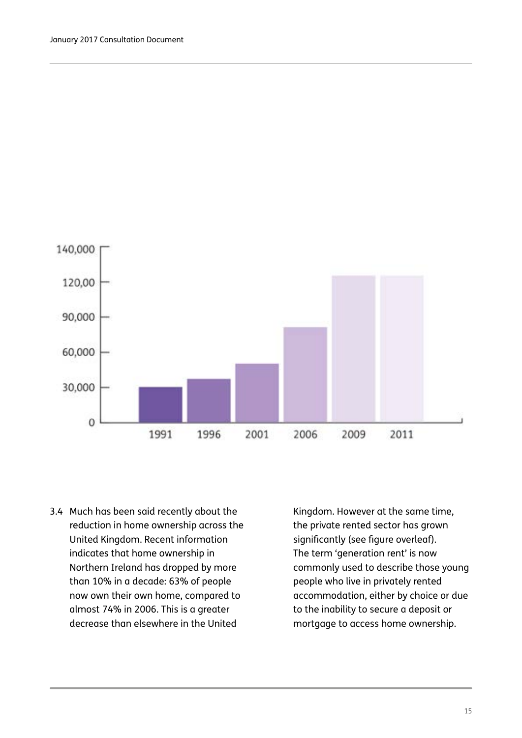3.4 Much has been said recently about the reduction in home ownership across the United Kingdom. Recent information indicates that home ownership in Northern Ireland has dropped by more than 10% in a decade: 63% of people now own their own home, compared to almost 74% in 2006. This is a greater decrease than elsewhere in the United Kingdom. However at the same time, the private rented sector has grown significantly (see figure overleaf). The term 'generation rent' is now commonly used to describe those young people who live in privately rented accommodation, either by choice or due to the inability to secure a deposit or mortgage to access home ownership.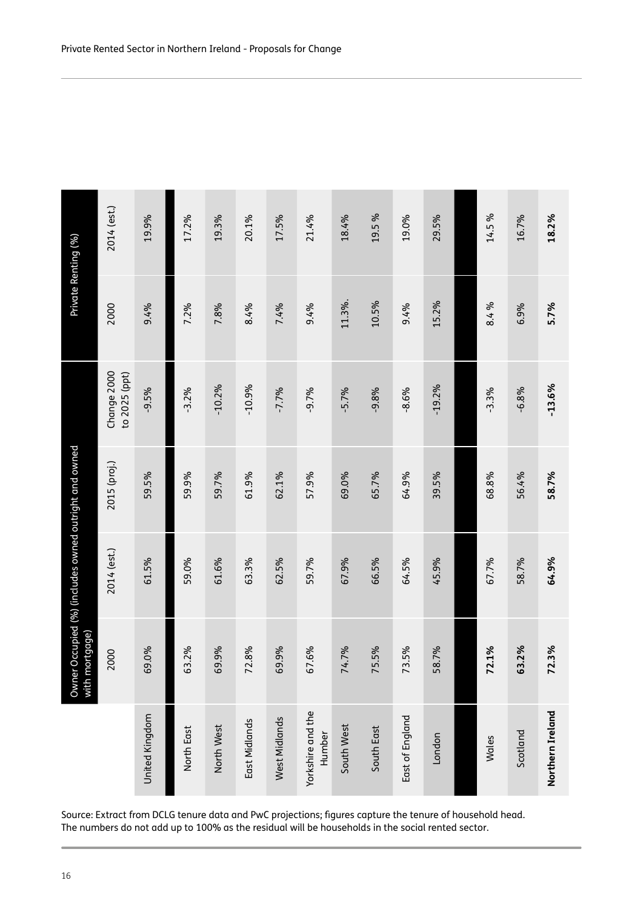| | Owner Occupied (%) (includes owned outright and owned with mortgage) | | | | Private Renting (%) | |
|---|---|---|---|---|---|---|
| | 2000 | 2014 (est.) | 2015 (proj.) | Change 2000 to 2025 (ppt) | 2000 | 2014 (est.) |
| United Kingdom | 69.0% | 61.5% | 59.5% | -9.5% | 9.4% | 19.9% |
| North East | 63.2% | 59.0% | 59.9% | -3.2% | 7.2% | 17.2% |
| North West | 69.9% | 61.6% | 59.7% | -10.2% | 7.8% | 19.3% |
| East Midlands | 72.8% | 63.3% | 61.9% | -10.9% | 8.4% | 20.1% |
| West Midlands | 69.9% | 62.5% | 62.1% | -7.7% | 7.4% | 17.5% |
| Yorkshire and the Humber | 67.6% | 59.7% | 57.9% | -9.7% | 9.4% | 21.4% |
| South West | 74.7% | 67.9% | 69.0% | -5.7% | 11.3%. | 18.4% |
| South East | 75.5% | 66.5% | 65.7% | -9.8% | 10.5% | 19.5 % |
| East of England | 73.5% | 64.5% | 64.9% | -8.6% | 9.4% | 19.0% |
| London | 58.7% | 45.9% | 39.5% | -19.2% | 15.2% | 29.5% |
| Wales | **72.1%** | 67.7% | 68.8% | -3.3% | 8.4 % | 14.5 % |
| Scotland | **63.2%** | 58.7% | 56.4% | -6.8% | 6.9% | 16.7% |
| **Northern Ireland** | **72.3%** | **64.9%** | **58.7%** | **-13.6%** | **5.7%** | **18.2%** |

Source: Extract from DCLG tenure data and PwC projections; figures capture the tenure of household head. The numbers do not add up to 100% as the residual will be households in the social rented sector.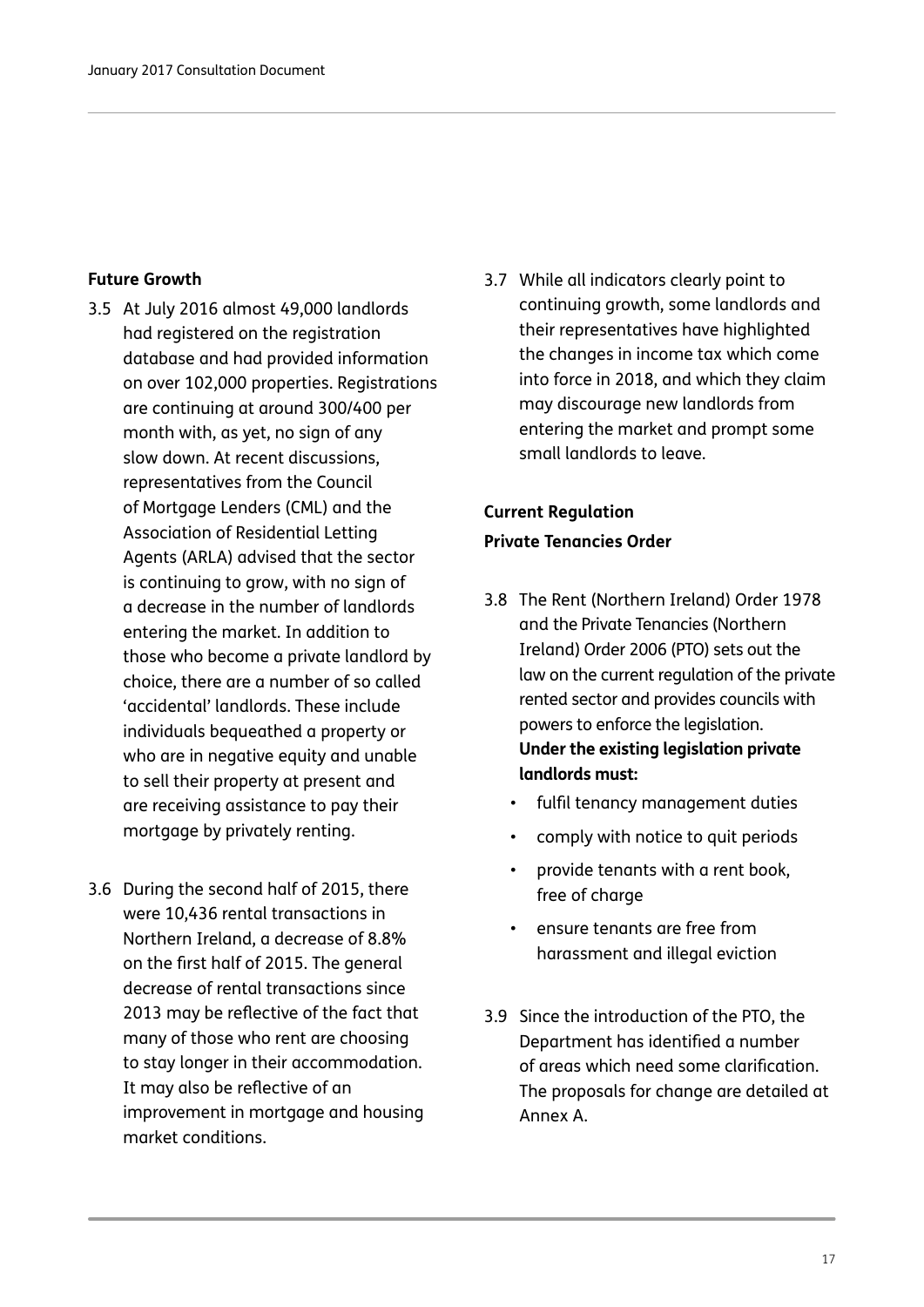**Future Growth**

3.5 At July 2016 almost 49,000 landlords had registered on the registration database and had provided information on over 102,000 properties. Registrations are continuing at around 300/400 per month with, as yet, no sign of any slow down. At recent discussions, representatives from the Council of Mortgage Lenders (CML) and the Association of Residential Letting Agents (ARLA) advised that the sector is continuing to grow, with no sign of a decrease in the number of landlords entering the market. In addition to those who become a private landlord by choice, there are a number of so called 'accidental' landlords. These include individuals bequeathed a property or who are in negative equity and unable to sell their property at present and are receiving assistance to pay their mortgage by privately renting.

3.6 During the second half of 2015, there were 10,436 rental transactions in Northern Ireland, a decrease of 8.8% on the first half of 2015. The general decrease of rental transactions since 2013 may be reflective of the fact that many of those who rent are choosing to stay longer in their accommodation. It may also be reflective of an improvement in mortgage and housing market conditions.

3.7 While all indicators clearly point to continuing growth, some landlords and their representatives have highlighted the changes in income tax which come into force in 2018, and which they claim may discourage new landlords from entering the market and prompt some small landlords to leave.

**Current Regulation**

**Private Tenancies Order**

3.8 The Rent (Northern Ireland) Order 1978 and the Private Tenancies (Northern Ireland) Order 2006 (PTO) sets out the law on the current regulation of the private rented sector and provides councils with powers to enforce the legislation. **Under the existing legislation private landlords must:**

- fulfil tenancy management duties
- comply with notice to quit periods
- provide tenants with a rent book, free of charge
- ensure tenants are free from harassment and illegal eviction

3.9 Since the introduction of the PTO, the Department has identified a number of areas which need some clarification. The proposals for change are detailed at Annex A.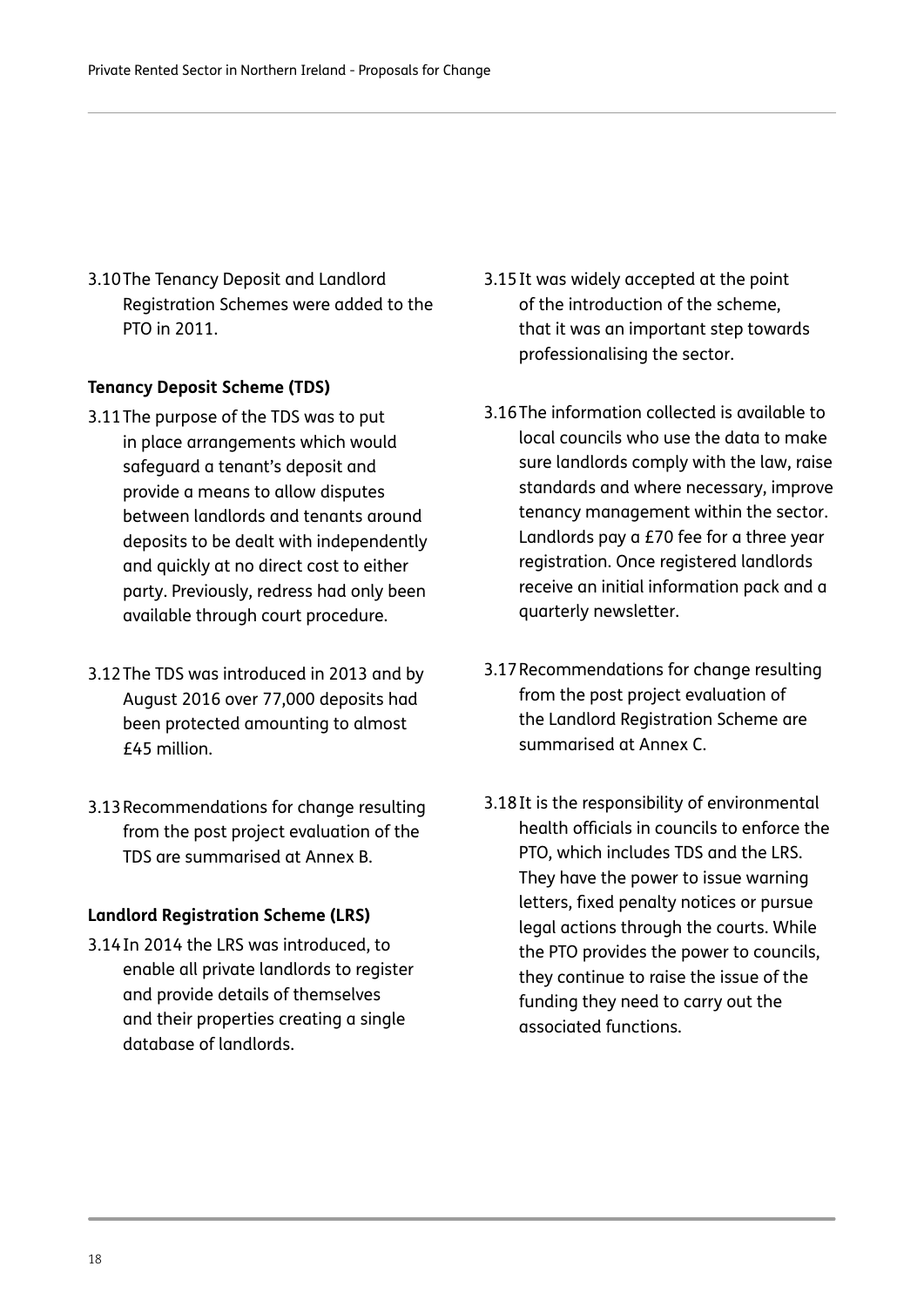3.10 The Tenancy Deposit and Landlord Registration Schemes were added to the PTO in 2011.

### Tenancy Deposit Scheme (TDS)

3.11 The purpose of the TDS was to put in place arrangements which would safeguard a tenant's deposit and provide a means to allow disputes between landlords and tenants around deposits to be dealt with independently and quickly at no direct cost to either party. Previously, redress had only been available through court procedure.

3.12 The TDS was introduced in 2013 and by August 2016 over 77,000 deposits had been protected amounting to almost £45 million.

3.13 Recommendations for change resulting from the post project evaluation of the TDS are summarised at Annex B.

### Landlord Registration Scheme (LRS)

3.14 In 2014 the LRS was introduced, to enable all private landlords to register and provide details of themselves and their properties creating a single database of landlords.

3.15 It was widely accepted at the point of the introduction of the scheme, that it was an important step towards professionalising the sector.

3.16 The information collected is available to local councils who use the data to make sure landlords comply with the law, raise standards and where necessary, improve tenancy management within the sector. Landlords pay a £70 fee for a three year registration. Once registered landlords receive an initial information pack and a quarterly newsletter.

3.17 Recommendations for change resulting from the post project evaluation of the Landlord Registration Scheme are summarised at Annex C.

3.18 It is the responsibility of environmental health officials in councils to enforce the PTO, which includes TDS and the LRS. They have the power to issue warning letters, fixed penalty notices or pursue legal actions through the courts. While the PTO provides the power to councils, they continue to raise the issue of the funding they need to carry out the associated functions.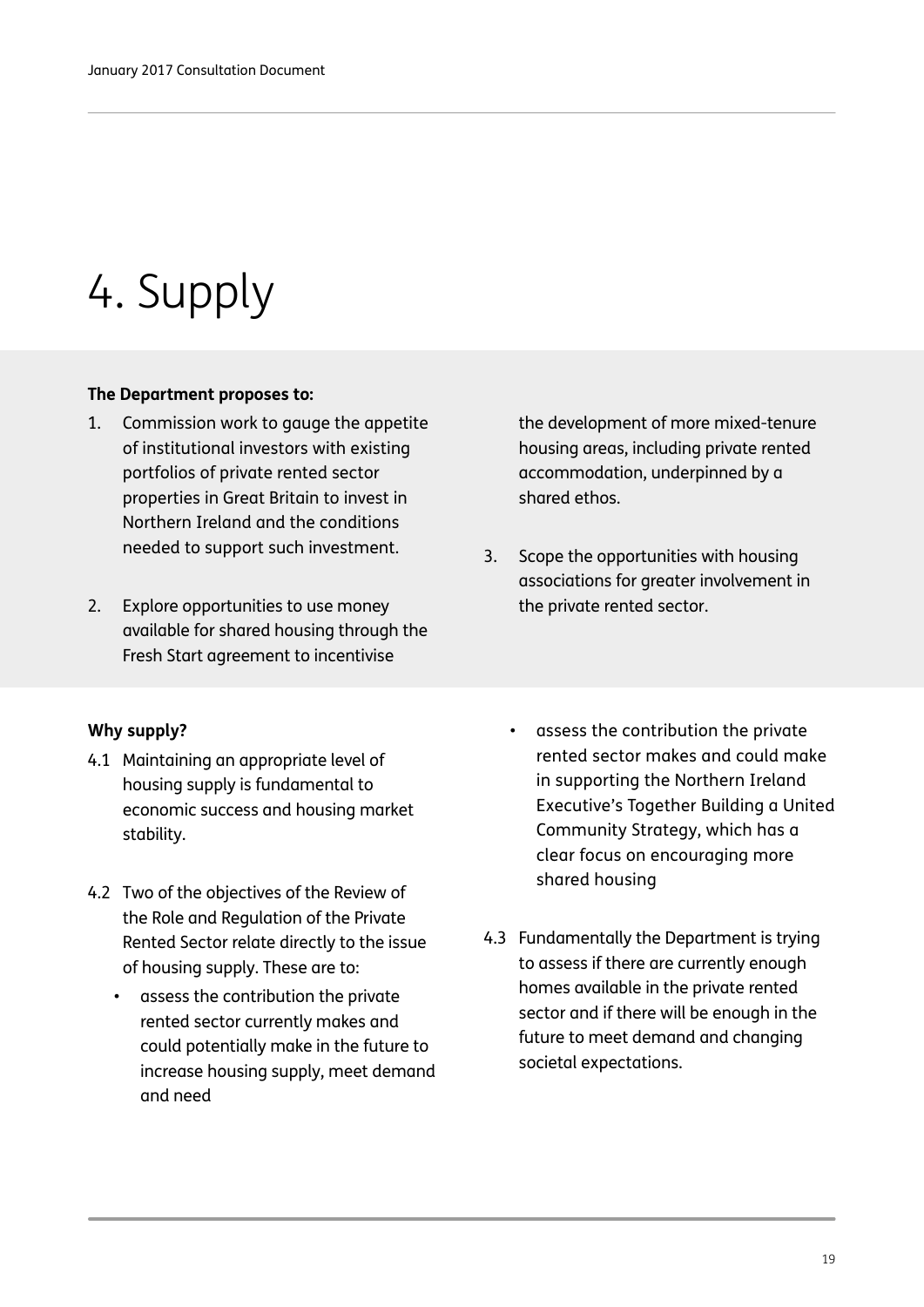# 4. Supply

**The Department proposes to:**

1. Commission work to gauge the appetite of institutional investors with existing portfolios of private rented sector properties in Great Britain to invest in Northern Ireland and the conditions needed to support such investment.

2. Explore opportunities to use money available for shared housing through the Fresh Start agreement to incentivise the development of more mixed-tenure housing areas, including private rented accommodation, underpinned by a shared ethos.

3. Scope the opportunities with housing associations for greater involvement in the private rented sector.

**Why supply?**

4.1 Maintaining an appropriate level of housing supply is fundamental to economic success and housing market stability.

4.2 Two of the objectives of the Review of the Role and Regulation of the Private Rented Sector relate directly to the issue of housing supply. These are to:

- assess the contribution the private rented sector currently makes and could potentially make in the future to increase housing supply, meet demand and need
- assess the contribution the private rented sector makes and could make in supporting the Northern Ireland Executive's Together Building a United Community Strategy, which has a clear focus on encouraging more shared housing

4.3 Fundamentally the Department is trying to assess if there are currently enough homes available in the private rented sector and if there will be enough in the future to meet demand and changing societal expectations.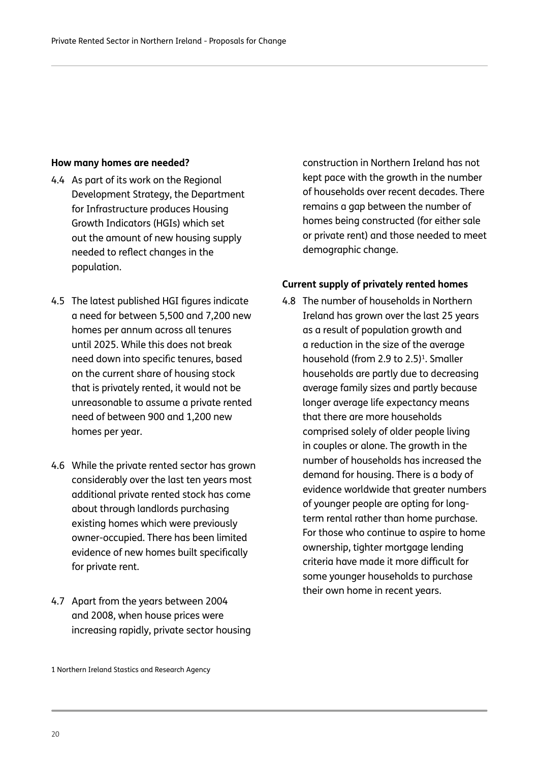**How many homes are needed?**

4.4 As part of its work on the Regional Development Strategy, the Department for Infrastructure produces Housing Growth Indicators (HGIs) which set out the amount of new housing supply needed to reflect changes in the population.

4.5 The latest published HGI figures indicate a need for between 5,500 and 7,200 new homes per annum across all tenures until 2025. While this does not break need down into specific tenures, based on the current share of housing stock that is privately rented, it would not be unreasonable to assume a private rented need of between 900 and 1,200 new homes per year.

4.6 While the private rented sector has grown considerably over the last ten years most additional private rented stock has come about through landlords purchasing existing homes which were previously owner-occupied. There has been limited evidence of new homes built specifically for private rent.

4.7 Apart from the years between 2004 and 2008, when house prices were increasing rapidly, private sector housing construction in Northern Ireland has not kept pace with the growth in the number of households over recent decades. There remains a gap between the number of homes being constructed (for either sale or private rent) and those needed to meet demographic change.

**Current supply of privately rented homes**

4.8 The number of households in Northern Ireland has grown over the last 25 years as a result of population growth and a reduction in the size of the average household (from 2.9 to 2.5)[1]. Smaller households are partly due to decreasing average family sizes and partly because longer average life expectancy means that there are more households comprised solely of older people living in couples or alone. The growth in the number of households has increased the demand for housing. There is a body of evidence worldwide that greater numbers of younger people are opting for long-term rental rather than home purchase. For those who continue to aspire to home ownership, tighter mortgage lending criteria have made it more difficult for some younger households to purchase their own home in recent years.

1 Northern Ireland Stastics and Research Agency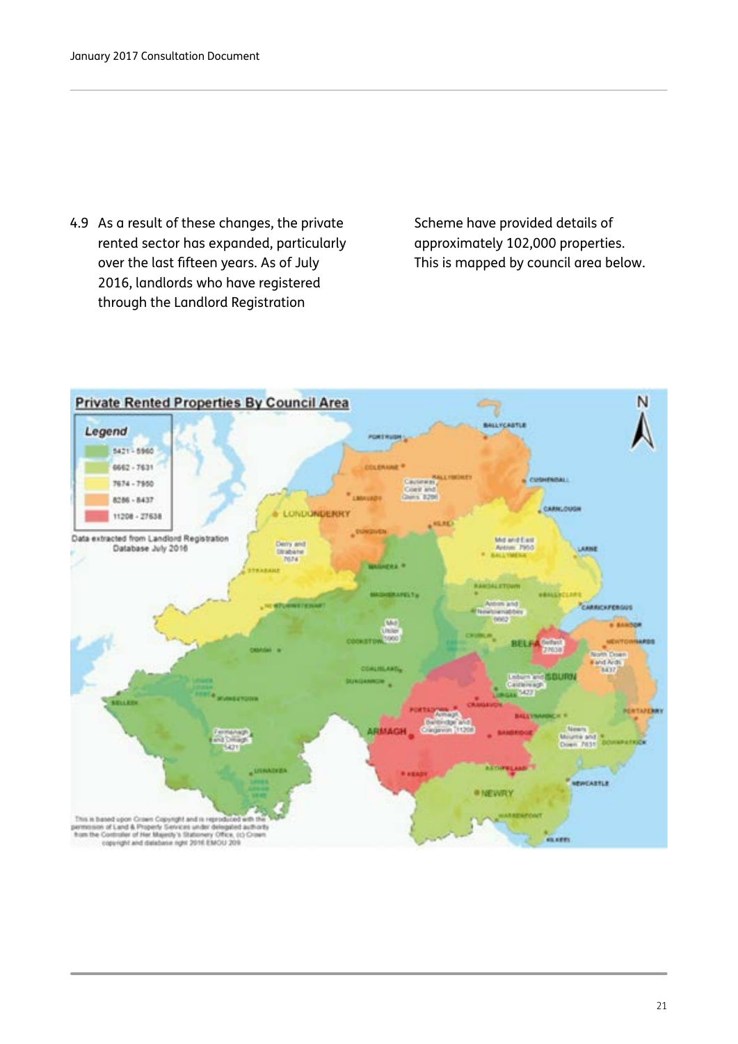4.9 As a result of these changes, the private rented sector has expanded, particularly over the last fifteen years. As of July 2016, landlords who have registered through the Landlord Registration Scheme have provided details of approximately 102,000 properties. This is mapped by council area below.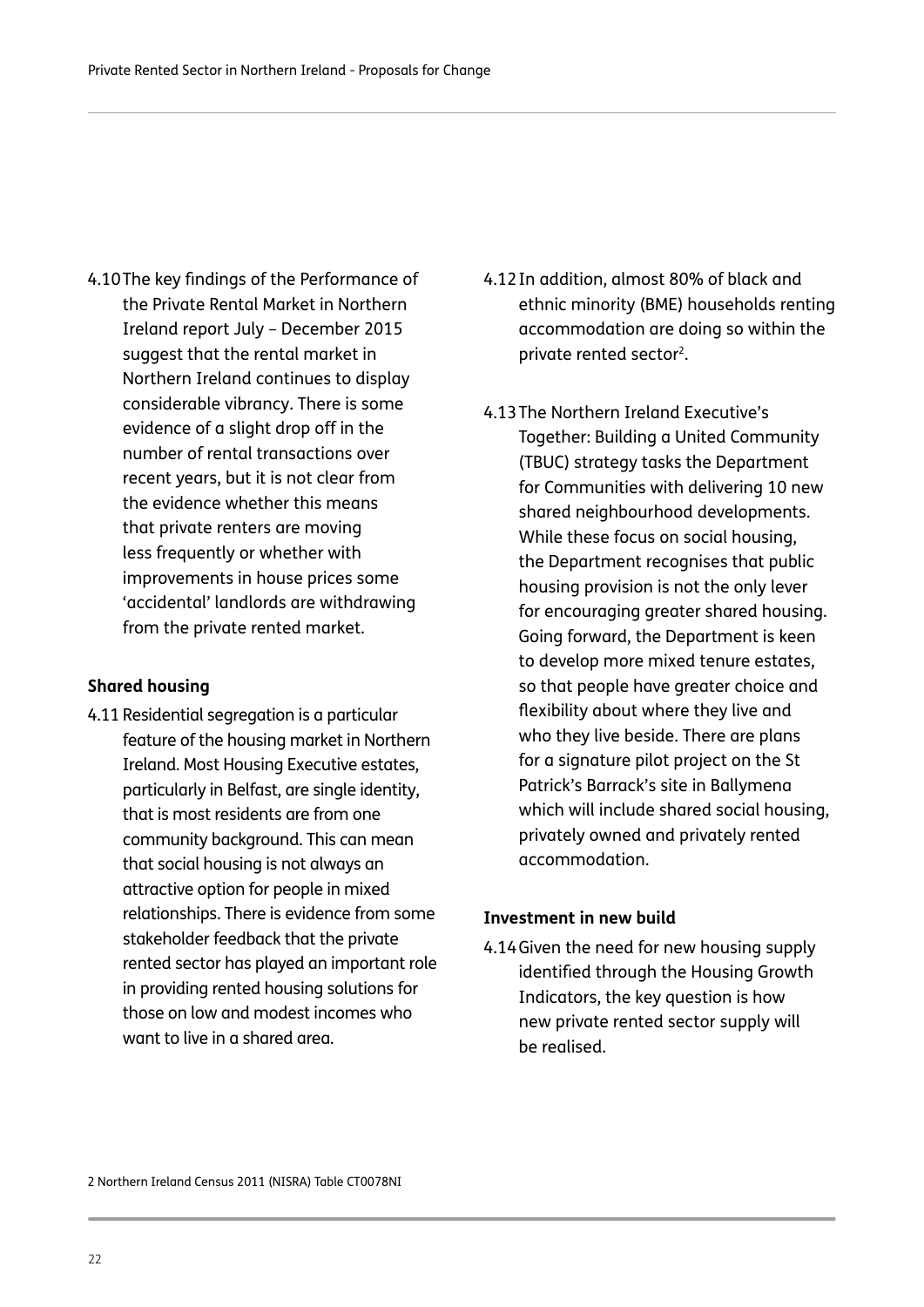4.10 The key findings of the Performance of the Private Rental Market in Northern Ireland report July – December 2015 suggest that the rental market in Northern Ireland continues to display considerable vibrancy. There is some evidence of a slight drop off in the number of rental transactions over recent years, but it is not clear from the evidence whether this means that private renters are moving less frequently or whether with improvements in house prices some 'accidental' landlords are withdrawing from the private rented market.

**Shared housing**

4.11 Residential segregation is a particular feature of the housing market in Northern Ireland. Most Housing Executive estates, particularly in Belfast, are single identity, that is most residents are from one community background. This can mean that social housing is not always an attractive option for people in mixed relationships. There is evidence from some stakeholder feedback that the private rented sector has played an important role in providing rented housing solutions for those on low and modest incomes who want to live in a shared area.

4.12 In addition, almost 80% of black and ethnic minority (BME) households renting accommodation are doing so within the private rented sector[2].

4.13 The Northern Ireland Executive's Together: Building a United Community (TBUC) strategy tasks the Department for Communities with delivering 10 new shared neighbourhood developments. While these focus on social housing, the Department recognises that public housing provision is not the only lever for encouraging greater shared housing. Going forward, the Department is keen to develop more mixed tenure estates, so that people have greater choice and flexibility about where they live and who they live beside. There are plans for a signature pilot project on the St Patrick's Barrack's site in Ballymena which will include shared social housing, privately owned and privately rented accommodation.

**Investment in new build**

4.14 Given the need for new housing supply identified through the Housing Growth Indicators, the key question is how new private rented sector supply will be realised.

2 Northern Ireland Census 2011 (NISRA) Table CT0078NI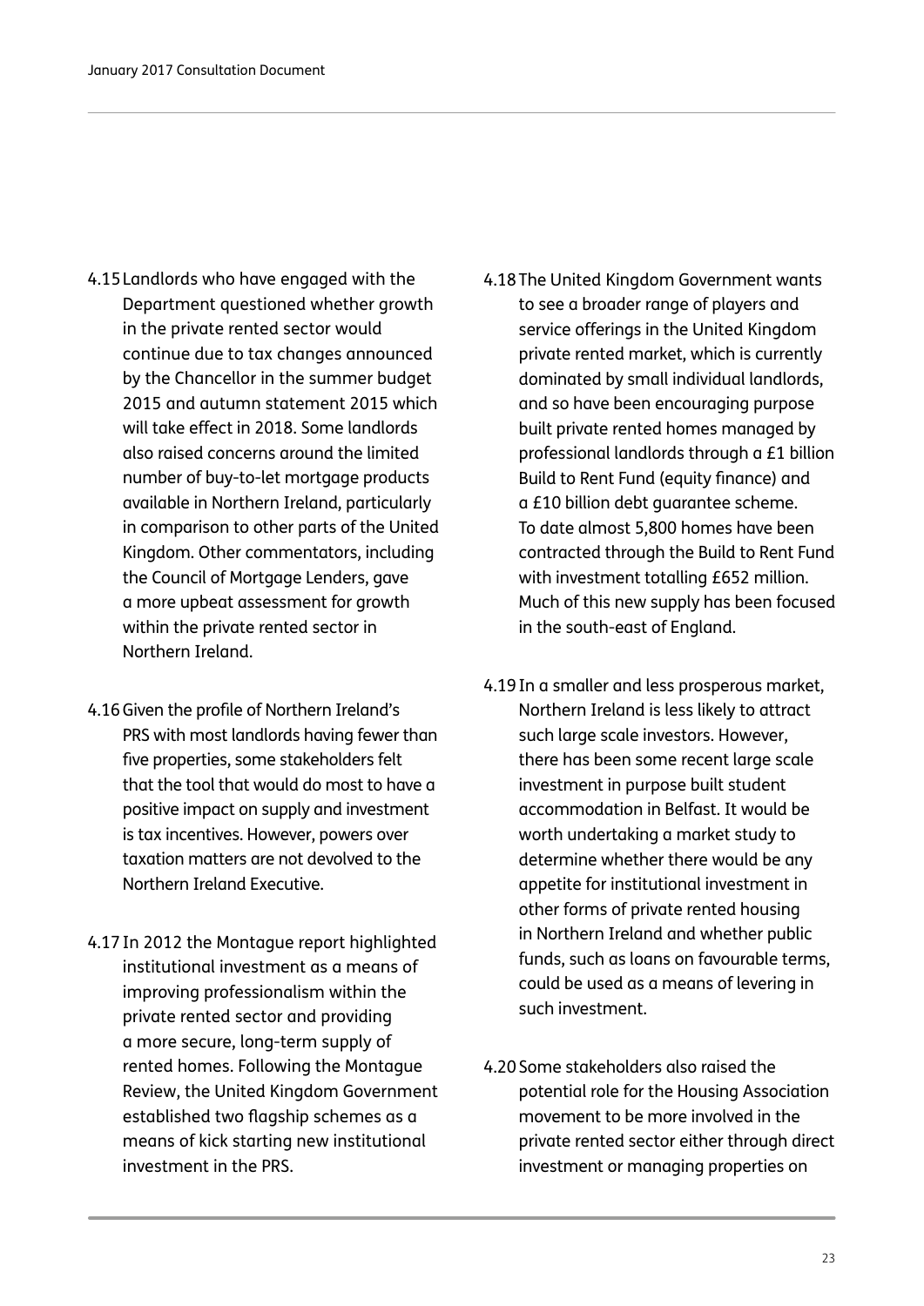4.15 Landlords who have engaged with the Department questioned whether growth in the private rented sector would continue due to tax changes announced by the Chancellor in the summer budget 2015 and autumn statement 2015 which will take effect in 2018. Some landlords also raised concerns around the limited number of buy-to-let mortgage products available in Northern Ireland, particularly in comparison to other parts of the United Kingdom. Other commentators, including the Council of Mortgage Lenders, gave a more upbeat assessment for growth within the private rented sector in Northern Ireland.

4.16 Given the profile of Northern Ireland's PRS with most landlords having fewer than five properties, some stakeholders felt that the tool that would do most to have a positive impact on supply and investment is tax incentives. However, powers over taxation matters are not devolved to the Northern Ireland Executive.

4.17 In 2012 the Montague report highlighted institutional investment as a means of improving professionalism within the private rented sector and providing a more secure, long-term supply of rented homes. Following the Montague Review, the United Kingdom Government established two flagship schemes as a means of kick starting new institutional investment in the PRS.

4.18 The United Kingdom Government wants to see a broader range of players and service offerings in the United Kingdom private rented market, which is currently dominated by small individual landlords, and so have been encouraging purpose built private rented homes managed by professional landlords through a £1 billion Build to Rent Fund (equity finance) and a £10 billion debt guarantee scheme. To date almost 5,800 homes have been contracted through the Build to Rent Fund with investment totalling £652 million. Much of this new supply has been focused in the south-east of England.

4.19 In a smaller and less prosperous market, Northern Ireland is less likely to attract such large scale investors. However, there has been some recent large scale investment in purpose built student accommodation in Belfast. It would be worth undertaking a market study to determine whether there would be any appetite for institutional investment in other forms of private rented housing in Northern Ireland and whether public funds, such as loans on favourable terms, could be used as a means of levering in such investment.

4.20 Some stakeholders also raised the potential role for the Housing Association movement to be more involved in the private rented sector either through direct investment or managing properties on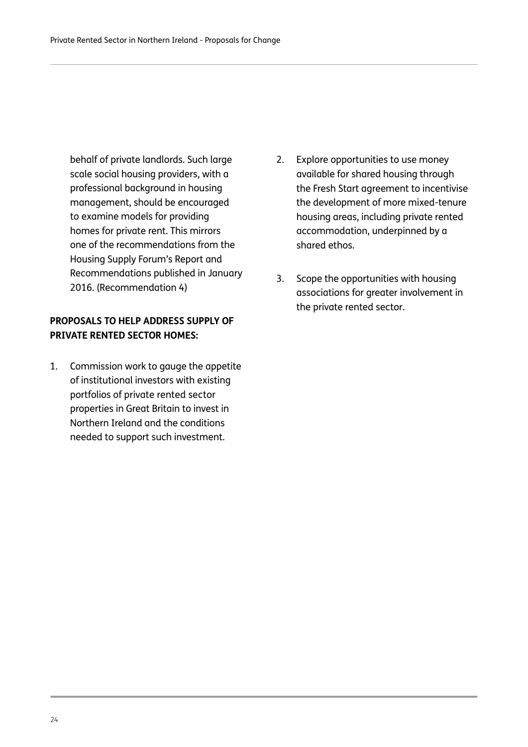behalf of private landlords. Such large scale social housing providers, with a professional background in housing management, should be encouraged to examine models for providing homes for private rent. This mirrors one of the recommendations from the Housing Supply Forum's Report and Recommendations published in January 2016. (Recommendation 4)

**PROPOSALS TO HELP ADDRESS SUPPLY OF PRIVATE RENTED SECTOR HOMES:**

1. Commission work to gauge the appetite of institutional investors with existing portfolios of private rented sector properties in Great Britain to invest in Northern Ireland and the conditions needed to support such investment.

2. Explore opportunities to use money available for shared housing through the Fresh Start agreement to incentivise the development of more mixed-tenure housing areas, including private rented accommodation, underpinned by a shared ethos.

3. Scope the opportunities with housing associations for greater involvement in the private rented sector.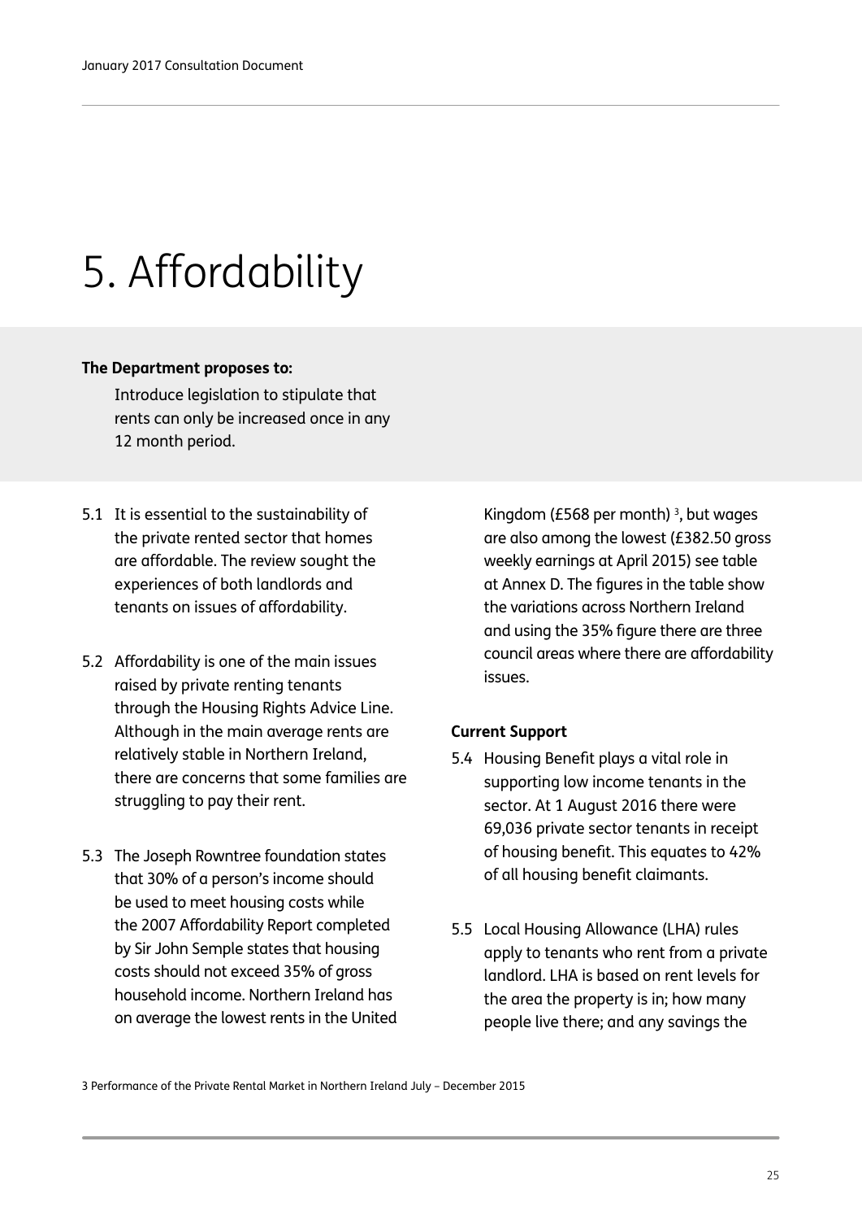# 5. Affordability

**The Department proposes to:**

Introduce legislation to stipulate that rents can only be increased once in any 12 month period.

5.1 It is essential to the sustainability of the private rented sector that homes are affordable. The review sought the experiences of both landlords and tenants on issues of affordability.

5.2 Affordability is one of the main issues raised by private renting tenants through the Housing Rights Advice Line. Although in the main average rents are relatively stable in Northern Ireland, there are concerns that some families are struggling to pay their rent.

5.3 The Joseph Rowntree foundation states that 30% of a person's income should be used to meet housing costs while the 2007 Affordability Report completed by Sir John Semple states that housing costs should not exceed 35% of gross household income. Northern Ireland has on average the lowest rents in the United Kingdom (£568 per month) [3], but wages are also among the lowest (£382.50 gross weekly earnings at April 2015) see table at Annex D. The figures in the table show the variations across Northern Ireland and using the 35% figure there are three council areas where there are affordability issues.

### Current Support

5.4 Housing Benefit plays a vital role in supporting low income tenants in the sector. At 1 August 2016 there were 69,036 private sector tenants in receipt of housing benefit. This equates to 42% of all housing benefit claimants.

5.5 Local Housing Allowance (LHA) rules apply to tenants who rent from a private landlord. LHA is based on rent levels for the area the property is in; how many people live there; and any savings the

3 Performance of the Private Rental Market in Northern Ireland July – December 2015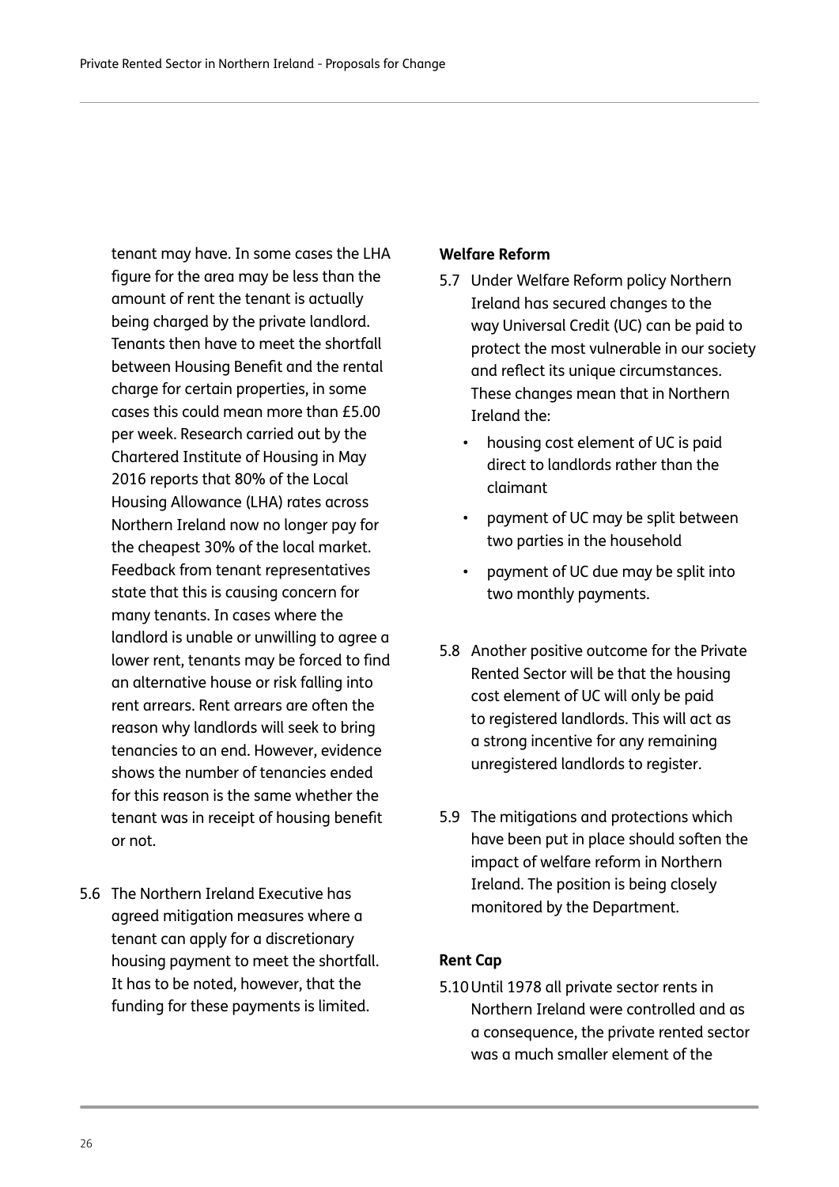tenant may have. In some cases the LHA figure for the area may be less than the amount of rent the tenant is actually being charged by the private landlord. Tenants then have to meet the shortfall between Housing Benefit and the rental charge for certain properties, in some cases this could mean more than £5.00 per week. Research carried out by the Chartered Institute of Housing in May 2016 reports that 80% of the Local Housing Allowance (LHA) rates across Northern Ireland now no longer pay for the cheapest 30% of the local market. Feedback from tenant representatives state that this is causing concern for many tenants. In cases where the landlord is unable or unwilling to agree a lower rent, tenants may be forced to find an alternative house or risk falling into rent arrears. Rent arrears are often the reason why landlords will seek to bring tenancies to an end. However, evidence shows the number of tenancies ended for this reason is the same whether the tenant was in receipt of housing benefit or not.

5.6 The Northern Ireland Executive has agreed mitigation measures where a tenant can apply for a discretionary housing payment to meet the shortfall. It has to be noted, however, that the funding for these payments is limited.

**Welfare Reform**

5.7 Under Welfare Reform policy Northern Ireland has secured changes to the way Universal Credit (UC) can be paid to protect the most vulnerable in our society and reflect its unique circumstances. These changes mean that in Northern Ireland the:

- housing cost element of UC is paid direct to landlords rather than the claimant
- payment of UC may be split between two parties in the household
- payment of UC due may be split into two monthly payments.

5.8 Another positive outcome for the Private Rented Sector will be that the housing cost element of UC will only be paid to registered landlords. This will act as a strong incentive for any remaining unregistered landlords to register.

5.9 The mitigations and protections which have been put in place should soften the impact of welfare reform in Northern Ireland. The position is being closely monitored by the Department.

**Rent Cap**

5.10 Until 1978 all private sector rents in Northern Ireland were controlled and as a consequence, the private rented sector was a much smaller element of the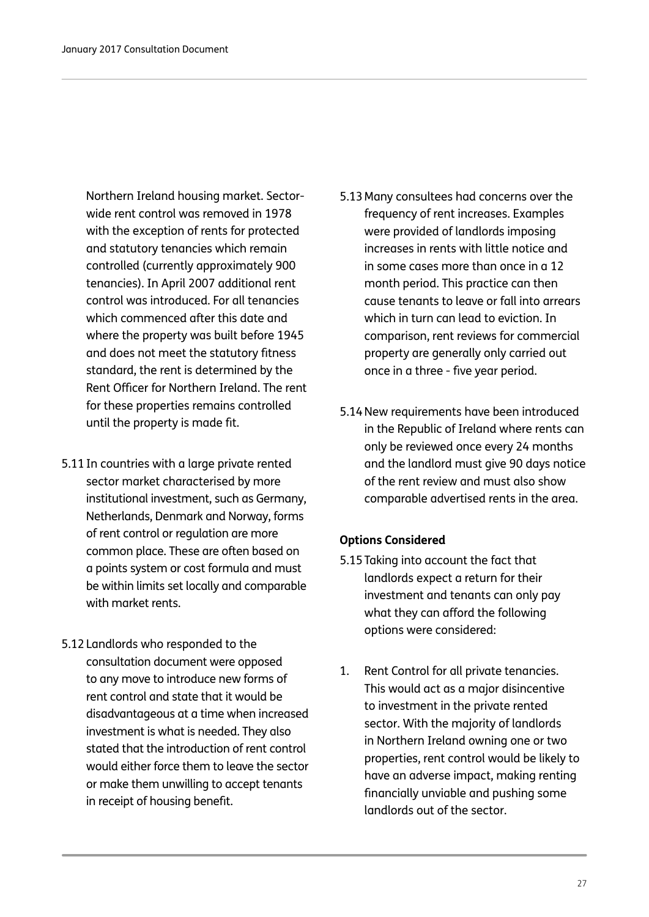Northern Ireland housing market. Sector-wide rent control was removed in 1978 with the exception of rents for protected and statutory tenancies which remain controlled (currently approximately 900 tenancies). In April 2007 additional rent control was introduced. For all tenancies which commenced after this date and where the property was built before 1945 and does not meet the statutory fitness standard, the rent is determined by the Rent Officer for Northern Ireland. The rent for these properties remains controlled until the property is made fit.

5.11 In countries with a large private rented sector market characterised by more institutional investment, such as Germany, Netherlands, Denmark and Norway, forms of rent control or regulation are more common place. These are often based on a points system or cost formula and must be within limits set locally and comparable with market rents.

5.12 Landlords who responded to the consultation document were opposed to any move to introduce new forms of rent control and state that it would be disadvantageous at a time when increased investment is what is needed. They also stated that the introduction of rent control would either force them to leave the sector or make them unwilling to accept tenants in receipt of housing benefit.

5.13 Many consultees had concerns over the frequency of rent increases. Examples were provided of landlords imposing increases in rents with little notice and in some cases more than once in a 12 month period. This practice can then cause tenants to leave or fall into arrears which in turn can lead to eviction. In comparison, rent reviews for commercial property are generally only carried out once in a three - five year period.

5.14 New requirements have been introduced in the Republic of Ireland where rents can only be reviewed once every 24 months and the landlord must give 90 days notice of the rent review and must also show comparable advertised rents in the area.

**Options Considered**

5.15 Taking into account the fact that landlords expect a return for their investment and tenants can only pay what they can afford the following options were considered:

1. Rent Control for all private tenancies. This would act as a major disincentive to investment in the private rented sector. With the majority of landlords in Northern Ireland owning one or two properties, rent control would be likely to have an adverse impact, making renting financially unviable and pushing some landlords out of the sector.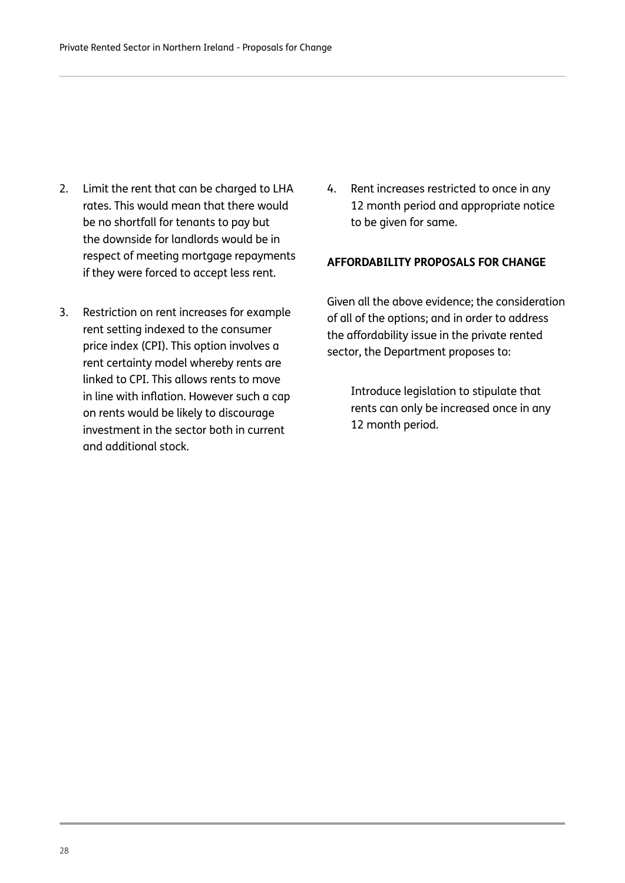2. Limit the rent that can be charged to LHA rates. This would mean that there would be no shortfall for tenants to pay but the downside for landlords would be in respect of meeting mortgage repayments if they were forced to accept less rent.

3. Restriction on rent increases for example rent setting indexed to the consumer price index (CPI). This option involves a rent certainty model whereby rents are linked to CPI. This allows rents to move in line with inflation. However such a cap on rents would be likely to discourage investment in the sector both in current and additional stock.

4. Rent increases restricted to once in any 12 month period and appropriate notice to be given for same.

**AFFORDABILITY PROPOSALS FOR CHANGE**

Given all the above evidence; the consideration of all of the options; and in order to address the affordability issue in the private rented sector, the Department proposes to:

> Introduce legislation to stipulate that rents can only be increased once in any 12 month period.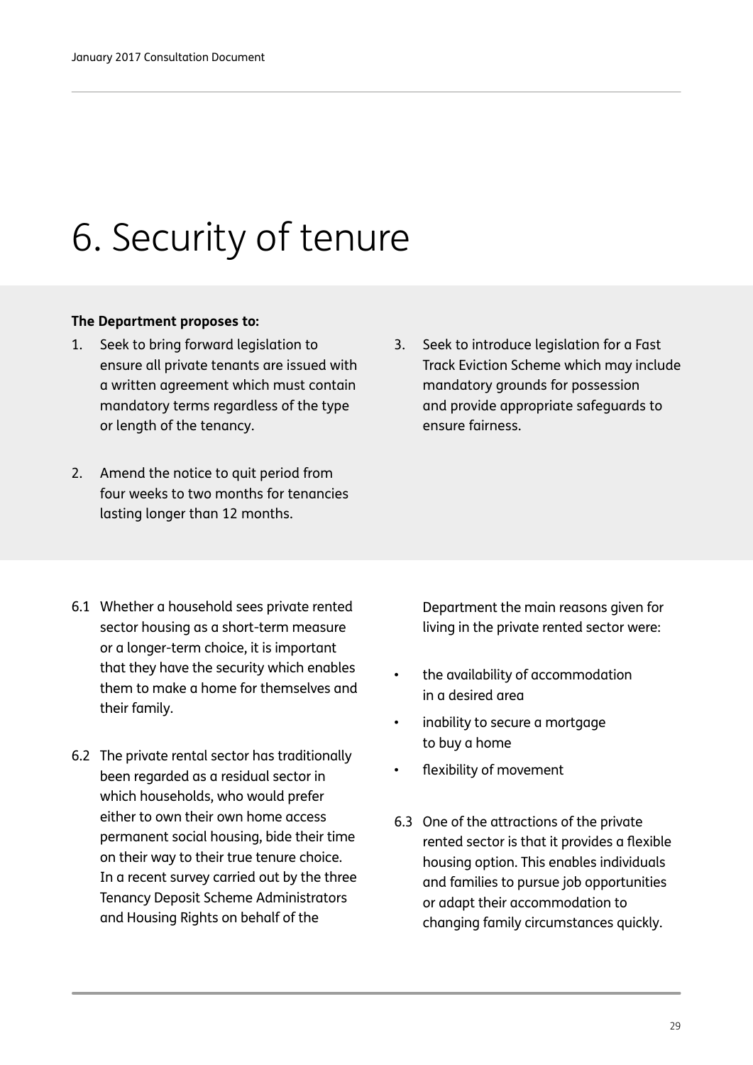# 6. Security of tenure

**The Department proposes to:**

1. Seek to bring forward legislation to ensure all private tenants are issued with a written agreement which must contain mandatory terms regardless of the type or length of the tenancy.
2. Amend the notice to quit period from four weeks to two months for tenancies lasting longer than 12 months.
3. Seek to introduce legislation for a Fast Track Eviction Scheme which may include mandatory grounds for possession and provide appropriate safeguards to ensure fairness.

6.1 Whether a household sees private rented sector housing as a short-term measure or a longer-term choice, it is important that they have the security which enables them to make a home for themselves and their family.

6.2 The private rental sector has traditionally been regarded as a residual sector in which households, who would prefer either to own their own home access permanent social housing, bide their time on their way to their true tenure choice. In a recent survey carried out by the three Tenancy Deposit Scheme Administrators and Housing Rights on behalf of the Department the main reasons given for living in the private rented sector were:

- the availability of accommodation in a desired area
- inability to secure a mortgage to buy a home
- flexibility of movement

6.3 One of the attractions of the private rented sector is that it provides a flexible housing option. This enables individuals and families to pursue job opportunities or adapt their accommodation to changing family circumstances quickly.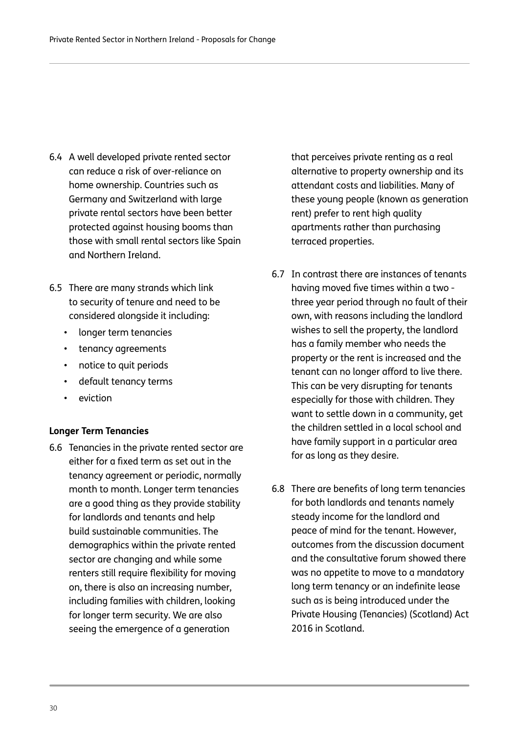6.4 A well developed private rented sector can reduce a risk of over-reliance on home ownership. Countries such as Germany and Switzerland with large private rental sectors have been better protected against housing booms than those with small rental sectors like Spain and Northern Ireland.

6.5 There are many strands which link to security of tenure and need to be considered alongside it including:

- longer term tenancies
- tenancy agreements
- notice to quit periods
- default tenancy terms
- eviction

**Longer Term Tenancies**

6.6 Tenancies in the private rented sector are either for a fixed term as set out in the tenancy agreement or periodic, normally month to month. Longer term tenancies are a good thing as they provide stability for landlords and tenants and help build sustainable communities. The demographics within the private rented sector are changing and while some renters still require flexibility for moving on, there is also an increasing number, including families with children, looking for longer term security. We are also seeing the emergence of a generation that perceives private renting as a real alternative to property ownership and its attendant costs and liabilities. Many of these young people (known as generation rent) prefer to rent high quality apartments rather than purchasing terraced properties.

6.7 In contrast there are instances of tenants having moved five times within a two - three year period through no fault of their own, with reasons including the landlord wishes to sell the property, the landlord has a family member who needs the property or the rent is increased and the tenant can no longer afford to live there. This can be very disrupting for tenants especially for those with children. They want to settle down in a community, get the children settled in a local school and have family support in a particular area for as long as they desire.

6.8 There are benefits of long term tenancies for both landlords and tenants namely steady income for the landlord and peace of mind for the tenant. However, outcomes from the discussion document and the consultative forum showed there was no appetite to move to a mandatory long term tenancy or an indefinite lease such as is being introduced under the Private Housing (Tenancies) (Scotland) Act 2016 in Scotland.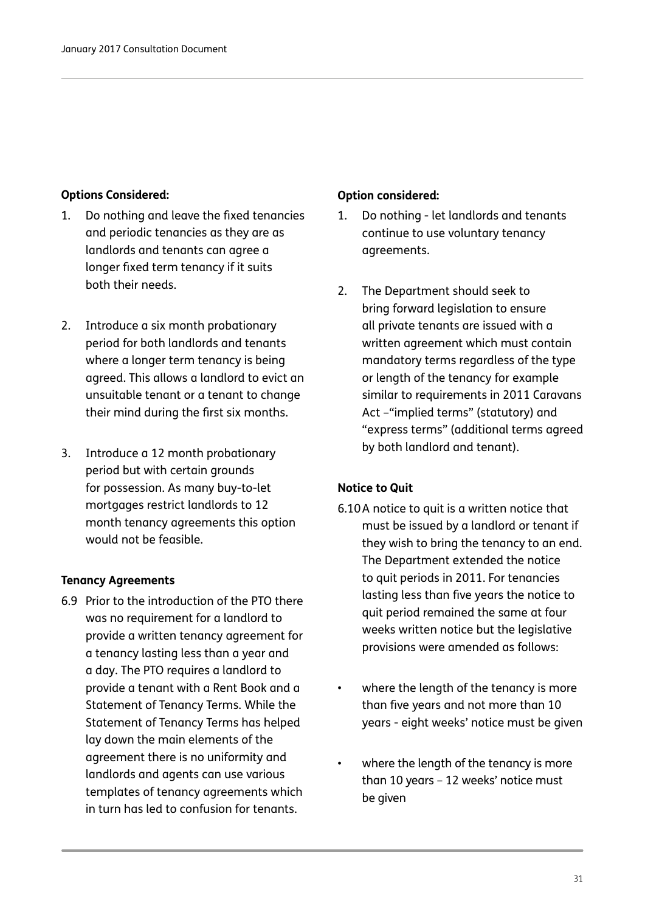**Options Considered:**

1. Do nothing and leave the fixed tenancies and periodic tenancies as they are as landlords and tenants can agree a longer fixed term tenancy if it suits both their needs.

2. Introduce a six month probationary period for both landlords and tenants where a longer term tenancy is being agreed. This allows a landlord to evict an unsuitable tenant or a tenant to change their mind during the first six months.

3. Introduce a 12 month probationary period but with certain grounds for possession. As many buy-to-let mortgages restrict landlords to 12 month tenancy agreements this option would not be feasible.

**Tenancy Agreements**

6.9 Prior to the introduction of the PTO there was no requirement for a landlord to provide a written tenancy agreement for a tenancy lasting less than a year and a day. The PTO requires a landlord to provide a tenant with a Rent Book and a Statement of Tenancy Terms. While the Statement of Tenancy Terms has helped lay down the main elements of the agreement there is no uniformity and landlords and agents can use various templates of tenancy agreements which in turn has led to confusion for tenants.

**Option considered:**

1. Do nothing - let landlords and tenants continue to use voluntary tenancy agreements.

2. The Department should seek to bring forward legislation to ensure all private tenants are issued with a written agreement which must contain mandatory terms regardless of the type or length of the tenancy for example similar to requirements in 2011 Caravans Act –"implied terms" (statutory) and "express terms" (additional terms agreed by both landlord and tenant).

**Notice to Quit**

6.10 A notice to quit is a written notice that must be issued by a landlord or tenant if they wish to bring the tenancy to an end. The Department extended the notice to quit periods in 2011. For tenancies lasting less than five years the notice to quit period remained the same at four weeks written notice but the legislative provisions were amended as follows:

- where the length of the tenancy is more than five years and not more than 10 years - eight weeks' notice must be given

- where the length of the tenancy is more than 10 years – 12 weeks' notice must be given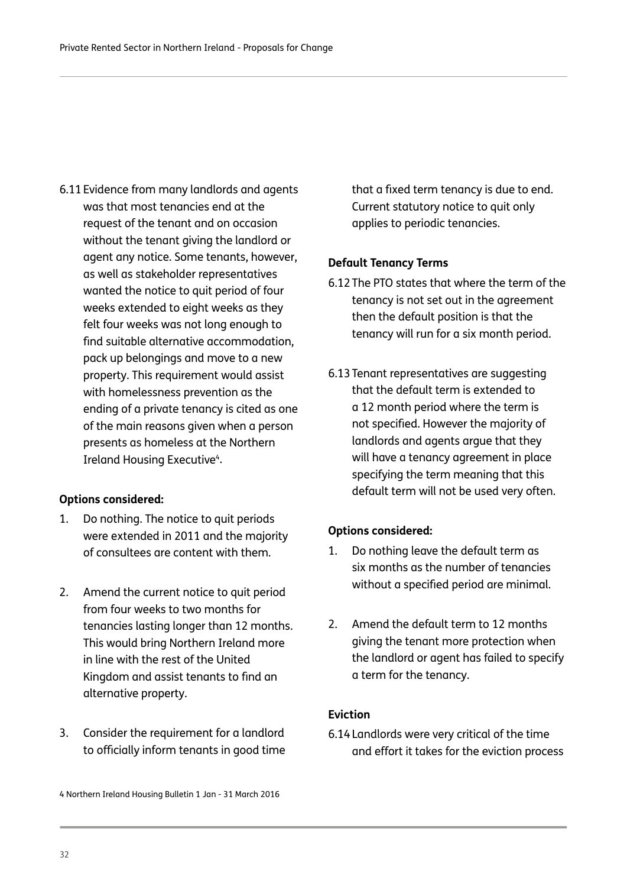6.11 Evidence from many landlords and agents was that most tenancies end at the request of the tenant and on occasion without the tenant giving the landlord or agent any notice. Some tenants, however, as well as stakeholder representatives wanted the notice to quit period of four weeks extended to eight weeks as they felt four weeks was not long enough to find suitable alternative accommodation, pack up belongings and move to a new property. This requirement would assist with homelessness prevention as the ending of a private tenancy is cited as one of the main reasons given when a person presents as homeless at the Northern Ireland Housing Executive[4].

**Options considered:**

1. Do nothing. The notice to quit periods were extended in 2011 and the majority of consultees are content with them.

2. Amend the current notice to quit period from four weeks to two months for tenancies lasting longer than 12 months. This would bring Northern Ireland more in line with the rest of the United Kingdom and assist tenants to find an alternative property.

3. Consider the requirement for a landlord to officially inform tenants in good time that a fixed term tenancy is due to end. Current statutory notice to quit only applies to periodic tenancies.

**Default Tenancy Terms**

6.12 The PTO states that where the term of the tenancy is not set out in the agreement then the default position is that the tenancy will run for a six month period.

6.13 Tenant representatives are suggesting that the default term is extended to a 12 month period where the term is not specified. However the majority of landlords and agents argue that they will have a tenancy agreement in place specifying the term meaning that this default term will not be used very often.

**Options considered:**

1. Do nothing leave the default term as six months as the number of tenancies without a specified period are minimal.

2. Amend the default term to 12 months giving the tenant more protection when the landlord or agent has failed to specify a term for the tenancy.

**Eviction**

6.14 Landlords were very critical of the time and effort it takes for the eviction process

4 Northern Ireland Housing Bulletin 1 Jan - 31 March 2016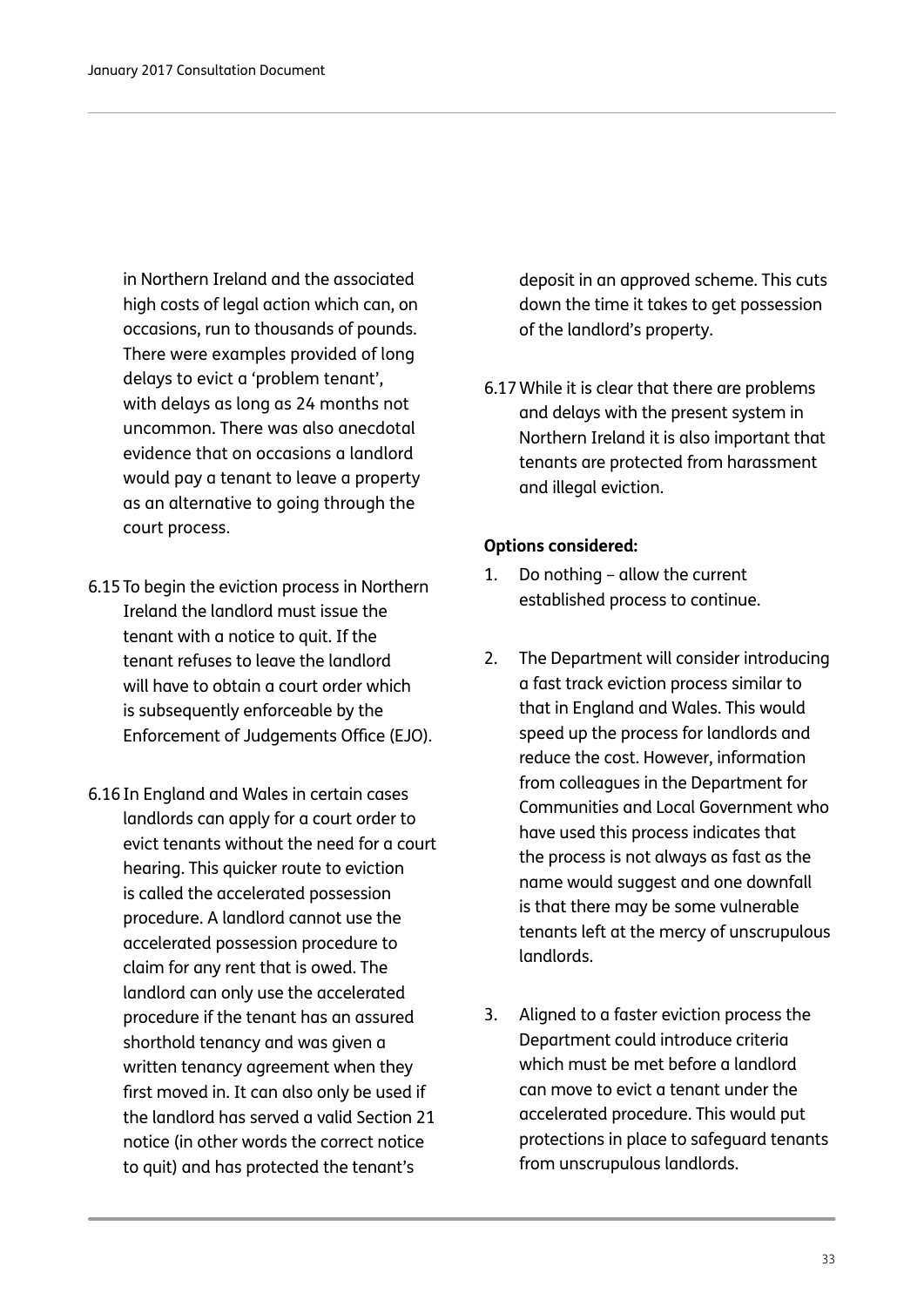in Northern Ireland and the associated high costs of legal action which can, on occasions, run to thousands of pounds. There were examples provided of long delays to evict a 'problem tenant', with delays as long as 24 months not uncommon. There was also anecdotal evidence that on occasions a landlord would pay a tenant to leave a property as an alternative to going through the court process.

6.15 To begin the eviction process in Northern Ireland the landlord must issue the tenant with a notice to quit. If the tenant refuses to leave the landlord will have to obtain a court order which is subsequently enforceable by the Enforcement of Judgements Office (EJO).

6.16 In England and Wales in certain cases landlords can apply for a court order to evict tenants without the need for a court hearing. This quicker route to eviction is called the accelerated possession procedure. A landlord cannot use the accelerated possession procedure to claim for any rent that is owed. The landlord can only use the accelerated procedure if the tenant has an assured shorthold tenancy and was given a written tenancy agreement when they first moved in. It can also only be used if the landlord has served a valid Section 21 notice (in other words the correct notice to quit) and has protected the tenant's deposit in an approved scheme. This cuts down the time it takes to get possession of the landlord's property.

6.17 While it is clear that there are problems and delays with the present system in Northern Ireland it is also important that tenants are protected from harassment and illegal eviction.

**Options considered:**

1. Do nothing – allow the current established process to continue.

2. The Department will consider introducing a fast track eviction process similar to that in England and Wales. This would speed up the process for landlords and reduce the cost. However, information from colleagues in the Department for Communities and Local Government who have used this process indicates that the process is not always as fast as the name would suggest and one downfall is that there may be some vulnerable tenants left at the mercy of unscrupulous landlords.

3. Aligned to a faster eviction process the Department could introduce criteria which must be met before a landlord can move to evict a tenant under the accelerated procedure. This would put protections in place to safeguard tenants from unscrupulous landlords.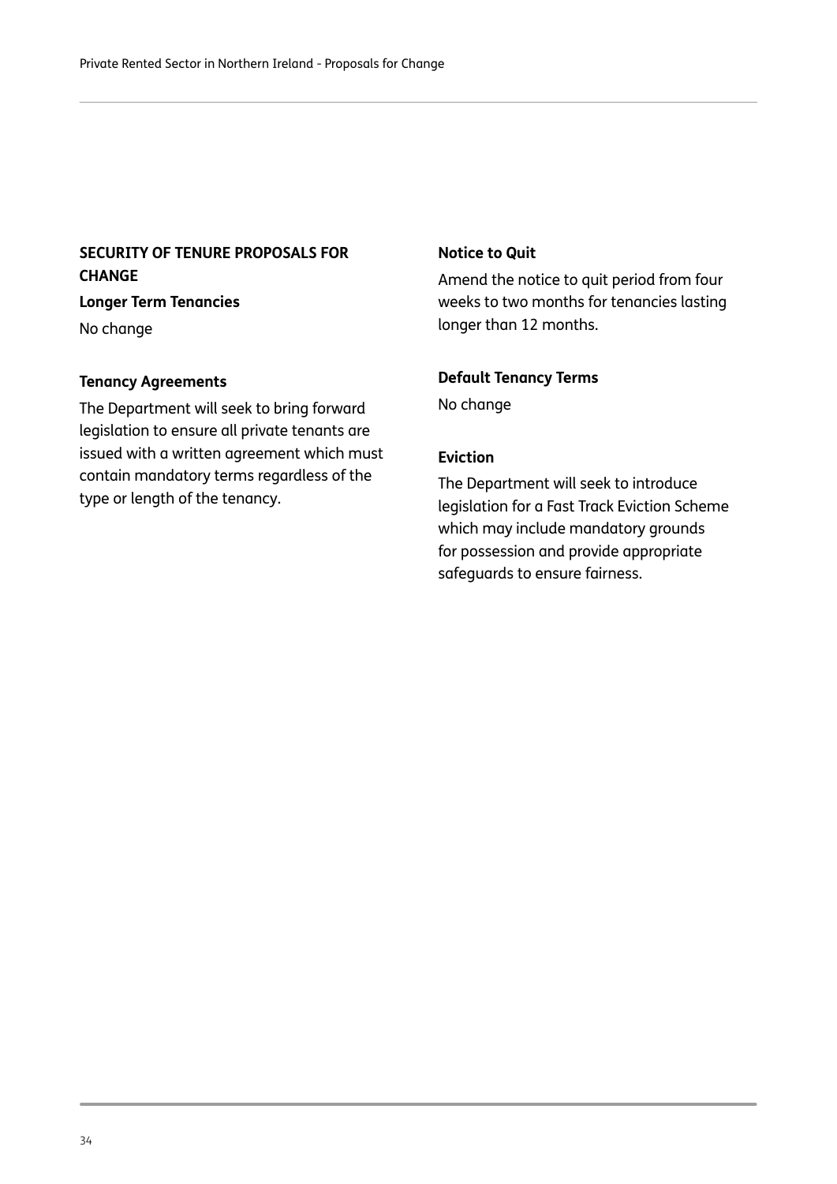## SECURITY OF TENURE PROPOSALS FOR CHANGE

**Longer Term Tenancies**

No change

**Tenancy Agreements**

The Department will seek to bring forward legislation to ensure all private tenants are issued with a written agreement which must contain mandatory terms regardless of the type or length of the tenancy.

**Notice to Quit**

Amend the notice to quit period from four weeks to two months for tenancies lasting longer than 12 months.

**Default Tenancy Terms**

No change

**Eviction**

The Department will seek to introduce legislation for a Fast Track Eviction Scheme which may include mandatory grounds for possession and provide appropriate safeguards to ensure fairness.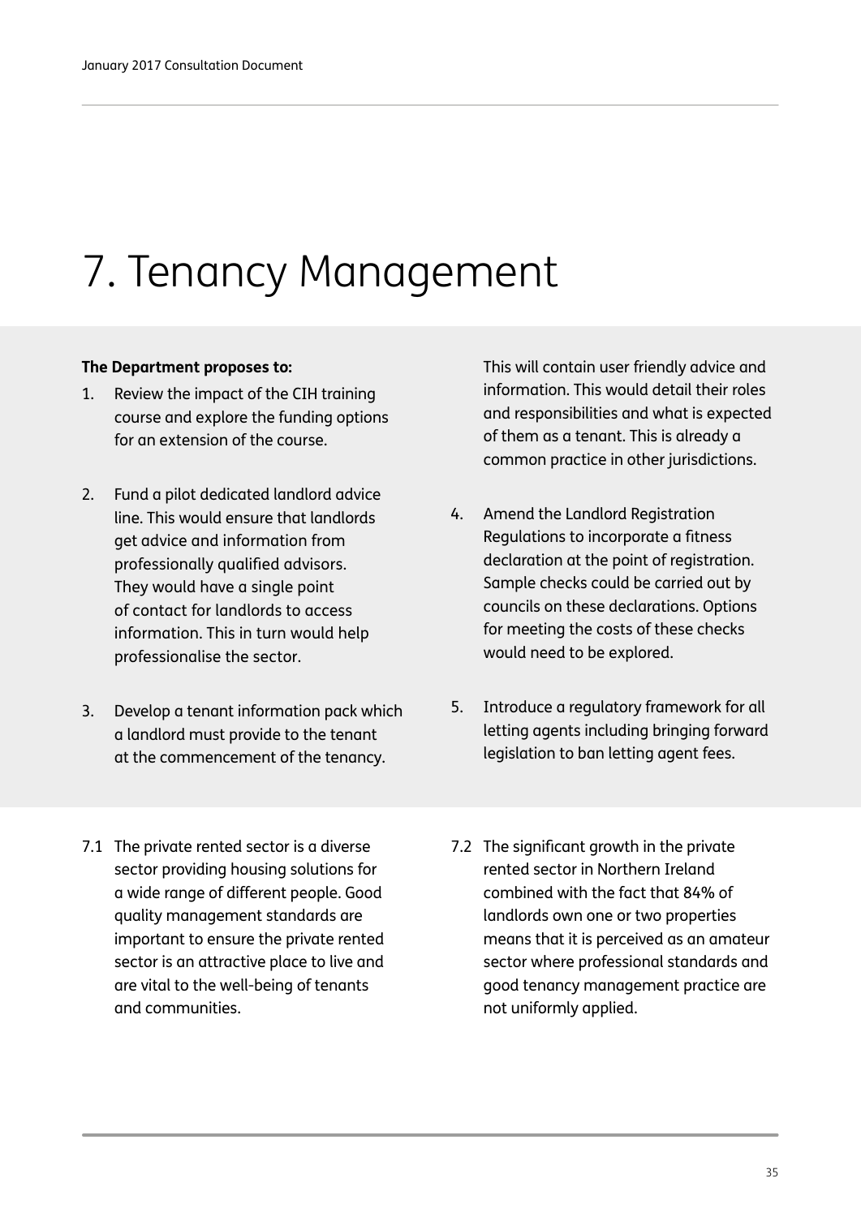# 7. Tenancy Management

**The Department proposes to:**

1. Review the impact of the CIH training course and explore the funding options for an extension of the course.

2. Fund a pilot dedicated landlord advice line. This would ensure that landlords get advice and information from professionally qualified advisors. They would have a single point of contact for landlords to access information. This in turn would help professionalise the sector.

3. Develop a tenant information pack which a landlord must provide to the tenant at the commencement of the tenancy. This will contain user friendly advice and information. This would detail their roles and responsibilities and what is expected of them as a tenant. This is already a common practice in other jurisdictions.

4. Amend the Landlord Registration Regulations to incorporate a fitness declaration at the point of registration. Sample checks could be carried out by councils on these declarations. Options for meeting the costs of these checks would need to be explored.

5. Introduce a regulatory framework for all letting agents including bringing forward legislation to ban letting agent fees.

7.1 The private rented sector is a diverse sector providing housing solutions for a wide range of different people. Good quality management standards are important to ensure the private rented sector is an attractive place to live and are vital to the well-being of tenants and communities.

7.2 The significant growth in the private rented sector in Northern Ireland combined with the fact that 84% of landlords own one or two properties means that it is perceived as an amateur sector where professional standards and good tenancy management practice are not uniformly applied.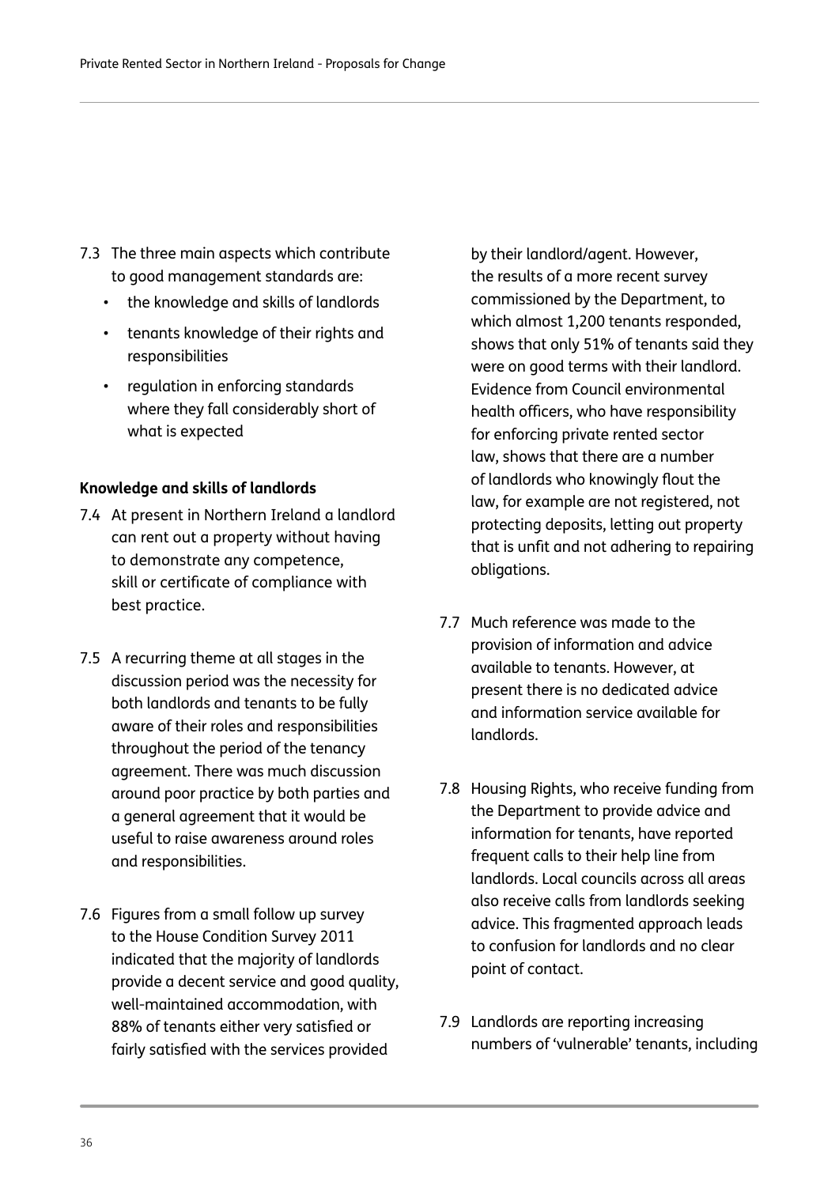7.3 The three main aspects which contribute to good management standards are:

- the knowledge and skills of landlords
- tenants knowledge of their rights and responsibilities
- regulation in enforcing standards where they fall considerably short of what is expected

**Knowledge and skills of landlords**

7.4 At present in Northern Ireland a landlord can rent out a property without having to demonstrate any competence, skill or certificate of compliance with best practice.

7.5 A recurring theme at all stages in the discussion period was the necessity for both landlords and tenants to be fully aware of their roles and responsibilities throughout the period of the tenancy agreement. There was much discussion around poor practice by both parties and a general agreement that it would be useful to raise awareness around roles and responsibilities.

7.6 Figures from a small follow up survey to the House Condition Survey 2011 indicated that the majority of landlords provide a decent service and good quality, well-maintained accommodation, with 88% of tenants either very satisfied or fairly satisfied with the services provided by their landlord/agent. However, the results of a more recent survey commissioned by the Department, to which almost 1,200 tenants responded, shows that only 51% of tenants said they were on good terms with their landlord. Evidence from Council environmental health officers, who have responsibility for enforcing private rented sector law, shows that there are a number of landlords who knowingly flout the law, for example are not registered, not protecting deposits, letting out property that is unfit and not adhering to repairing obligations.

7.7 Much reference was made to the provision of information and advice available to tenants. However, at present there is no dedicated advice and information service available for landlords.

7.8 Housing Rights, who receive funding from the Department to provide advice and information for tenants, have reported frequent calls to their help line from landlords. Local councils across all areas also receive calls from landlords seeking advice. This fragmented approach leads to confusion for landlords and no clear point of contact.

7.9 Landlords are reporting increasing numbers of 'vulnerable' tenants, including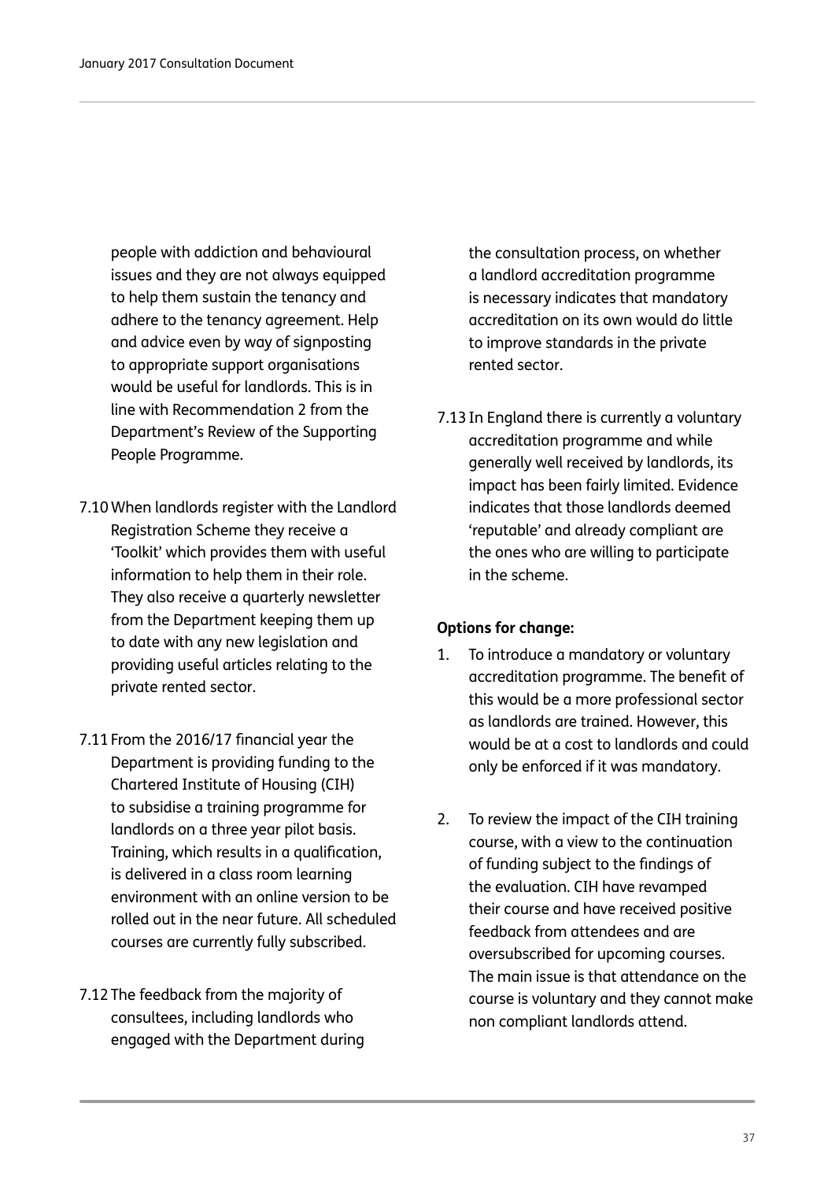people with addiction and behavioural issues and they are not always equipped to help them sustain the tenancy and adhere to the tenancy agreement. Help and advice even by way of signposting to appropriate support organisations would be useful for landlords. This is in line with Recommendation 2 from the Department's Review of the Supporting People Programme.

7.10 When landlords register with the Landlord Registration Scheme they receive a 'Toolkit' which provides them with useful information to help them in their role. They also receive a quarterly newsletter from the Department keeping them up to date with any new legislation and providing useful articles relating to the private rented sector.

7.11 From the 2016/17 financial year the Department is providing funding to the Chartered Institute of Housing (CIH) to subsidise a training programme for landlords on a three year pilot basis. Training, which results in a qualification, is delivered in a class room learning environment with an online version to be rolled out in the near future. All scheduled courses are currently fully subscribed.

7.12 The feedback from the majority of consultees, including landlords who engaged with the Department during the consultation process, on whether a landlord accreditation programme is necessary indicates that mandatory accreditation on its own would do little to improve standards in the private rented sector.

7.13 In England there is currently a voluntary accreditation programme and while generally well received by landlords, its impact has been fairly limited. Evidence indicates that those landlords deemed 'reputable' and already compliant are the ones who are willing to participate in the scheme.

**Options for change:**

1. To introduce a mandatory or voluntary accreditation programme. The benefit of this would be a more professional sector as landlords are trained. However, this would be at a cost to landlords and could only be enforced if it was mandatory.

2. To review the impact of the CIH training course, with a view to the continuation of funding subject to the findings of the evaluation. CIH have revamped their course and have received positive feedback from attendees and are oversubscribed for upcoming courses. The main issue is that attendance on the course is voluntary and they cannot make non compliant landlords attend.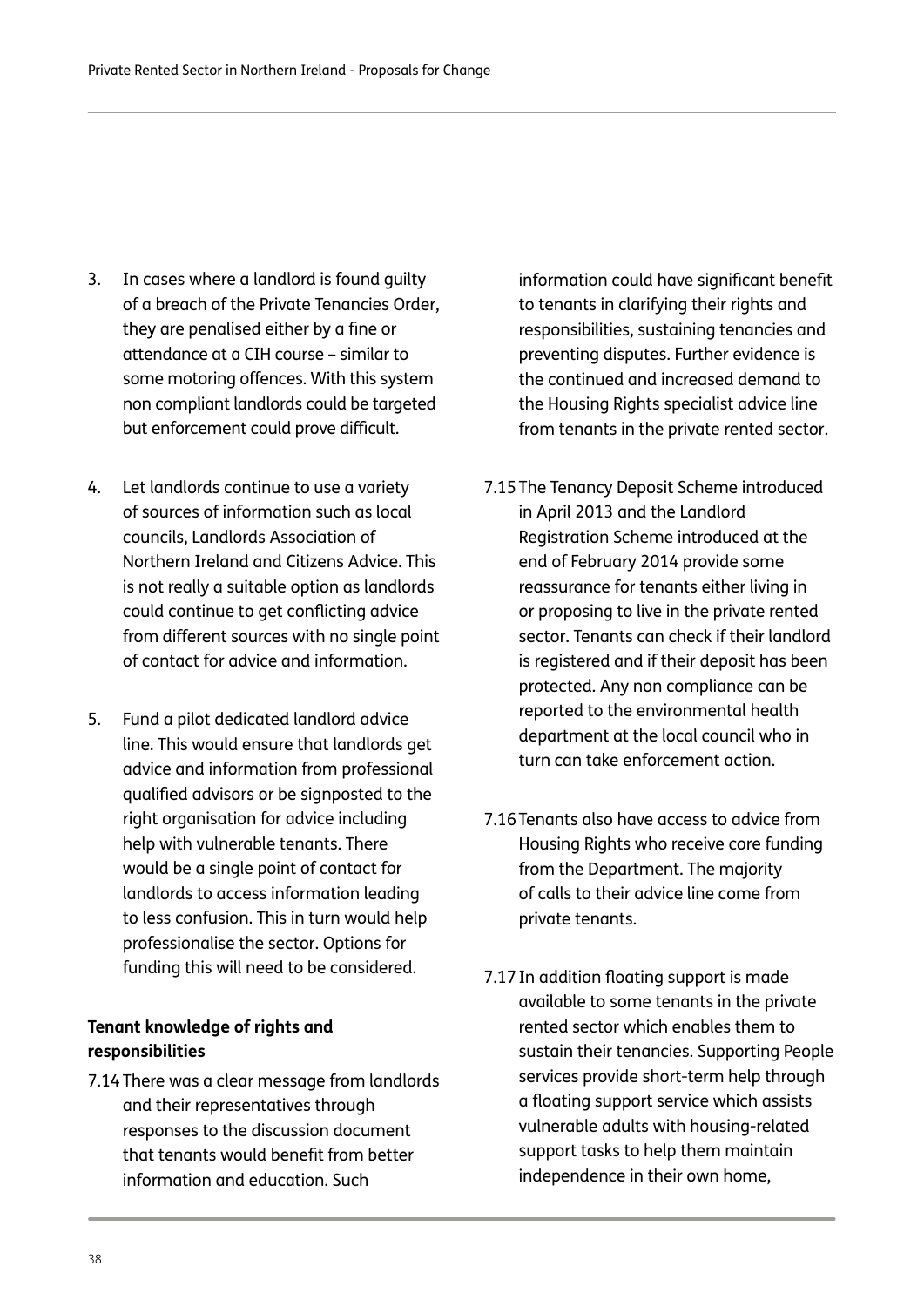3. In cases where a landlord is found guilty of a breach of the Private Tenancies Order, they are penalised either by a fine or attendance at a CIH course – similar to some motoring offences. With this system non compliant landlords could be targeted but enforcement could prove difficult.

4. Let landlords continue to use a variety of sources of information such as local councils, Landlords Association of Northern Ireland and Citizens Advice. This is not really a suitable option as landlords could continue to get conflicting advice from different sources with no single point of contact for advice and information.

5. Fund a pilot dedicated landlord advice line. This would ensure that landlords get advice and information from professional qualified advisors or be signposted to the right organisation for advice including help with vulnerable tenants. There would be a single point of contact for landlords to access information leading to less confusion. This in turn would help professionalise the sector. Options for funding this will need to be considered.

**Tenant knowledge of rights and responsibilities**

7.14 There was a clear message from landlords and their representatives through responses to the discussion document that tenants would benefit from better information and education. Such information could have significant benefit to tenants in clarifying their rights and responsibilities, sustaining tenancies and preventing disputes. Further evidence is the continued and increased demand to the Housing Rights specialist advice line from tenants in the private rented sector.

7.15 The Tenancy Deposit Scheme introduced in April 2013 and the Landlord Registration Scheme introduced at the end of February 2014 provide some reassurance for tenants either living in or proposing to live in the private rented sector. Tenants can check if their landlord is registered and if their deposit has been protected. Any non compliance can be reported to the environmental health department at the local council who in turn can take enforcement action.

7.16 Tenants also have access to advice from Housing Rights who receive core funding from the Department. The majority of calls to their advice line come from private tenants.

7.17 In addition floating support is made available to some tenants in the private rented sector which enables them to sustain their tenancies. Supporting People services provide short-term help through a floating support service which assists vulnerable adults with housing-related support tasks to help them maintain independence in their own home,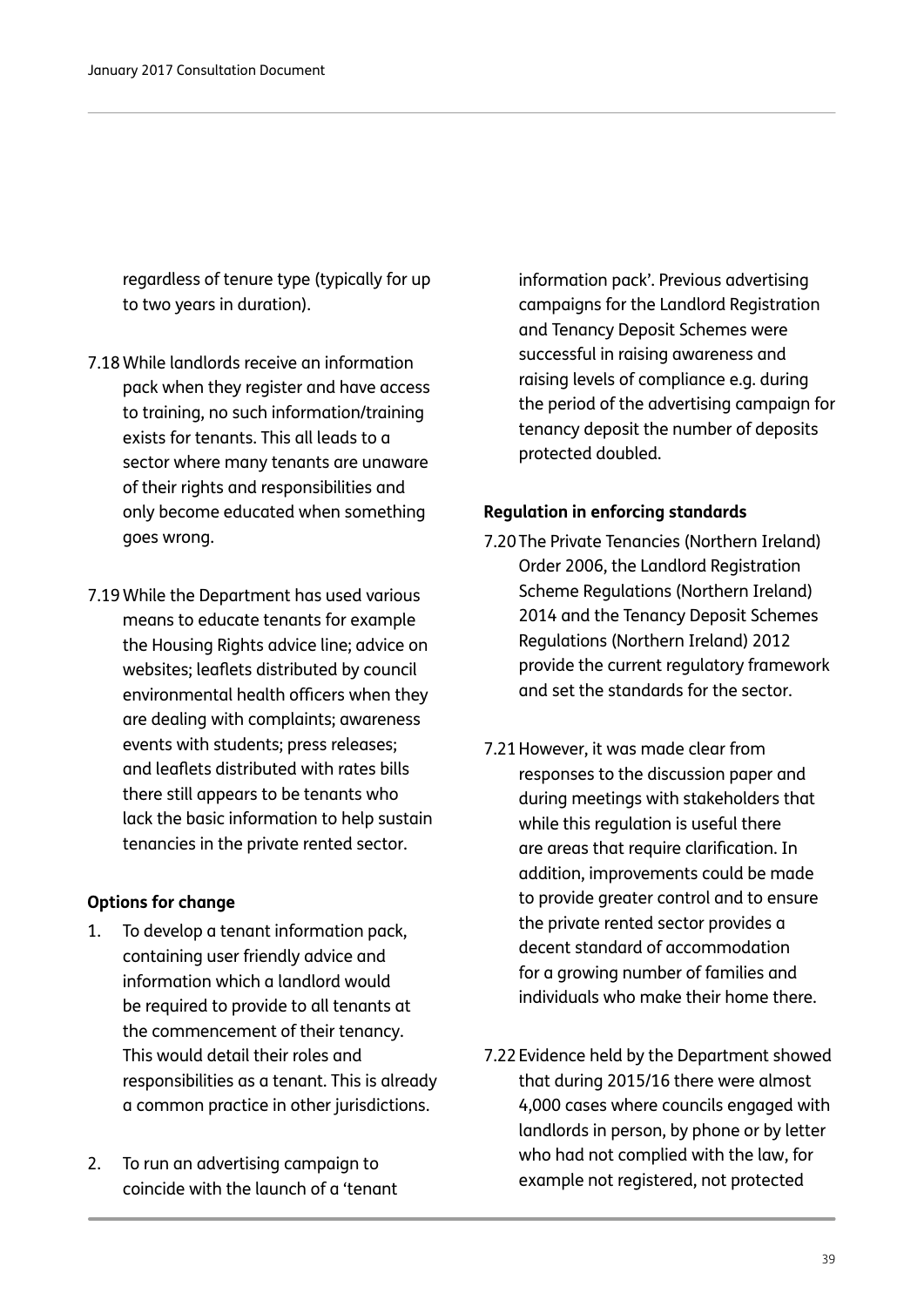regardless of tenure type (typically for up to two years in duration).

7.18 While landlords receive an information pack when they register and have access to training, no such information/training exists for tenants. This all leads to a sector where many tenants are unaware of their rights and responsibilities and only become educated when something goes wrong.

7.19 While the Department has used various means to educate tenants for example the Housing Rights advice line; advice on websites; leaflets distributed by council environmental health officers when they are dealing with complaints; awareness events with students; press releases; and leaflets distributed with rates bills there still appears to be tenants who lack the basic information to help sustain tenancies in the private rented sector.

**Options for change**

1. To develop a tenant information pack, containing user friendly advice and information which a landlord would be required to provide to all tenants at the commencement of their tenancy. This would detail their roles and responsibilities as a tenant. This is already a common practice in other jurisdictions.

2. To run an advertising campaign to coincide with the launch of a 'tenant information pack'. Previous advertising campaigns for the Landlord Registration and Tenancy Deposit Schemes were successful in raising awareness and raising levels of compliance e.g. during the period of the advertising campaign for tenancy deposit the number of deposits protected doubled.

**Regulation in enforcing standards**

7.20 The Private Tenancies (Northern Ireland) Order 2006, the Landlord Registration Scheme Regulations (Northern Ireland) 2014 and the Tenancy Deposit Schemes Regulations (Northern Ireland) 2012 provide the current regulatory framework and set the standards for the sector.

7.21 However, it was made clear from responses to the discussion paper and during meetings with stakeholders that while this regulation is useful there are areas that require clarification. In addition, improvements could be made to provide greater control and to ensure the private rented sector provides a decent standard of accommodation for a growing number of families and individuals who make their home there.

7.22 Evidence held by the Department showed that during 2015/16 there were almost 4,000 cases where councils engaged with landlords in person, by phone or by letter who had not complied with the law, for example not registered, not protected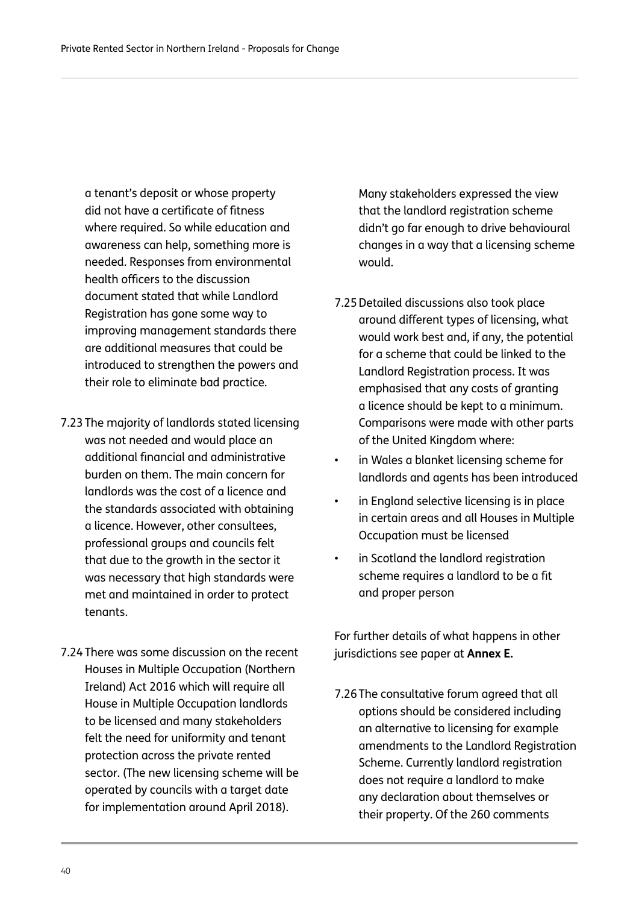a tenant's deposit or whose property did not have a certificate of fitness where required. So while education and awareness can help, something more is needed. Responses from environmental health officers to the discussion document stated that while Landlord Registration has gone some way to improving management standards there are additional measures that could be introduced to strengthen the powers and their role to eliminate bad practice.

7.23 The majority of landlords stated licensing was not needed and would place an additional financial and administrative burden on them. The main concern for landlords was the cost of a licence and the standards associated with obtaining a licence. However, other consultees, professional groups and councils felt that due to the growth in the sector it was necessary that high standards were met and maintained in order to protect tenants.

7.24 There was some discussion on the recent Houses in Multiple Occupation (Northern Ireland) Act 2016 which will require all House in Multiple Occupation landlords to be licensed and many stakeholders felt the need for uniformity and tenant protection across the private rented sector. (The new licensing scheme will be operated by councils with a target date for implementation around April 2018).

Many stakeholders expressed the view that the landlord registration scheme didn't go far enough to drive behavioural changes in a way that a licensing scheme would.

7.25 Detailed discussions also took place around different types of licensing, what would work best and, if any, the potential for a scheme that could be linked to the Landlord Registration process. It was emphasised that any costs of granting a licence should be kept to a minimum. Comparisons were made with other parts of the United Kingdom where:

- in Wales a blanket licensing scheme for landlords and agents has been introduced
- in England selective licensing is in place in certain areas and all Houses in Multiple Occupation must be licensed
- in Scotland the landlord registration scheme requires a landlord to be a fit and proper person

For further details of what happens in other jurisdictions see paper at **Annex E.**

7.26 The consultative forum agreed that all options should be considered including an alternative to licensing for example amendments to the Landlord Registration Scheme. Currently landlord registration does not require a landlord to make any declaration about themselves or their property. Of the 260 comments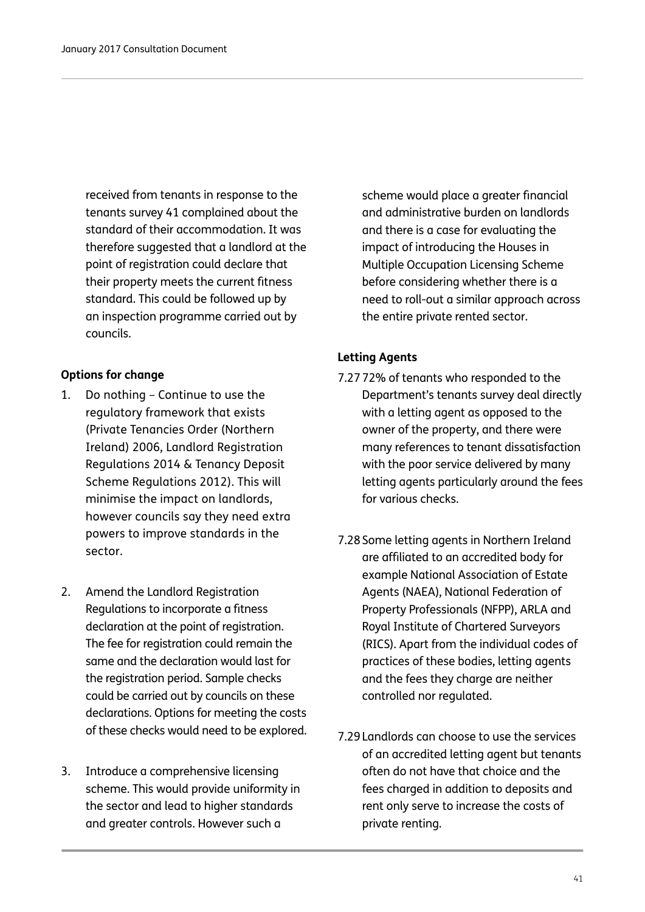received from tenants in response to the tenants survey 41 complained about the standard of their accommodation. It was therefore suggested that a landlord at the point of registration could declare that their property meets the current fitness standard. This could be followed up by an inspection programme carried out by councils.

**Options for change**

1. Do nothing – Continue to use the regulatory framework that exists (Private Tenancies Order (Northern Ireland) 2006, Landlord Registration Regulations 2014 & Tenancy Deposit Scheme Regulations 2012). This will minimise the impact on landlords, however councils say they need extra powers to improve standards in the sector.

2. Amend the Landlord Registration Regulations to incorporate a fitness declaration at the point of registration. The fee for registration could remain the same and the declaration would last for the registration period. Sample checks could be carried out by councils on these declarations. Options for meeting the costs of these checks would need to be explored.

3. Introduce a comprehensive licensing scheme. This would provide uniformity in the sector and lead to higher standards and greater controls. However such a scheme would place a greater financial and administrative burden on landlords and there is a case for evaluating the impact of introducing the Houses in Multiple Occupation Licensing Scheme before considering whether there is a need to roll-out a similar approach across the entire private rented sector.

**Letting Agents**

7.27 72% of tenants who responded to the Department's tenants survey deal directly with a letting agent as opposed to the owner of the property, and there were many references to tenant dissatisfaction with the poor service delivered by many letting agents particularly around the fees for various checks.

7.28 Some letting agents in Northern Ireland are affiliated to an accredited body for example National Association of Estate Agents (NAEA), National Federation of Property Professionals (NFPP), ARLA and Royal Institute of Chartered Surveyors (RICS). Apart from the individual codes of practices of these bodies, letting agents and the fees they charge are neither controlled nor regulated.

7.29 Landlords can choose to use the services of an accredited letting agent but tenants often do not have that choice and the fees charged in addition to deposits and rent only serve to increase the costs of private renting.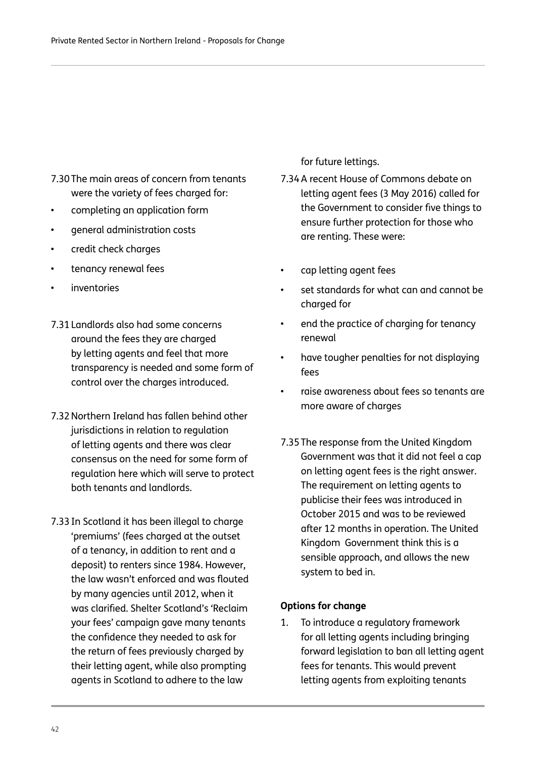7.30 The main areas of concern from tenants were the variety of fees charged for:

- completing an application form
- general administration costs
- credit check charges
- tenancy renewal fees
- inventories

7.31 Landlords also had some concerns around the fees they are charged by letting agents and feel that more transparency is needed and some form of control over the charges introduced.

7.32 Northern Ireland has fallen behind other jurisdictions in relation to regulation of letting agents and there was clear consensus on the need for some form of regulation here which will serve to protect both tenants and landlords.

7.33 In Scotland it has been illegal to charge 'premiums' (fees charged at the outset of a tenancy, in addition to rent and a deposit) to renters since 1984. However, the law wasn't enforced and was flouted by many agencies until 2012, when it was clarified. Shelter Scotland's 'Reclaim your fees' campaign gave many tenants the confidence they needed to ask for the return of fees previously charged by their letting agent, while also prompting agents in Scotland to adhere to the law for future lettings.

7.34 A recent House of Commons debate on letting agent fees (3 May 2016) called for the Government to consider five things to ensure further protection for those who are renting. These were:

- cap letting agent fees
- set standards for what can and cannot be charged for
- end the practice of charging for tenancy renewal
- have tougher penalties for not displaying fees
- raise awareness about fees so tenants are more aware of charges

7.35 The response from the United Kingdom Government was that it did not feel a cap on letting agent fees is the right answer. The requirement on letting agents to publicise their fees was introduced in October 2015 and was to be reviewed after 12 months in operation. The United Kingdom Government think this is a sensible approach, and allows the new system to bed in.

**Options for change**

1. To introduce a regulatory framework for all letting agents including bringing forward legislation to ban all letting agent fees for tenants. This would prevent letting agents from exploiting tenants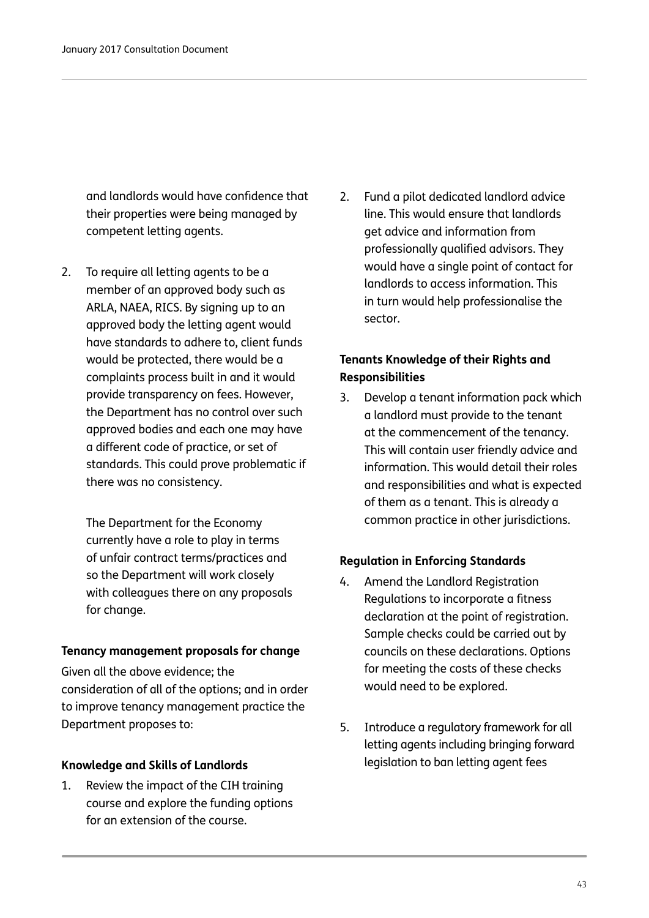and landlords would have confidence that their properties were being managed by competent letting agents.

2. To require all letting agents to be a member of an approved body such as ARLA, NAEA, RICS. By signing up to an approved body the letting agent would have standards to adhere to, client funds would be protected, there would be a complaints process built in and it would provide transparency on fees. However, the Department has no control over such approved bodies and each one may have a different code of practice, or set of standards. This could prove problematic if there was no consistency.

   The Department for the Economy currently have a role to play in terms of unfair contract terms/practices and so the Department will work closely with colleagues there on any proposals for change.

**Tenancy management proposals for change**

Given all the above evidence; the consideration of all of the options; and in order to improve tenancy management practice the Department proposes to:

**Knowledge and Skills of Landlords**

1. Review the impact of the CIH training course and explore the funding options for an extension of the course.

2. Fund a pilot dedicated landlord advice line. This would ensure that landlords get advice and information from professionally qualified advisors. They would have a single point of contact for landlords to access information. This in turn would help professionalise the sector.

**Tenants Knowledge of their Rights and Responsibilities**

3. Develop a tenant information pack which a landlord must provide to the tenant at the commencement of the tenancy. This will contain user friendly advice and information. This would detail their roles and responsibilities and what is expected of them as a tenant. This is already a common practice in other jurisdictions.

**Regulation in Enforcing Standards**

4. Amend the Landlord Registration Regulations to incorporate a fitness declaration at the point of registration. Sample checks could be carried out by councils on these declarations. Options for meeting the costs of these checks would need to be explored.

5. Introduce a regulatory framework for all letting agents including bringing forward legislation to ban letting agent fees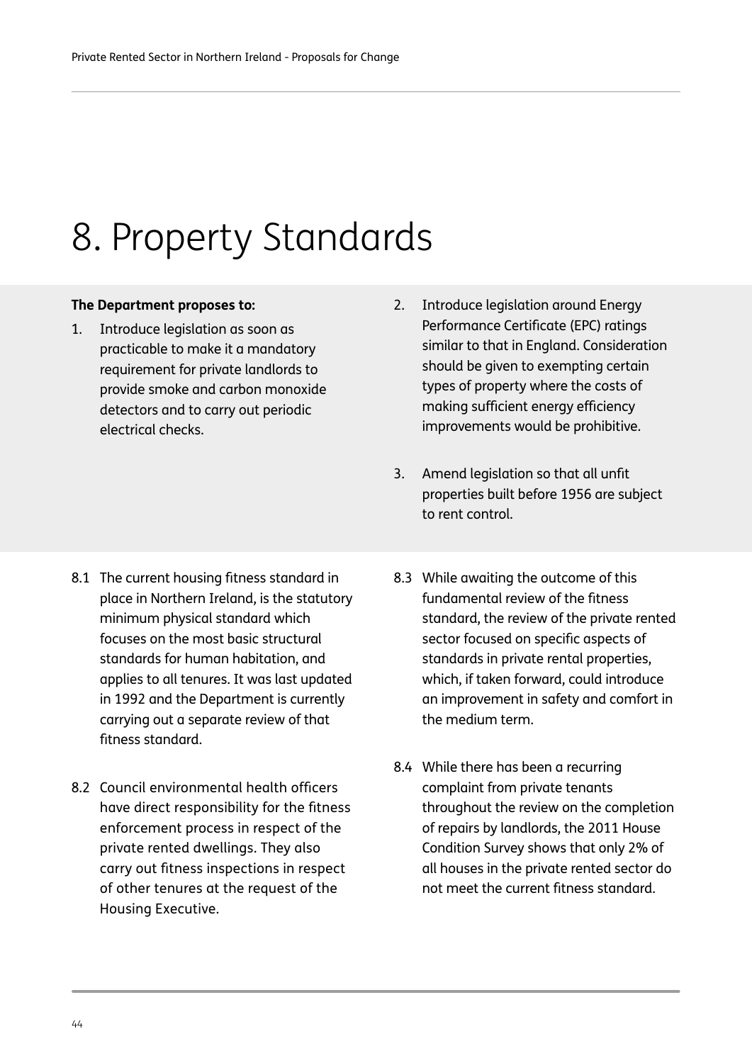# 8. Property Standards

**The Department proposes to:**

1. Introduce legislation as soon as practicable to make it a mandatory requirement for private landlords to provide smoke and carbon monoxide detectors and to carry out periodic electrical checks.
2. Introduce legislation around Energy Performance Certificate (EPC) ratings similar to that in England. Consideration should be given to exempting certain types of property where the costs of making sufficient energy efficiency improvements would be prohibitive.
3. Amend legislation so that all unfit properties built before 1956 are subject to rent control.

8.1 The current housing fitness standard in place in Northern Ireland, is the statutory minimum physical standard which focuses on the most basic structural standards for human habitation, and applies to all tenures. It was last updated in 1992 and the Department is currently carrying out a separate review of that fitness standard.

8.2 Council environmental health officers have direct responsibility for the fitness enforcement process in respect of the private rented dwellings. They also carry out fitness inspections in respect of other tenures at the request of the Housing Executive.

8.3 While awaiting the outcome of this fundamental review of the fitness standard, the review of the private rented sector focused on specific aspects of standards in private rental properties, which, if taken forward, could introduce an improvement in safety and comfort in the medium term.

8.4 While there has been a recurring complaint from private tenants throughout the review on the completion of repairs by landlords, the 2011 House Condition Survey shows that only 2% of all houses in the private rented sector do not meet the current fitness standard.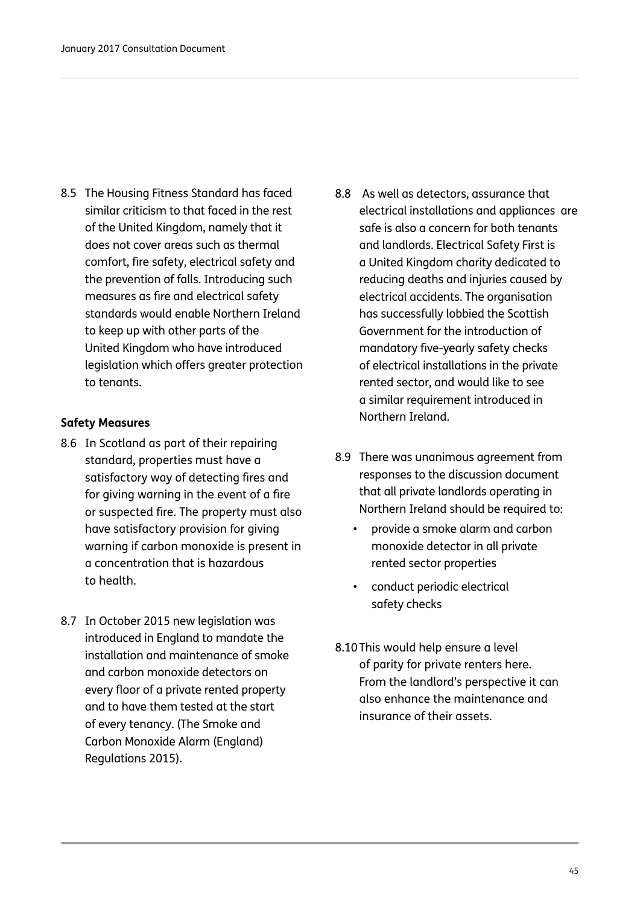8.5 The Housing Fitness Standard has faced similar criticism to that faced in the rest of the United Kingdom, namely that it does not cover areas such as thermal comfort, fire safety, electrical safety and the prevention of falls. Introducing such measures as fire and electrical safety standards would enable Northern Ireland to keep up with other parts of the United Kingdom who have introduced legislation which offers greater protection to tenants.

**Safety Measures**

8.6 In Scotland as part of their repairing standard, properties must have a satisfactory way of detecting fires and for giving warning in the event of a fire or suspected fire. The property must also have satisfactory provision for giving warning if carbon monoxide is present in a concentration that is hazardous to health.

8.7 In October 2015 new legislation was introduced in England to mandate the installation and maintenance of smoke and carbon monoxide detectors on every floor of a private rented property and to have them tested at the start of every tenancy. (The Smoke and Carbon Monoxide Alarm (England) Regulations 2015).

8.8 As well as detectors, assurance that electrical installations and appliances are safe is also a concern for both tenants and landlords. Electrical Safety First is a United Kingdom charity dedicated to reducing deaths and injuries caused by electrical accidents. The organisation has successfully lobbied the Scottish Government for the introduction of mandatory five-yearly safety checks of electrical installations in the private rented sector, and would like to see a similar requirement introduced in Northern Ireland.

8.9 There was unanimous agreement from responses to the discussion document that all private landlords operating in Northern Ireland should be required to:

- provide a smoke alarm and carbon monoxide detector in all private rented sector properties
- conduct periodic electrical safety checks

8.10 This would help ensure a level of parity for private renters here. From the landlord's perspective it can also enhance the maintenance and insurance of their assets.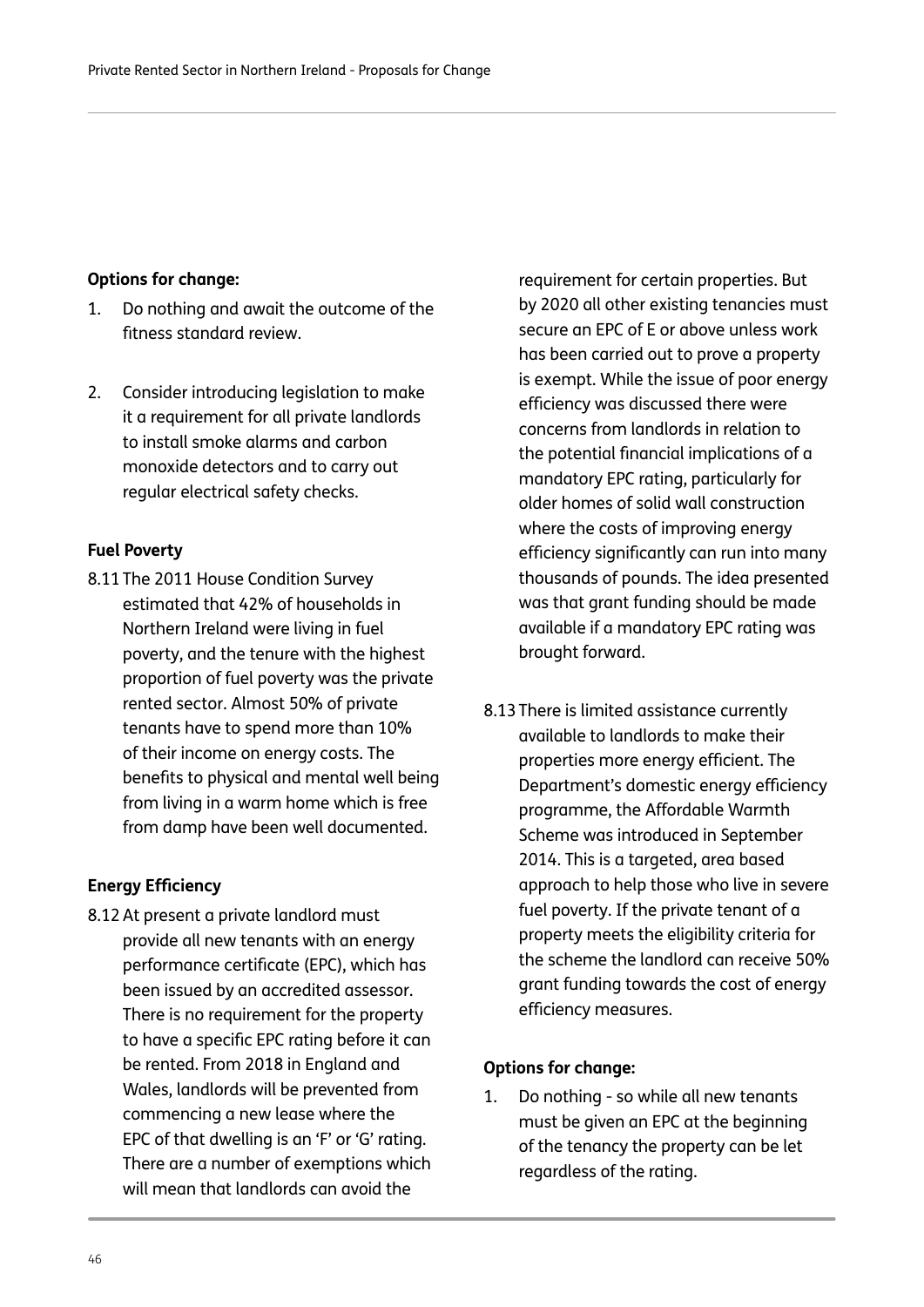**Options for change:**

1. Do nothing and await the outcome of the fitness standard review.

2. Consider introducing legislation to make it a requirement for all private landlords to install smoke alarms and carbon monoxide detectors and to carry out regular electrical safety checks.

**Fuel Poverty**

8.11 The 2011 House Condition Survey estimated that 42% of households in Northern Ireland were living in fuel poverty, and the tenure with the highest proportion of fuel poverty was the private rented sector. Almost 50% of private tenants have to spend more than 10% of their income on energy costs. The benefits to physical and mental well being from living in a warm home which is free from damp have been well documented.

**Energy Efficiency**

8.12 At present a private landlord must provide all new tenants with an energy performance certificate (EPC), which has been issued by an accredited assessor. There is no requirement for the property to have a specific EPC rating before it can be rented. From 2018 in England and Wales, landlords will be prevented from commencing a new lease where the EPC of that dwelling is an 'F' or 'G' rating. There are a number of exemptions which will mean that landlords can avoid the requirement for certain properties. But by 2020 all other existing tenancies must secure an EPC of E or above unless work has been carried out to prove a property is exempt. While the issue of poor energy efficiency was discussed there were concerns from landlords in relation to the potential financial implications of a mandatory EPC rating, particularly for older homes of solid wall construction where the costs of improving energy efficiency significantly can run into many thousands of pounds. The idea presented was that grant funding should be made available if a mandatory EPC rating was brought forward.

8.13 There is limited assistance currently available to landlords to make their properties more energy efficient. The Department's domestic energy efficiency programme, the Affordable Warmth Scheme was introduced in September 2014. This is a targeted, area based approach to help those who live in severe fuel poverty. If the private tenant of a property meets the eligibility criteria for the scheme the landlord can receive 50% grant funding towards the cost of energy efficiency measures.

**Options for change:**

1. Do nothing - so while all new tenants must be given an EPC at the beginning of the tenancy the property can be let regardless of the rating.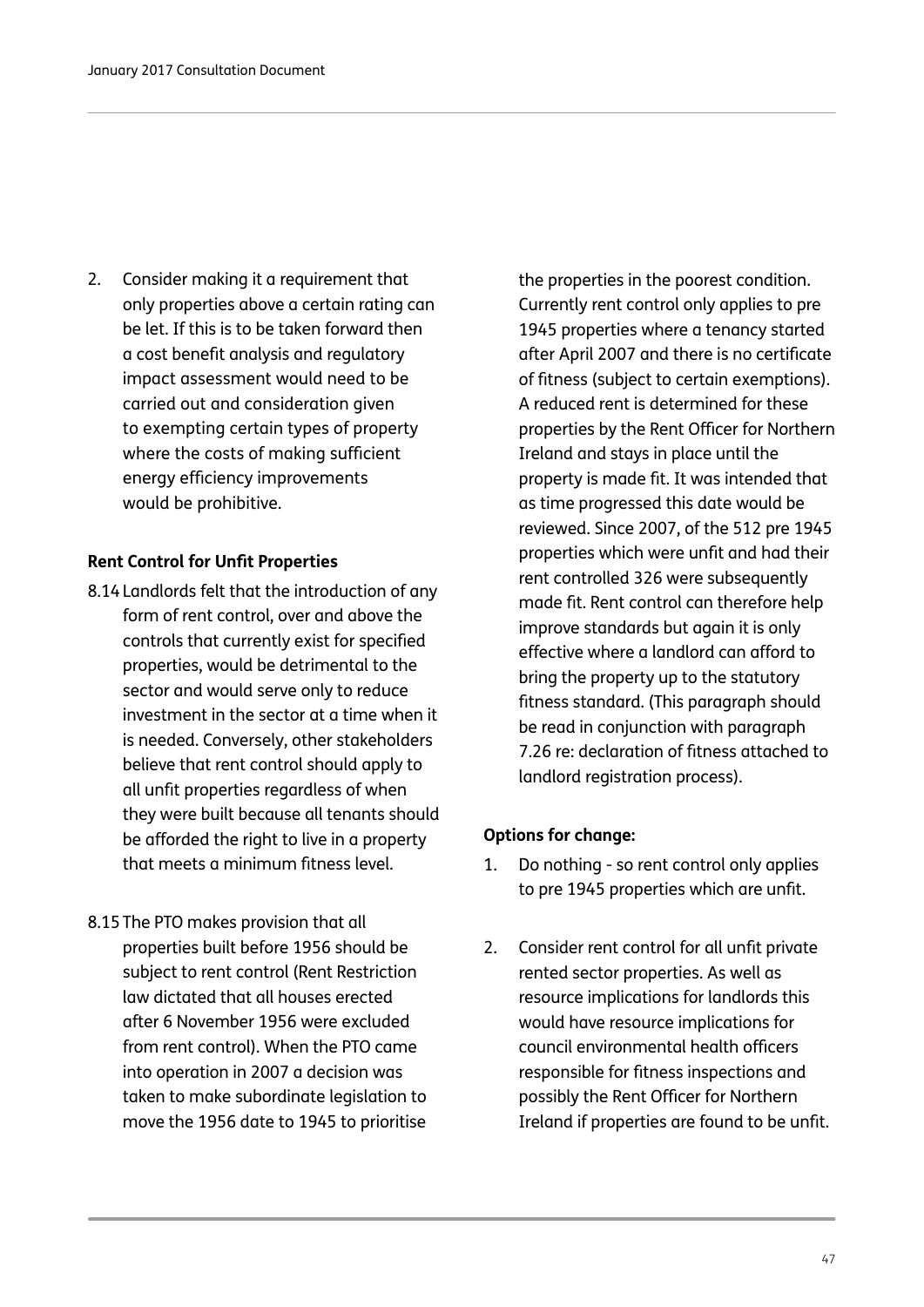2. Consider making it a requirement that only properties above a certain rating can be let. If this is to be taken forward then a cost benefit analysis and regulatory impact assessment would need to be carried out and consideration given to exempting certain types of property where the costs of making sufficient energy efficiency improvements would be prohibitive.

**Rent Control for Unfit Properties**

8.14 Landlords felt that the introduction of any form of rent control, over and above the controls that currently exist for specified properties, would be detrimental to the sector and would serve only to reduce investment in the sector at a time when it is needed. Conversely, other stakeholders believe that rent control should apply to all unfit properties regardless of when they were built because all tenants should be afforded the right to live in a property that meets a minimum fitness level.

8.15 The PTO makes provision that all properties built before 1956 should be subject to rent control (Rent Restriction law dictated that all houses erected after 6 November 1956 were excluded from rent control). When the PTO came into operation in 2007 a decision was taken to make subordinate legislation to move the 1956 date to 1945 to prioritise the properties in the poorest condition. Currently rent control only applies to pre 1945 properties where a tenancy started after April 2007 and there is no certificate of fitness (subject to certain exemptions). A reduced rent is determined for these properties by the Rent Officer for Northern Ireland and stays in place until the property is made fit. It was intended that as time progressed this date would be reviewed. Since 2007, of the 512 pre 1945 properties which were unfit and had their rent controlled 326 were subsequently made fit. Rent control can therefore help improve standards but again it is only effective where a landlord can afford to bring the property up to the statutory fitness standard. (This paragraph should be read in conjunction with paragraph 7.26 re: declaration of fitness attached to landlord registration process).

**Options for change:**

1. Do nothing - so rent control only applies to pre 1945 properties which are unfit.

2. Consider rent control for all unfit private rented sector properties. As well as resource implications for landlords this would have resource implications for council environmental health officers responsible for fitness inspections and possibly the Rent Officer for Northern Ireland if properties are found to be unfit.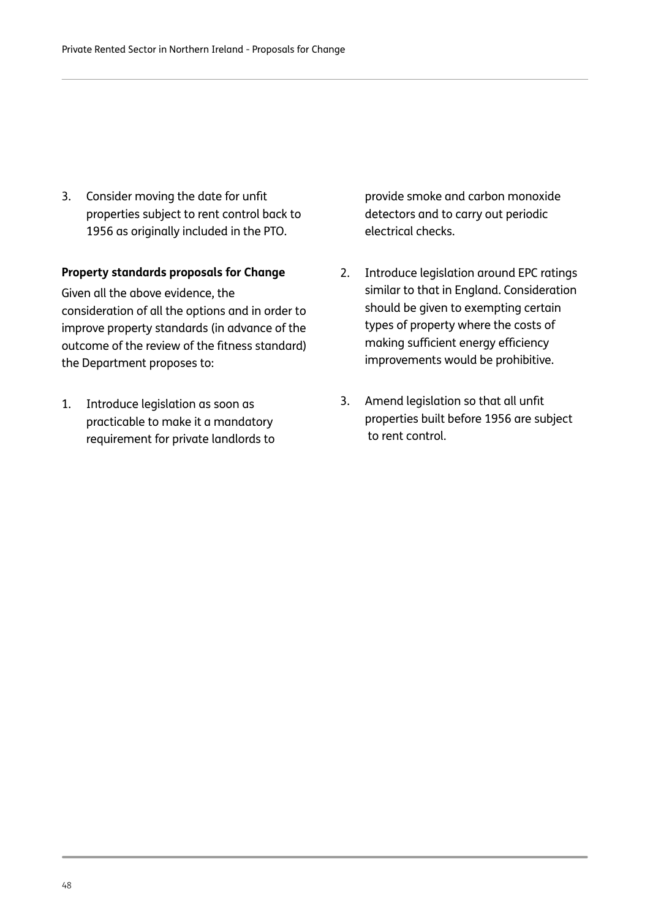3. Consider moving the date for unfit properties subject to rent control back to 1956 as originally included in the PTO.

**Property standards proposals for Change**

Given all the above evidence, the consideration of all the options and in order to improve property standards (in advance of the outcome of the review of the fitness standard) the Department proposes to:

1. Introduce legislation as soon as practicable to make it a mandatory requirement for private landlords to provide smoke and carbon monoxide detectors and to carry out periodic electrical checks.

2. Introduce legislation around EPC ratings similar to that in England. Consideration should be given to exempting certain types of property where the costs of making sufficient energy efficiency improvements would be prohibitive.

3. Amend legislation so that all unfit properties built before 1956 are subject to rent control.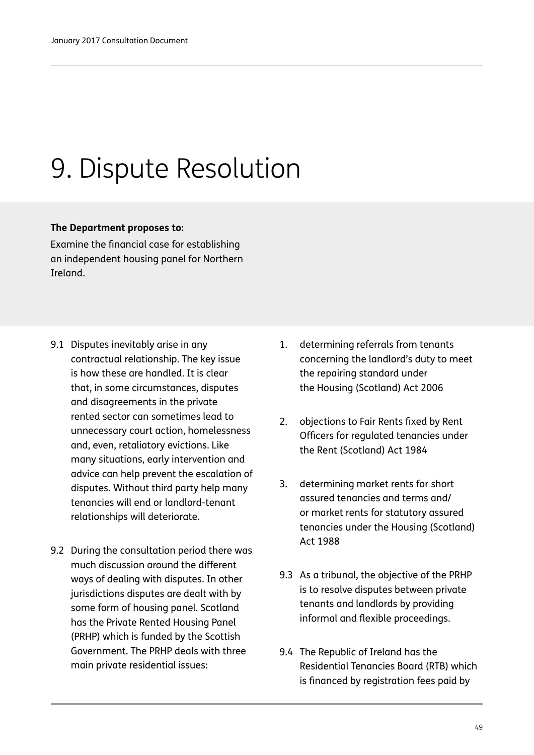# 9. Dispute Resolution

**The Department proposes to:**

Examine the financial case for establishing an independent housing panel for Northern Ireland.

9.1 Disputes inevitably arise in any contractual relationship. The key issue is how these are handled. It is clear that, in some circumstances, disputes and disagreements in the private rented sector can sometimes lead to unnecessary court action, homelessness and, even, retaliatory evictions. Like many situations, early intervention and advice can help prevent the escalation of disputes. Without third party help many tenancies will end or landlord-tenant relationships will deteriorate.

9.2 During the consultation period there was much discussion around the different ways of dealing with disputes. In other jurisdictions disputes are dealt with by some form of housing panel. Scotland has the Private Rented Housing Panel (PRHP) which is funded by the Scottish Government. The PRHP deals with three main private residential issues:

1. determining referrals from tenants concerning the landlord's duty to meet the repairing standard under the Housing (Scotland) Act 2006
2. objections to Fair Rents fixed by Rent Officers for regulated tenancies under the Rent (Scotland) Act 1984
3. determining market rents for short assured tenancies and terms and/or market rents for statutory assured tenancies under the Housing (Scotland) Act 1988

9.3 As a tribunal, the objective of the PRHP is to resolve disputes between private tenants and landlords by providing informal and flexible proceedings.

9.4 The Republic of Ireland has the Residential Tenancies Board (RTB) which is financed by registration fees paid by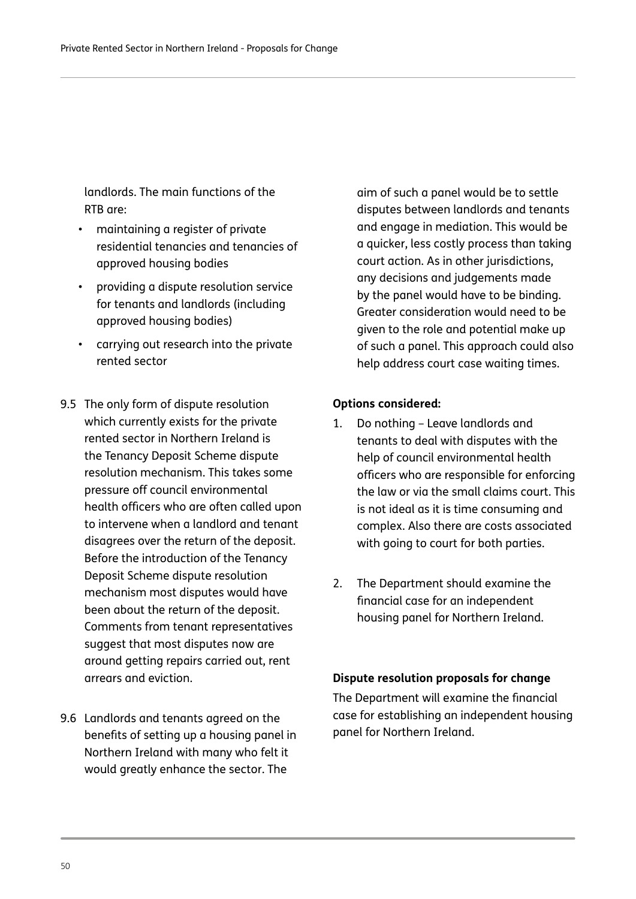landlords. The main functions of the RTB are:

- maintaining a register of private residential tenancies and tenancies of approved housing bodies
- providing a dispute resolution service for tenants and landlords (including approved housing bodies)
- carrying out research into the private rented sector

9.5 The only form of dispute resolution which currently exists for the private rented sector in Northern Ireland is the Tenancy Deposit Scheme dispute resolution mechanism. This takes some pressure off council environmental health officers who are often called upon to intervene when a landlord and tenant disagrees over the return of the deposit. Before the introduction of the Tenancy Deposit Scheme dispute resolution mechanism most disputes would have been about the return of the deposit. Comments from tenant representatives suggest that most disputes now are around getting repairs carried out, rent arrears and eviction.

9.6 Landlords and tenants agreed on the benefits of setting up a housing panel in Northern Ireland with many who felt it would greatly enhance the sector. The aim of such a panel would be to settle disputes between landlords and tenants and engage in mediation. This would be a quicker, less costly process than taking court action. As in other jurisdictions, any decisions and judgements made by the panel would have to be binding. Greater consideration would need to be given to the role and potential make up of such a panel. This approach could also help address court case waiting times.

**Options considered:**

1. Do nothing – Leave landlords and tenants to deal with disputes with the help of council environmental health officers who are responsible for enforcing the law or via the small claims court. This is not ideal as it is time consuming and complex. Also there are costs associated with going to court for both parties.

2. The Department should examine the financial case for an independent housing panel for Northern Ireland.

**Dispute resolution proposals for change**

The Department will examine the financial case for establishing an independent housing panel for Northern Ireland.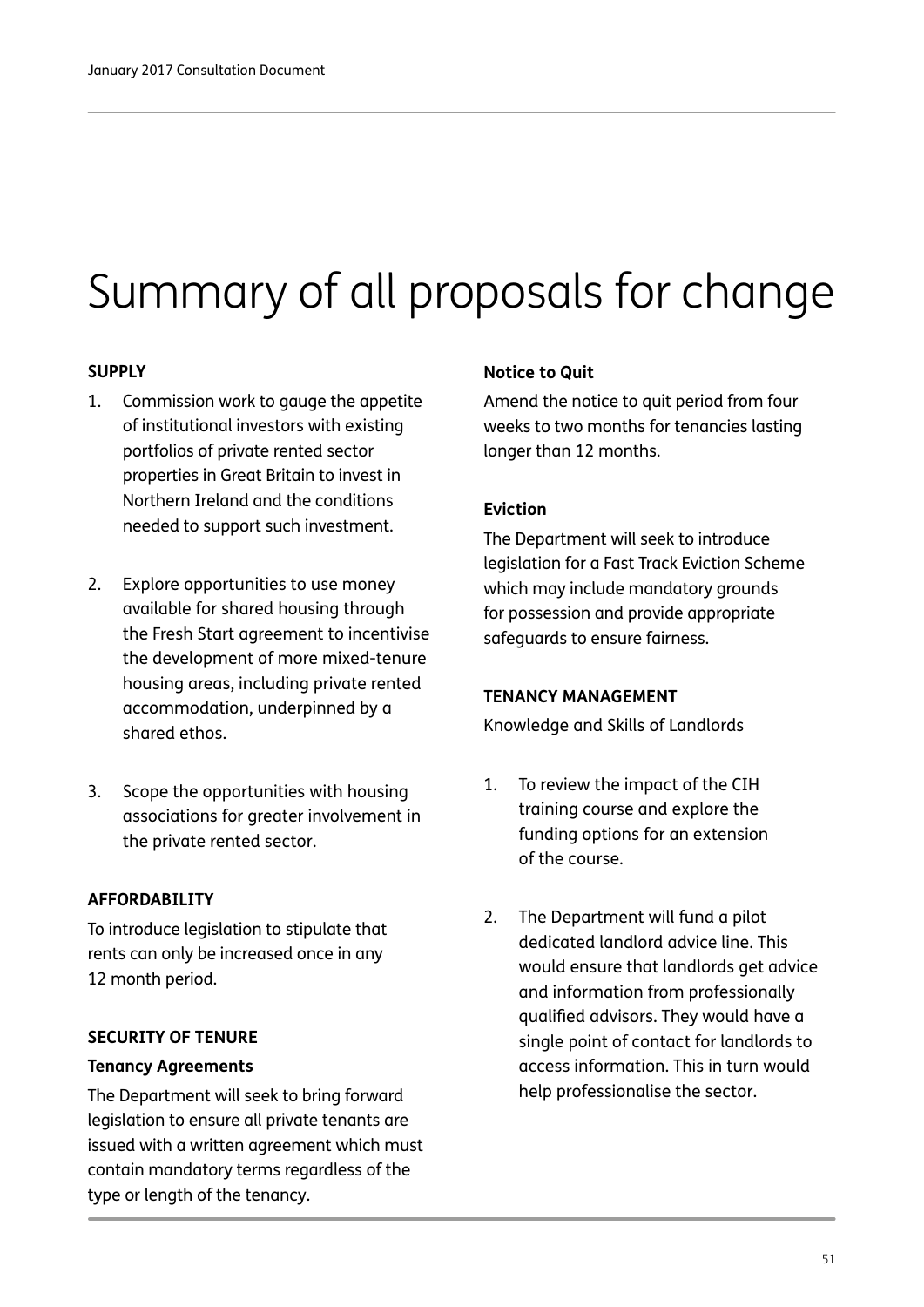# Summary of all proposals for change

**SUPPLY**

1. Commission work to gauge the appetite of institutional investors with existing portfolios of private rented sector properties in Great Britain to invest in Northern Ireland and the conditions needed to support such investment.

2. Explore opportunities to use money available for shared housing through the Fresh Start agreement to incentivise the development of more mixed-tenure housing areas, including private rented accommodation, underpinned by a shared ethos.

3. Scope the opportunities with housing associations for greater involvement in the private rented sector.

**AFFORDABILITY**

To introduce legislation to stipulate that rents can only be increased once in any 12 month period.

**SECURITY OF TENURE**

**Tenancy Agreements**

The Department will seek to bring forward legislation to ensure all private tenants are issued with a written agreement which must contain mandatory terms regardless of the type or length of the tenancy.

**Notice to Quit**

Amend the notice to quit period from four weeks to two months for tenancies lasting longer than 12 months.

**Eviction**

The Department will seek to introduce legislation for a Fast Track Eviction Scheme which may include mandatory grounds for possession and provide appropriate safeguards to ensure fairness.

**TENANCY MANAGEMENT**

Knowledge and Skills of Landlords

1. To review the impact of the CIH training course and explore the funding options for an extension of the course.

2. The Department will fund a pilot dedicated landlord advice line. This would ensure that landlords get advice and information from professionally qualified advisors. They would have a single point of contact for landlords to access information. This in turn would help professionalise the sector.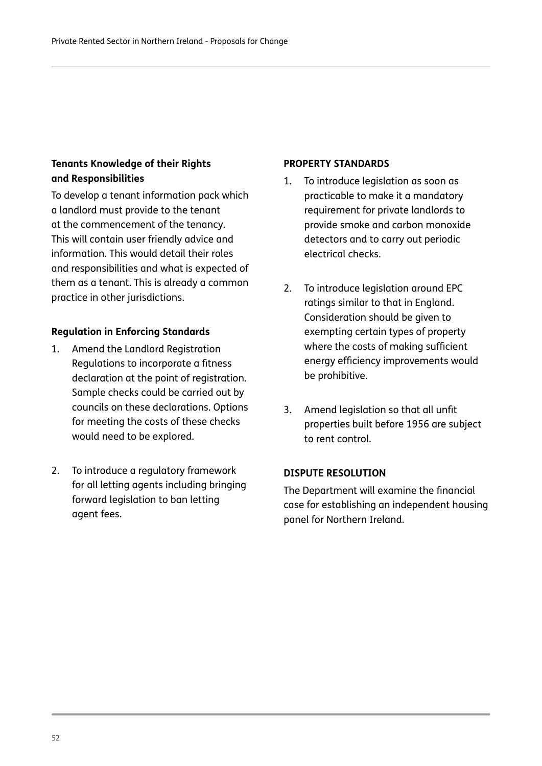### Tenants Knowledge of their Rights and Responsibilities

To develop a tenant information pack which a landlord must provide to the tenant at the commencement of the tenancy. This will contain user friendly advice and information. This would detail their roles and responsibilities and what is expected of them as a tenant. This is already a common practice in other jurisdictions.

### Regulation in Enforcing Standards

1. Amend the Landlord Registration Regulations to incorporate a fitness declaration at the point of registration. Sample checks could be carried out by councils on these declarations. Options for meeting the costs of these checks would need to be explored.

2. To introduce a regulatory framework for all letting agents including bringing forward legislation to ban letting agent fees.

### PROPERTY STANDARDS

1. To introduce legislation as soon as practicable to make it a mandatory requirement for private landlords to provide smoke and carbon monoxide detectors and to carry out periodic electrical checks.

2. To introduce legislation around EPC ratings similar to that in England. Consideration should be given to exempting certain types of property where the costs of making sufficient energy efficiency improvements would be prohibitive.

3. Amend legislation so that all unfit properties built before 1956 are subject to rent control.

### DISPUTE RESOLUTION

The Department will examine the financial case for establishing an independent housing panel for Northern Ireland.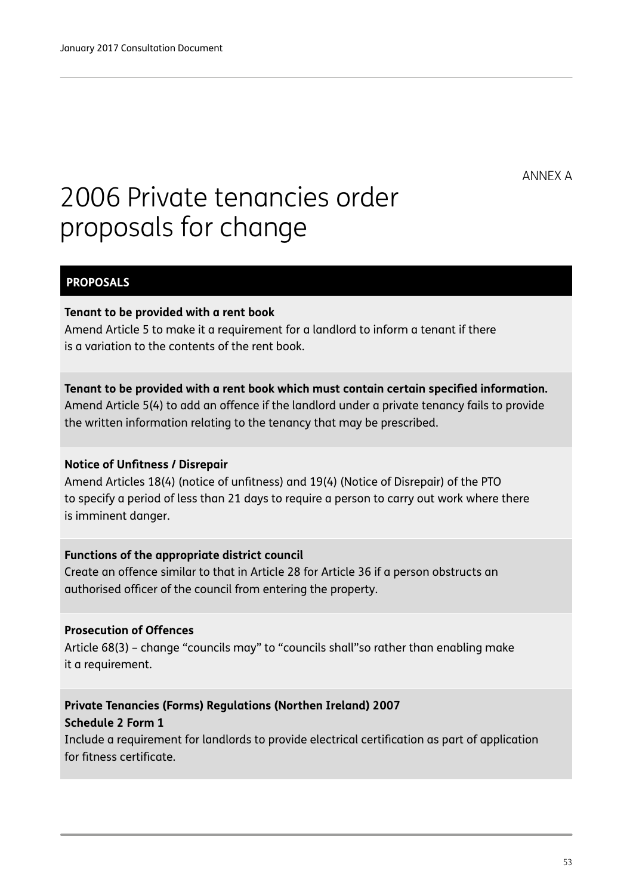ANNEX A

# 2006 Private tenancies order proposals for change

| PROPOSALS |
| --- |
| **Tenant to be provided with a rent book**<br>Amend Article 5 to make it a requirement for a landlord to inform a tenant if there is a variation to the contents of the rent book. |
| **Tenant to be provided with a rent book which must contain certain specified information.**<br>Amend Article 5(4) to add an offence if the landlord under a private tenancy fails to provide the written information relating to the tenancy that may be prescribed. |
| **Notice of Unfitness / Disrepair**<br>Amend Articles 18(4) (notice of unfitness) and 19(4) (Notice of Disrepair) of the PTO to specify a period of less than 21 days to require a person to carry out work where there is imminent danger. |
| **Functions of the appropriate district council**<br>Create an offence similar to that in Article 28 for Article 36 if a person obstructs an authorised officer of the council from entering the property. |
| **Prosecution of Offences**<br>Article 68(3) – change "councils may" to "councils shall"so rather than enabling make it a requirement. |
| **Private Tenancies (Forms) Regulations (Northen Ireland) 2007**<br>**Schedule 2 Form 1**<br>Include a requirement for landlords to provide electrical certification as part of application for fitness certificate. |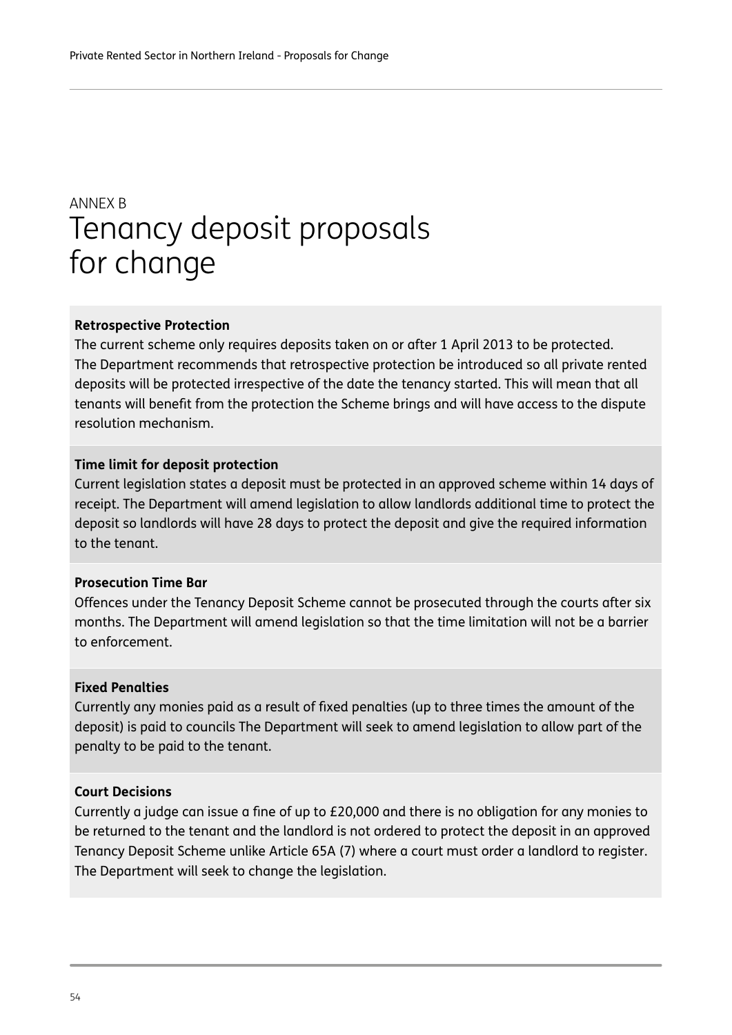ANNEX B

# Tenancy deposit proposals for change

**Retrospective Protection**

The current scheme only requires deposits taken on or after 1 April 2013 to be protected. The Department recommends that retrospective protection be introduced so all private rented deposits will be protected irrespective of the date the tenancy started. This will mean that all tenants will benefit from the protection the Scheme brings and will have access to the dispute resolution mechanism.

**Time limit for deposit protection**

Current legislation states a deposit must be protected in an approved scheme within 14 days of receipt. The Department will amend legislation to allow landlords additional time to protect the deposit so landlords will have 28 days to protect the deposit and give the required information to the tenant.

**Prosecution Time Bar**

Offences under the Tenancy Deposit Scheme cannot be prosecuted through the courts after six months. The Department will amend legislation so that the time limitation will not be a barrier to enforcement.

**Fixed Penalties**

Currently any monies paid as a result of fixed penalties (up to three times the amount of the deposit) is paid to councils The Department will seek to amend legislation to allow part of the penalty to be paid to the tenant.

**Court Decisions**

Currently a judge can issue a fine of up to £20,000 and there is no obligation for any monies to be returned to the tenant and the landlord is not ordered to protect the deposit in an approved Tenancy Deposit Scheme unlike Article 65A (7) where a court must order a landlord to register. The Department will seek to change the legislation.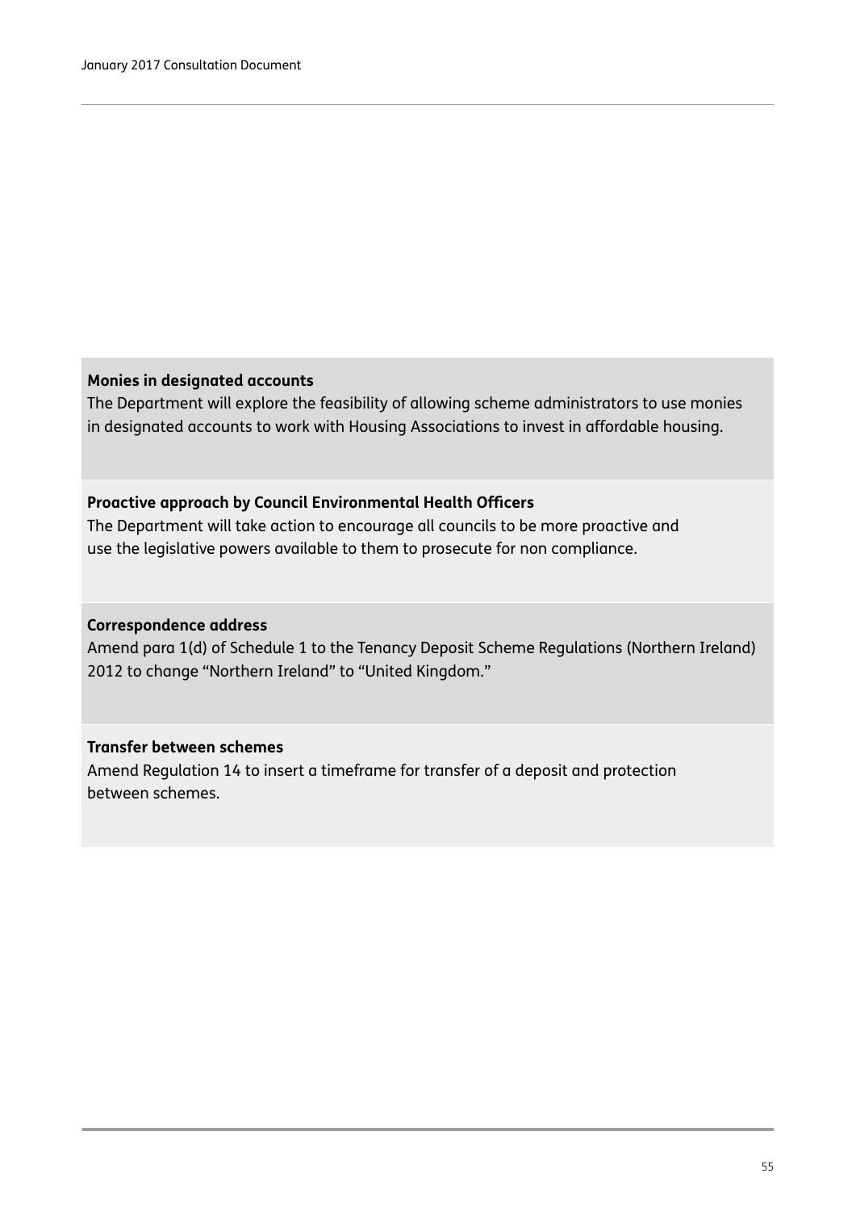**Monies in designated accounts**

The Department will explore the feasibility of allowing scheme administrators to use monies in designated accounts to work with Housing Associations to invest in affordable housing.

**Proactive approach by Council Environmental Health Officers**

The Department will take action to encourage all councils to be more proactive and use the legislative powers available to them to prosecute for non compliance.

**Correspondence address**

Amend para 1(d) of Schedule 1 to the Tenancy Deposit Scheme Regulations (Northern Ireland) 2012 to change "Northern Ireland" to "United Kingdom."

**Transfer between schemes**

Amend Regulation 14 to insert a timeframe for transfer of a deposit and protection between schemes.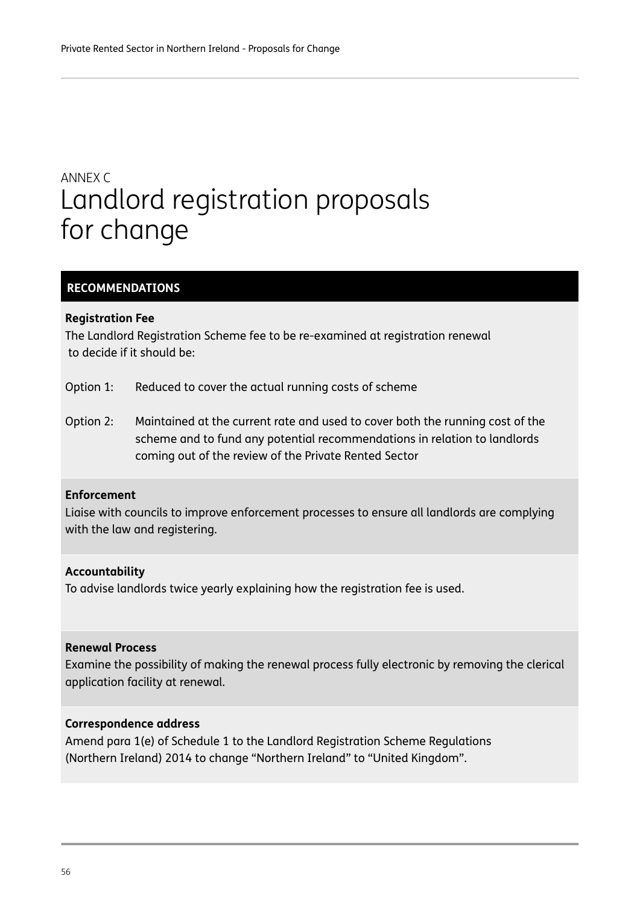ANNEX C

# Landlord registration proposals for change

## RECOMMENDATIONS

**Registration Fee**

The Landlord Registration Scheme fee to be re-examined at registration renewal to decide if it should be:

Option 1: Reduced to cover the actual running costs of scheme

Option 2: Maintained at the current rate and used to cover both the running cost of the scheme and to fund any potential recommendations in relation to landlords coming out of the review of the Private Rented Sector

**Enforcement**

Liaise with councils to improve enforcement processes to ensure all landlords are complying with the law and registering.

**Accountability**

To advise landlords twice yearly explaining how the registration fee is used.

**Renewal Process**

Examine the possibility of making the renewal process fully electronic by removing the clerical application facility at renewal.

**Correspondence address**

Amend para 1(e) of Schedule 1 to the Landlord Registration Scheme Regulations (Northern Ireland) 2014 to change "Northern Ireland" to "United Kingdom".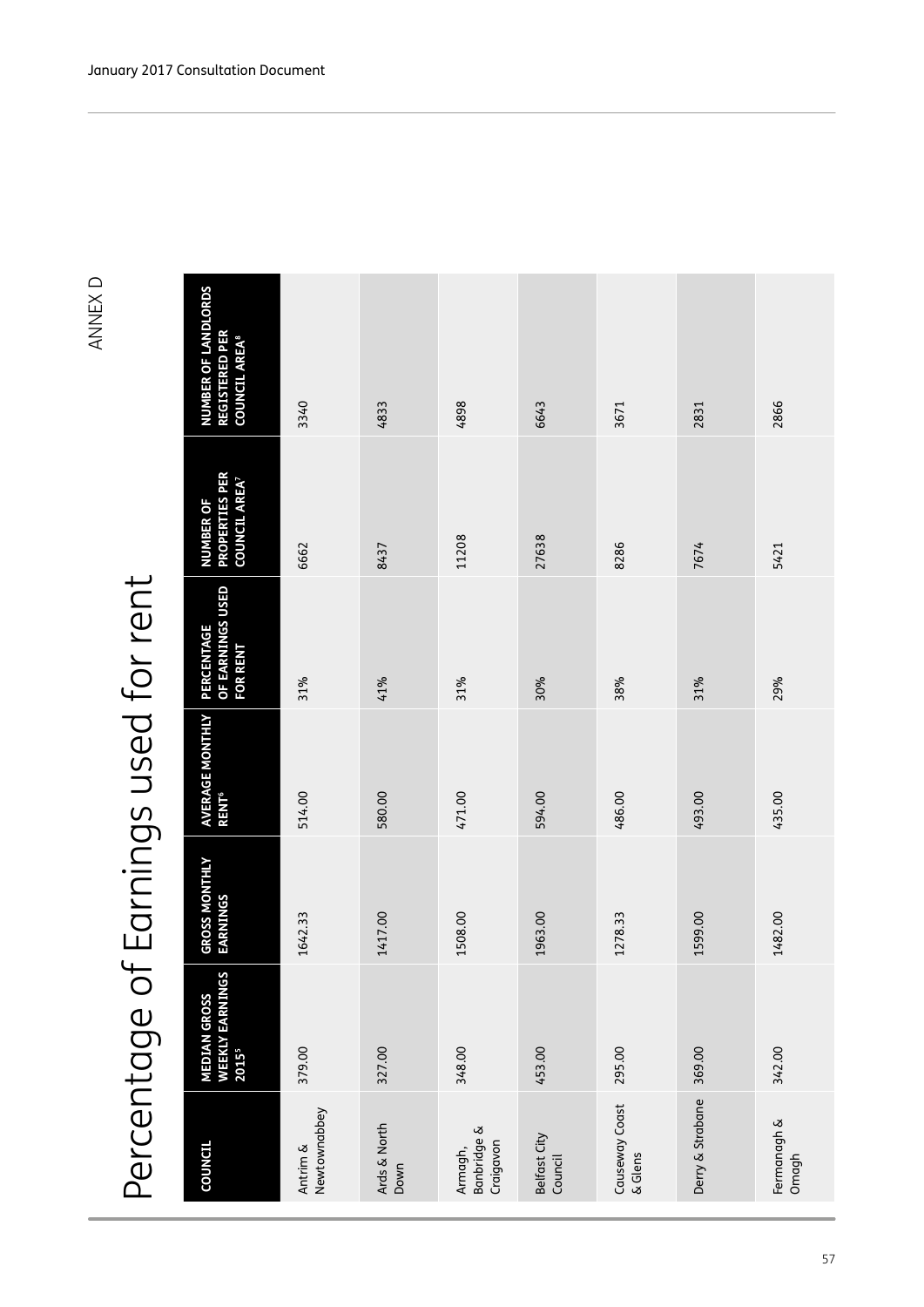ANNEX D

# Percentage of Earnings used for rent

| COUNCIL | MEDIAN GROSS WEEKLY EARNINGS 2015[5] | GROSS MONTHLY EARNINGS | AVERAGE MONTHLY RENT[6] | PERCENTAGE OF EARNINGS USED FOR RENT | NUMBER OF PROPERTIES PER COUNCIL AREA[7] | NUMBER OF LANDLORDS REGISTERED PER COUNCIL AREA[8] |
|---|---|---|---|---|---|---|
| Antrim & Newtownabbey | 379.00 | 1642.33 | 514.00 | 31% | 6662 | 3340 |
| Ards & North Down | 327.00 | 1417.00 | 580.00 | 41% | 8437 | 4833 |
| Armagh, Banbridge & Craigavon | 348.00 | 1508.00 | 471.00 | 31% | 11208 | 4898 |
| Belfast City Council | 453.00 | 1963.00 | 594.00 | 30% | 27638 | 6643 |
| Causeway Coast & Glens | 295.00 | 1278.33 | 486.00 | 38% | 8286 | 3671 |
| Derry & Strabane | 369.00 | 1599.00 | 493.00 | 31% | 7674 | 2831 |
| Fermanagh & Omagh | 342.00 | 1482.00 | 435.00 | 29% | 5421 | 2866 |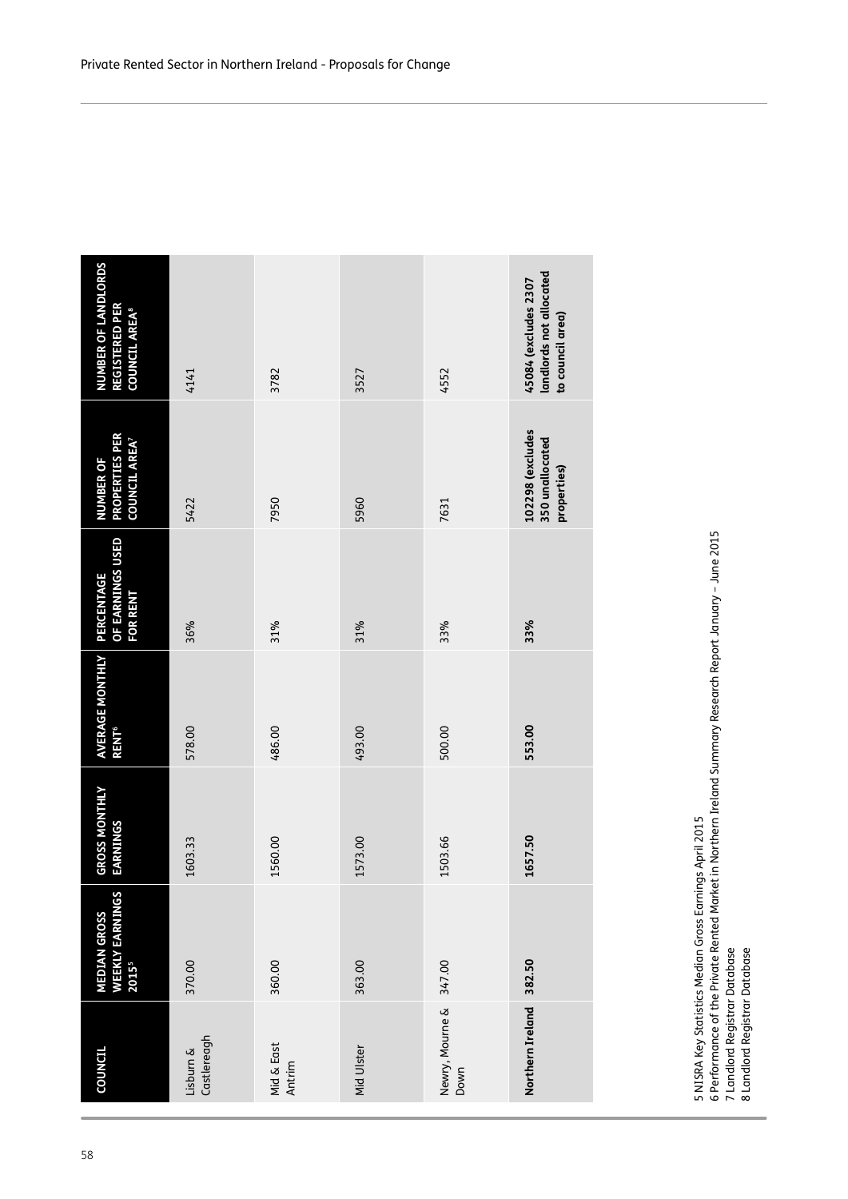| COUNCIL | MEDIAN GROSS WEEKLY EARNINGS 2015[5] | GROSS MONTHLY EARNINGS | AVERAGE MONTHLY RENT[6] | PERCENTAGE OF EARNINGS USED FOR RENT | NUMBER OF PROPERTIES PER COUNCIL AREA[7] | NUMBER OF LANDLORDS REGISTERED PER COUNCIL AREA[8] |
|---|---|---|---|---|---|---|
| Lisburn & Castlereagh | 370.00 | 1603.33 | 578.00 | 36% | 5422 | 4141 |
| Mid & East Antrim | 360.00 | 1560.00 | 486.00 | 31% | 7950 | 3782 |
| Mid Ulster | 363.00 | 1573.00 | 493.00 | 31% | 5960 | 3527 |
| Newry, Mourne & Down | 347.00 | 1503.66 | 500.00 | 33% | 7631 | 4552 |
| **Northern Ireland** | **382.50** | **1657.50** | **553.00** | **33%** | **102298 (excludes 350 unallocated properties)** | **45084 (excludes 2307 landlords not allocated to council area)** |

5 NISRA Key Statistics Median Gross Earnings April 2015
6 Performance of the Private Rented Market in Northern Ireland Summary Research Report January – June 2015
7 Landlord Registrar Database
8 Landlord Registrar Database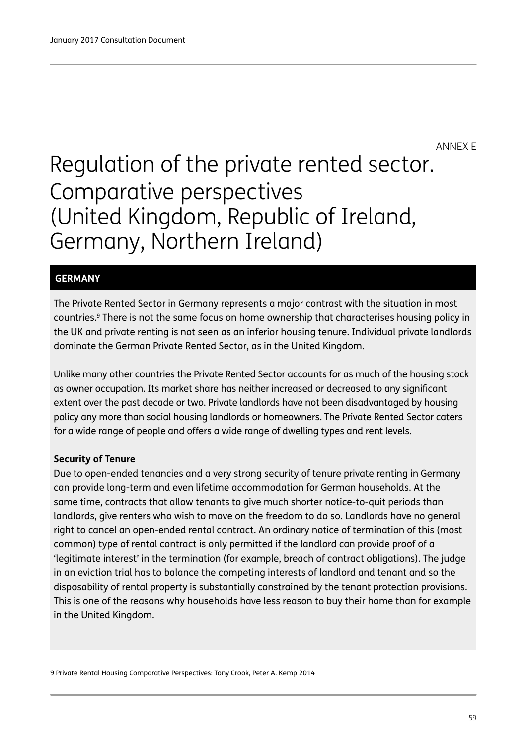ANNEX E

# Regulation of the private rented sector. Comparative perspectives (United Kingdom, Republic of Ireland, Germany, Northern Ireland)

## GERMANY

The Private Rented Sector in Germany represents a major contrast with the situation in most countries.[9] There is not the same focus on home ownership that characterises housing policy in the UK and private renting is not seen as an inferior housing tenure. Individual private landlords dominate the German Private Rented Sector, as in the United Kingdom.

Unlike many other countries the Private Rented Sector accounts for as much of the housing stock as owner occupation. Its market share has neither increased or decreased to any significant extent over the past decade or two. Private landlords have not been disadvantaged by housing policy any more than social housing landlords or homeowners. The Private Rented Sector caters for a wide range of people and offers a wide range of dwelling types and rent levels.

**Security of Tenure**

Due to open-ended tenancies and a very strong security of tenure private renting in Germany can provide long-term and even lifetime accommodation for German households. At the same time, contracts that allow tenants to give much shorter notice-to-quit periods than landlords, give renters who wish to move on the freedom to do so. Landlords have no general right to cancel an open-ended rental contract. An ordinary notice of termination of this (most common) type of rental contract is only permitted if the landlord can provide proof of a 'legitimate interest' in the termination (for example, breach of contract obligations). The judge in an eviction trial has to balance the competing interests of landlord and tenant and so the disposability of rental property is substantially constrained by the tenant protection provisions. This is one of the reasons why households have less reason to buy their home than for example in the United Kingdom.

9 Private Rental Housing Comparative Perspectives: Tony Crook, Peter A. Kemp 2014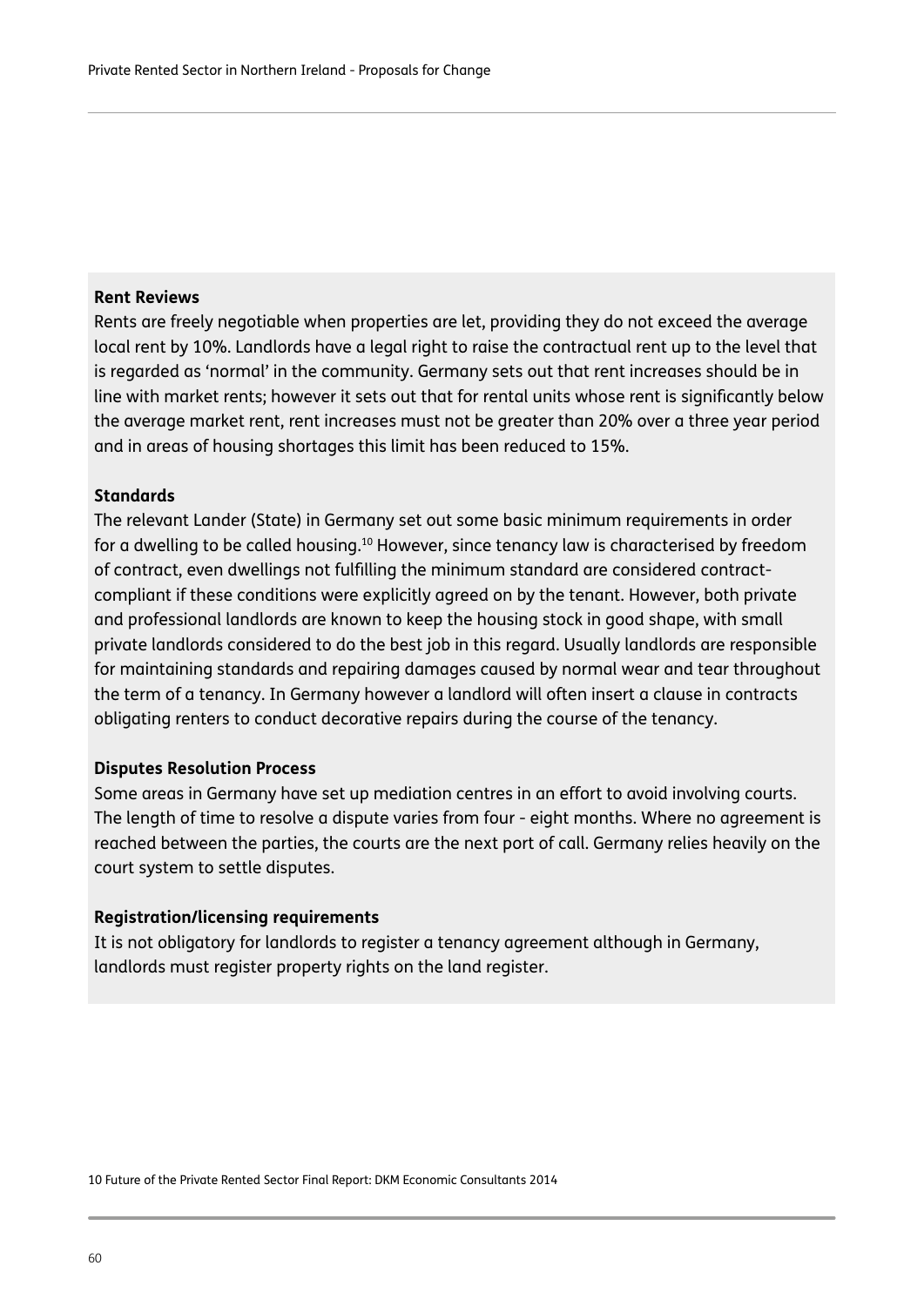**Rent Reviews**

Rents are freely negotiable when properties are let, providing they do not exceed the average local rent by 10%. Landlords have a legal right to raise the contractual rent up to the level that is regarded as 'normal' in the community. Germany sets out that rent increases should be in line with market rents; however it sets out that for rental units whose rent is significantly below the average market rent, rent increases must not be greater than 20% over a three year period and in areas of housing shortages this limit has been reduced to 15%.

**Standards**

The relevant Lander (State) in Germany set out some basic minimum requirements in order for a dwelling to be called housing.[10] However, since tenancy law is characterised by freedom of contract, even dwellings not fulfilling the minimum standard are considered contract-compliant if these conditions were explicitly agreed on by the tenant. However, both private and professional landlords are known to keep the housing stock in good shape, with small private landlords considered to do the best job in this regard. Usually landlords are responsible for maintaining standards and repairing damages caused by normal wear and tear throughout the term of a tenancy. In Germany however a landlord will often insert a clause in contracts obligating renters to conduct decorative repairs during the course of the tenancy.

**Disputes Resolution Process**

Some areas in Germany have set up mediation centres in an effort to avoid involving courts. The length of time to resolve a dispute varies from four - eight months. Where no agreement is reached between the parties, the courts are the next port of call. Germany relies heavily on the court system to settle disputes.

**Registration/licensing requirements**

It is not obligatory for landlords to register a tenancy agreement although in Germany, landlords must register property rights on the land register.

10 Future of the Private Rented Sector Final Report: DKM Economic Consultants 2014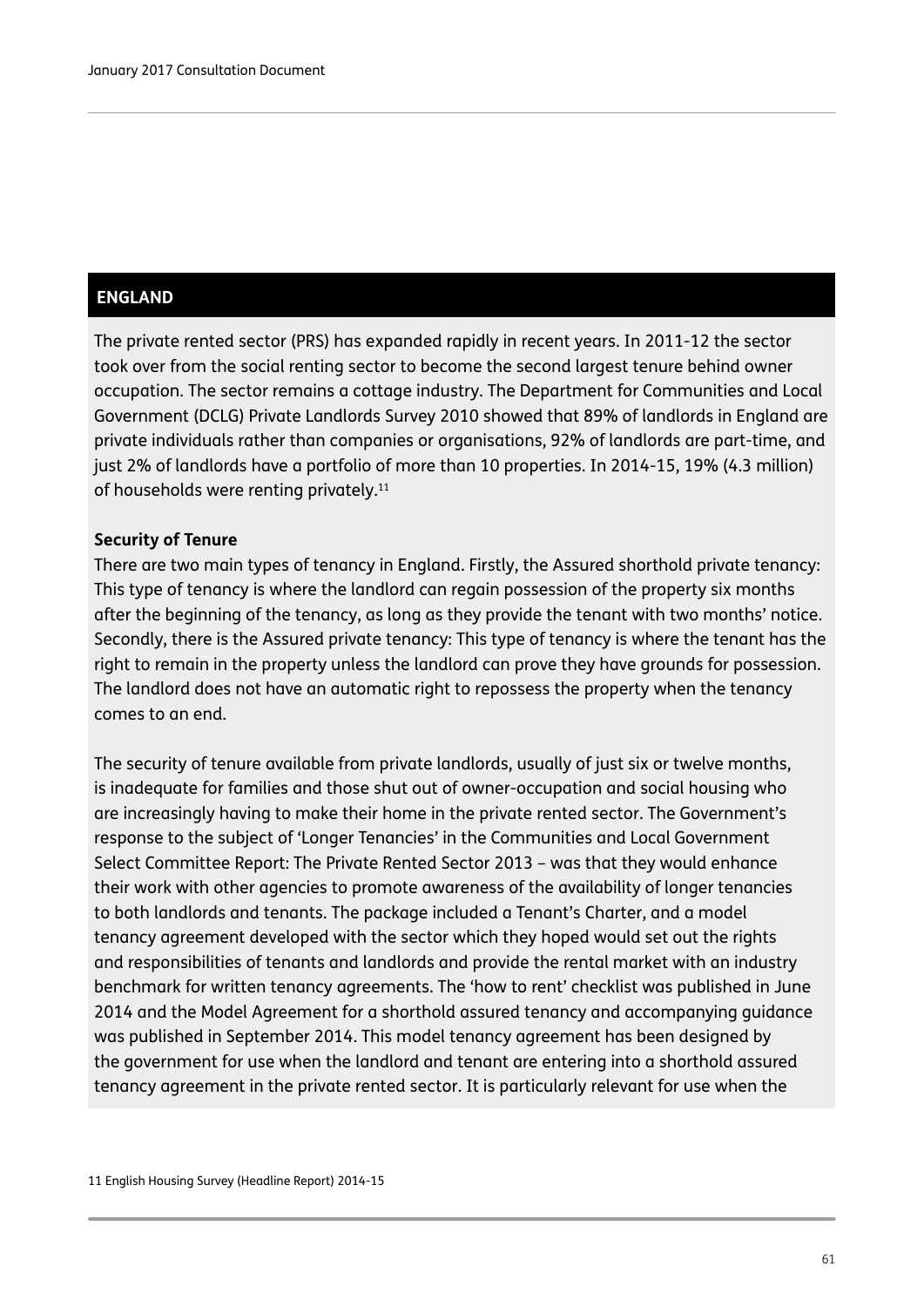## ENGLAND

The private rented sector (PRS) has expanded rapidly in recent years. In 2011-12 the sector took over from the social renting sector to become the second largest tenure behind owner occupation. The sector remains a cottage industry. The Department for Communities and Local Government (DCLG) Private Landlords Survey 2010 showed that 89% of landlords in England are private individuals rather than companies or organisations, 92% of landlords are part-time, and just 2% of landlords have a portfolio of more than 10 properties. In 2014-15, 19% (4.3 million) of households were renting privately.[11]

**Security of Tenure**

There are two main types of tenancy in England. Firstly, the Assured shorthold private tenancy: This type of tenancy is where the landlord can regain possession of the property six months after the beginning of the tenancy, as long as they provide the tenant with two months' notice. Secondly, there is the Assured private tenancy: This type of tenancy is where the tenant has the right to remain in the property unless the landlord can prove they have grounds for possession. The landlord does not have an automatic right to repossess the property when the tenancy comes to an end.

The security of tenure available from private landlords, usually of just six or twelve months, is inadequate for families and those shut out of owner-occupation and social housing who are increasingly having to make their home in the private rented sector. The Government's response to the subject of 'Longer Tenancies' in the Communities and Local Government Select Committee Report: The Private Rented Sector 2013 – was that they would enhance their work with other agencies to promote awareness of the availability of longer tenancies to both landlords and tenants. The package included a Tenant's Charter, and a model tenancy agreement developed with the sector which they hoped would set out the rights and responsibilities of tenants and landlords and provide the rental market with an industry benchmark for written tenancy agreements. The 'how to rent' checklist was published in June 2014 and the Model Agreement for a shorthold assured tenancy and accompanying guidance was published in September 2014. This model tenancy agreement has been designed by the government for use when the landlord and tenant are entering into a shorthold assured tenancy agreement in the private rented sector. It is particularly relevant for use when the

11 English Housing Survey (Headline Report) 2014-15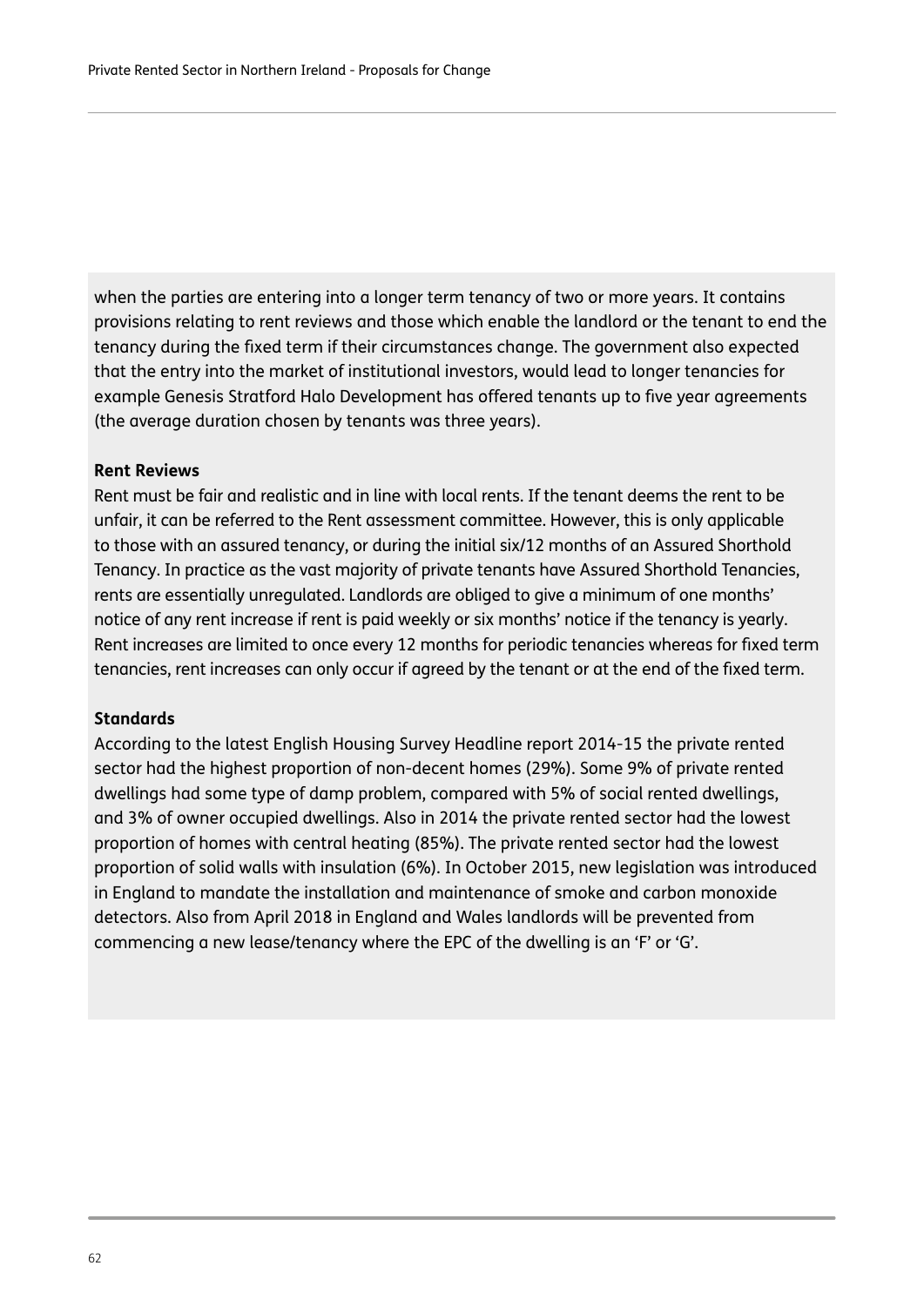when the parties are entering into a longer term tenancy of two or more years. It contains provisions relating to rent reviews and those which enable the landlord or the tenant to end the tenancy during the fixed term if their circumstances change. The government also expected that the entry into the market of institutional investors, would lead to longer tenancies for example Genesis Stratford Halo Development has offered tenants up to five year agreements (the average duration chosen by tenants was three years).

**Rent Reviews**

Rent must be fair and realistic and in line with local rents. If the tenant deems the rent to be unfair, it can be referred to the Rent assessment committee. However, this is only applicable to those with an assured tenancy, or during the initial six/12 months of an Assured Shorthold Tenancy. In practice as the vast majority of private tenants have Assured Shorthold Tenancies, rents are essentially unregulated. Landlords are obliged to give a minimum of one months' notice of any rent increase if rent is paid weekly or six months' notice if the tenancy is yearly. Rent increases are limited to once every 12 months for periodic tenancies whereas for fixed term tenancies, rent increases can only occur if agreed by the tenant or at the end of the fixed term.

**Standards**

According to the latest English Housing Survey Headline report 2014-15 the private rented sector had the highest proportion of non-decent homes (29%). Some 9% of private rented dwellings had some type of damp problem, compared with 5% of social rented dwellings, and 3% of owner occupied dwellings. Also in 2014 the private rented sector had the lowest proportion of homes with central heating (85%). The private rented sector had the lowest proportion of solid walls with insulation (6%). In October 2015, new legislation was introduced in England to mandate the installation and maintenance of smoke and carbon monoxide detectors. Also from April 2018 in England and Wales landlords will be prevented from commencing a new lease/tenancy where the EPC of the dwelling is an 'F' or 'G'.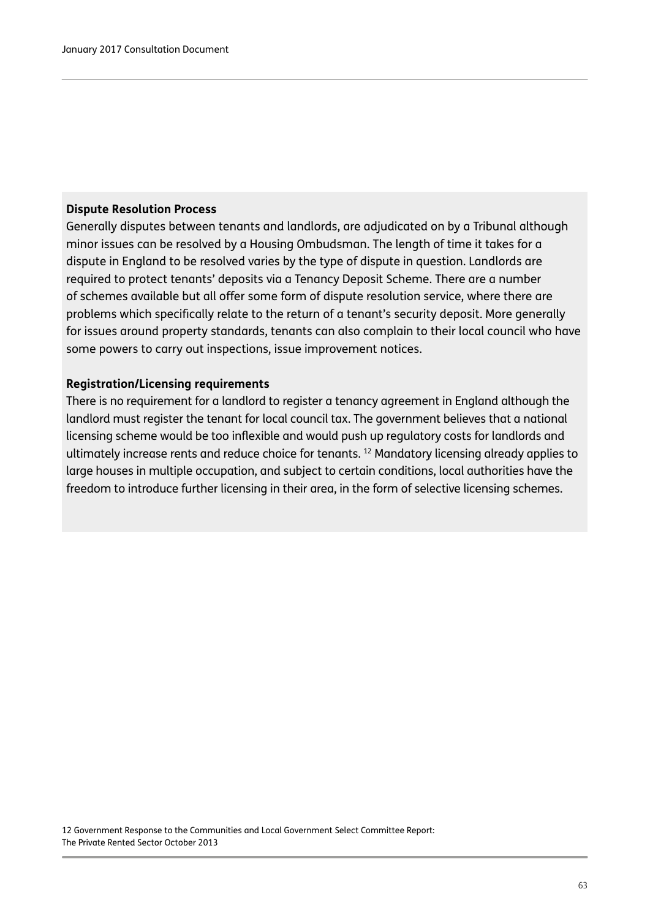**Dispute Resolution Process**

Generally disputes between tenants and landlords, are adjudicated on by a Tribunal although minor issues can be resolved by a Housing Ombudsman. The length of time it takes for a dispute in England to be resolved varies by the type of dispute in question. Landlords are required to protect tenants' deposits via a Tenancy Deposit Scheme. There are a number of schemes available but all offer some form of dispute resolution service, where there are problems which specifically relate to the return of a tenant's security deposit. More generally for issues around property standards, tenants can also complain to their local council who have some powers to carry out inspections, issue improvement notices.

**Registration/Licensing requirements**

There is no requirement for a landlord to register a tenancy agreement in England although the landlord must register the tenant for local council tax. The government believes that a national licensing scheme would be too inflexible and would push up regulatory costs for landlords and ultimately increase rents and reduce choice for tenants. [12] Mandatory licensing already applies to large houses in multiple occupation, and subject to certain conditions, local authorities have the freedom to introduce further licensing in their area, in the form of selective licensing schemes.

12 Government Response to the Communities and Local Government Select Committee Report: The Private Rented Sector October 2013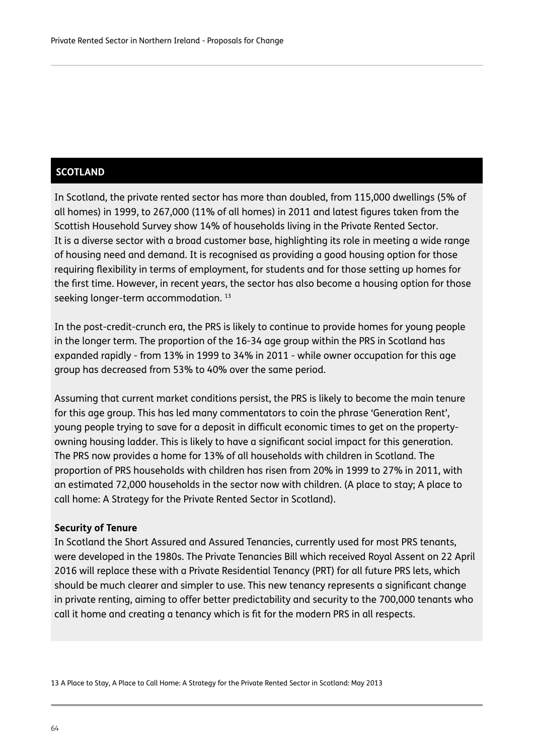## SCOTLAND

In Scotland, the private rented sector has more than doubled, from 115,000 dwellings (5% of all homes) in 1999, to 267,000 (11% of all homes) in 2011 and latest figures taken from the Scottish Household Survey show 14% of households living in the Private Rented Sector. It is a diverse sector with a broad customer base, highlighting its role in meeting a wide range of housing need and demand. It is recognised as providing a good housing option for those requiring flexibility in terms of employment, for students and for those setting up homes for the first time. However, in recent years, the sector has also become a housing option for those seeking longer-term accommodation. [13]

In the post-credit-crunch era, the PRS is likely to continue to provide homes for young people in the longer term. The proportion of the 16-34 age group within the PRS in Scotland has expanded rapidly - from 13% in 1999 to 34% in 2011 - while owner occupation for this age group has decreased from 53% to 40% over the same period.

Assuming that current market conditions persist, the PRS is likely to become the main tenure for this age group. This has led many commentators to coin the phrase 'Generation Rent', young people trying to save for a deposit in difficult economic times to get on the property-owning housing ladder. This is likely to have a significant social impact for this generation. The PRS now provides a home for 13% of all households with children in Scotland. The proportion of PRS households with children has risen from 20% in 1999 to 27% in 2011, with an estimated 72,000 households in the sector now with children. (A place to stay; A place to call home: A Strategy for the Private Rented Sector in Scotland).

**Security of Tenure**

In Scotland the Short Assured and Assured Tenancies, currently used for most PRS tenants, were developed in the 1980s. The Private Tenancies Bill which received Royal Assent on 22 April 2016 will replace these with a Private Residential Tenancy (PRT) for all future PRS lets, which should be much clearer and simpler to use. This new tenancy represents a significant change in private renting, aiming to offer better predictability and security to the 700,000 tenants who call it home and creating a tenancy which is fit for the modern PRS in all respects.

13 A Place to Stay, A Place to Call Home: A Strategy for the Private Rented Sector in Scotland: May 2013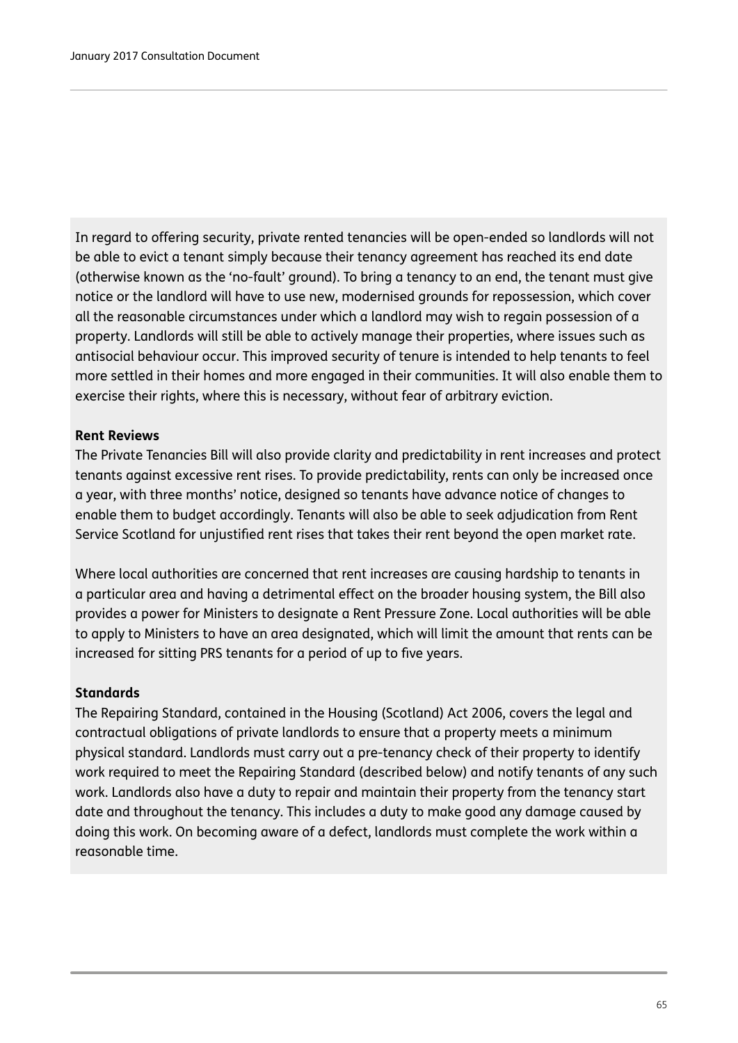In regard to offering security, private rented tenancies will be open-ended so landlords will not be able to evict a tenant simply because their tenancy agreement has reached its end date (otherwise known as the 'no-fault' ground). To bring a tenancy to an end, the tenant must give notice or the landlord will have to use new, modernised grounds for repossession, which cover all the reasonable circumstances under which a landlord may wish to regain possession of a property. Landlords will still be able to actively manage their properties, where issues such as antisocial behaviour occur. This improved security of tenure is intended to help tenants to feel more settled in their homes and more engaged in their communities. It will also enable them to exercise their rights, where this is necessary, without fear of arbitrary eviction.

**Rent Reviews**

The Private Tenancies Bill will also provide clarity and predictability in rent increases and protect tenants against excessive rent rises. To provide predictability, rents can only be increased once a year, with three months' notice, designed so tenants have advance notice of changes to enable them to budget accordingly. Tenants will also be able to seek adjudication from Rent Service Scotland for unjustified rent rises that takes their rent beyond the open market rate.

Where local authorities are concerned that rent increases are causing hardship to tenants in a particular area and having a detrimental effect on the broader housing system, the Bill also provides a power for Ministers to designate a Rent Pressure Zone. Local authorities will be able to apply to Ministers to have an area designated, which will limit the amount that rents can be increased for sitting PRS tenants for a period of up to five years.

**Standards**

The Repairing Standard, contained in the Housing (Scotland) Act 2006, covers the legal and contractual obligations of private landlords to ensure that a property meets a minimum physical standard. Landlords must carry out a pre-tenancy check of their property to identify work required to meet the Repairing Standard (described below) and notify tenants of any such work. Landlords also have a duty to repair and maintain their property from the tenancy start date and throughout the tenancy. This includes a duty to make good any damage caused by doing this work. On becoming aware of a defect, landlords must complete the work within a reasonable time.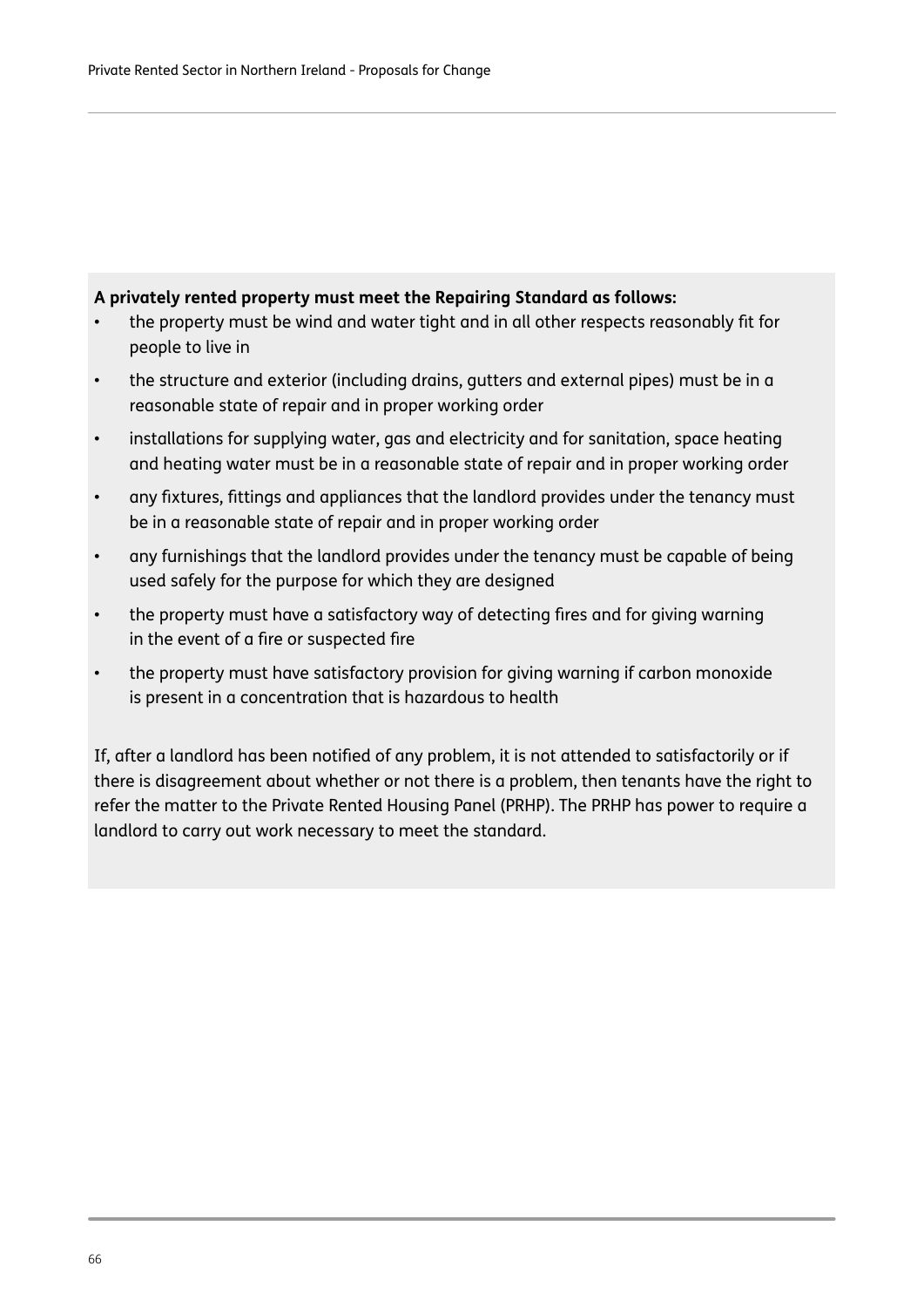**A privately rented property must meet the Repairing Standard as follows:**

- the property must be wind and water tight and in all other respects reasonably fit for people to live in
- the structure and exterior (including drains, gutters and external pipes) must be in a reasonable state of repair and in proper working order
- installations for supplying water, gas and electricity and for sanitation, space heating and heating water must be in a reasonable state of repair and in proper working order
- any fixtures, fittings and appliances that the landlord provides under the tenancy must be in a reasonable state of repair and in proper working order
- any furnishings that the landlord provides under the tenancy must be capable of being used safely for the purpose for which they are designed
- the property must have a satisfactory way of detecting fires and for giving warning in the event of a fire or suspected fire
- the property must have satisfactory provision for giving warning if carbon monoxide is present in a concentration that is hazardous to health

If, after a landlord has been notified of any problem, it is not attended to satisfactorily or if there is disagreement about whether or not there is a problem, then tenants have the right to refer the matter to the Private Rented Housing Panel (PRHP). The PRHP has power to require a landlord to carry out work necessary to meet the standard.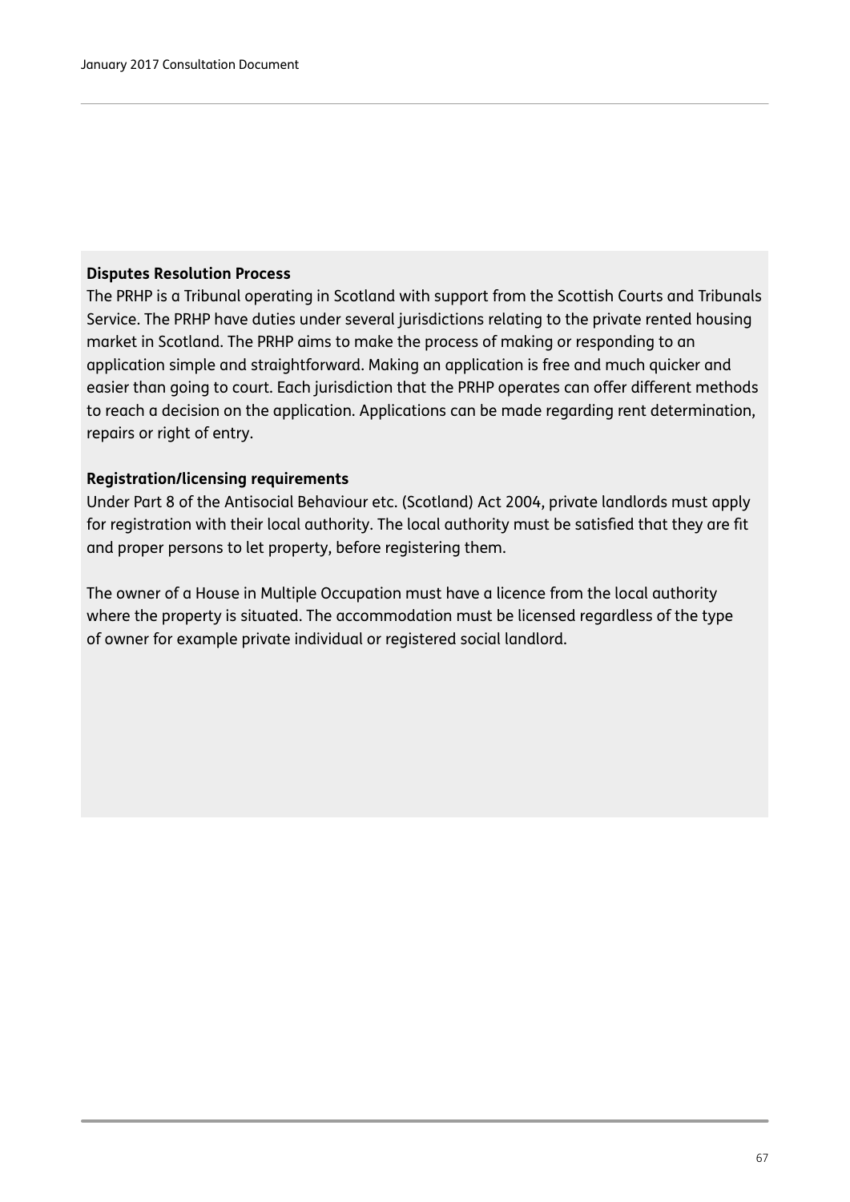**Disputes Resolution Process**

The PRHP is a Tribunal operating in Scotland with support from the Scottish Courts and Tribunals Service. The PRHP have duties under several jurisdictions relating to the private rented housing market in Scotland. The PRHP aims to make the process of making or responding to an application simple and straightforward. Making an application is free and much quicker and easier than going to court. Each jurisdiction that the PRHP operates can offer different methods to reach a decision on the application. Applications can be made regarding rent determination, repairs or right of entry.

**Registration/licensing requirements**

Under Part 8 of the Antisocial Behaviour etc. (Scotland) Act 2004, private landlords must apply for registration with their local authority. The local authority must be satisfied that they are fit and proper persons to let property, before registering them.

The owner of a House in Multiple Occupation must have a licence from the local authority where the property is situated. The accommodation must be licensed regardless of the type of owner for example private individual or registered social landlord.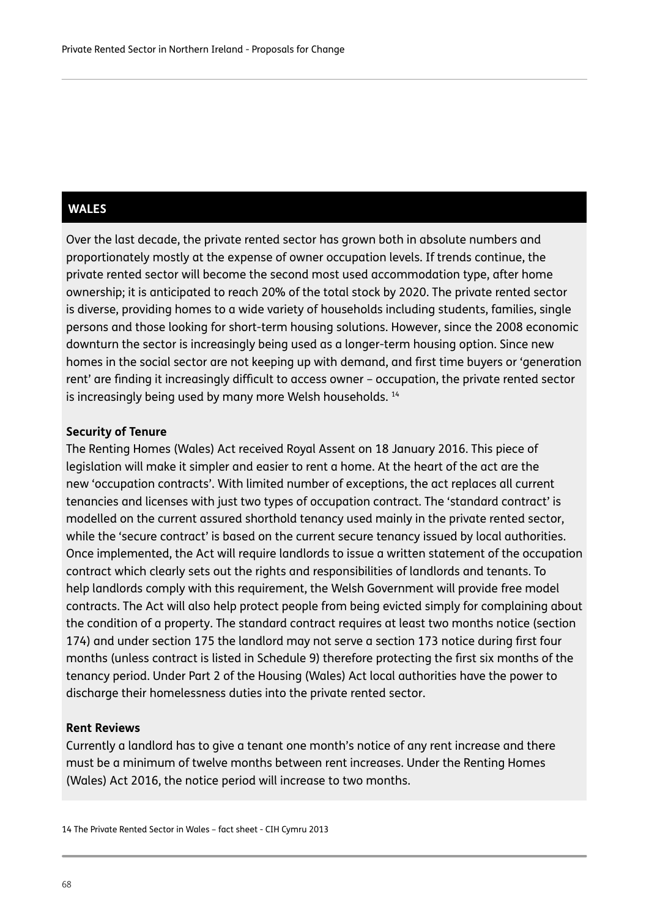## WALES

Over the last decade, the private rented sector has grown both in absolute numbers and proportionately mostly at the expense of owner occupation levels. If trends continue, the private rented sector will become the second most used accommodation type, after home ownership; it is anticipated to reach 20% of the total stock by 2020. The private rented sector is diverse, providing homes to a wide variety of households including students, families, single persons and those looking for short-term housing solutions. However, since the 2008 economic downturn the sector is increasingly being used as a longer-term housing option. Since new homes in the social sector are not keeping up with demand, and first time buyers or 'generation rent' are finding it increasingly difficult to access owner – occupation, the private rented sector is increasingly being used by many more Welsh households. [14]

**Security of Tenure**
The Renting Homes (Wales) Act received Royal Assent on 18 January 2016. This piece of legislation will make it simpler and easier to rent a home. At the heart of the act are the new 'occupation contracts'. With limited number of exceptions, the act replaces all current tenancies and licenses with just two types of occupation contract. The 'standard contract' is modelled on the current assured shorthold tenancy used mainly in the private rented sector, while the 'secure contract' is based on the current secure tenancy issued by local authorities. Once implemented, the Act will require landlords to issue a written statement of the occupation contract which clearly sets out the rights and responsibilities of landlords and tenants. To help landlords comply with this requirement, the Welsh Government will provide free model contracts. The Act will also help protect people from being evicted simply for complaining about the condition of a property. The standard contract requires at least two months notice (section 174) and under section 175 the landlord may not serve a section 173 notice during first four months (unless contract is listed in Schedule 9) therefore protecting the first six months of the tenancy period. Under Part 2 of the Housing (Wales) Act local authorities have the power to discharge their homelessness duties into the private rented sector.

**Rent Reviews**
Currently a landlord has to give a tenant one month's notice of any rent increase and there must be a minimum of twelve months between rent increases. Under the Renting Homes (Wales) Act 2016, the notice period will increase to two months.

14 The Private Rented Sector in Wales – fact sheet - CIH Cymru 2013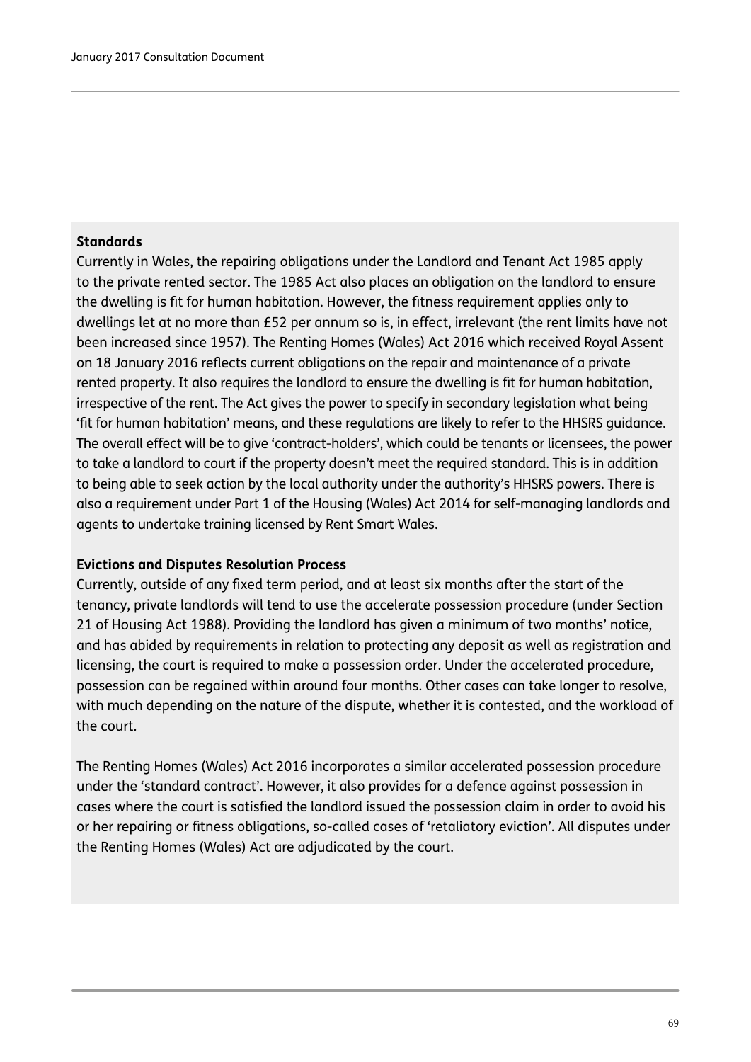**Standards**

Currently in Wales, the repairing obligations under the Landlord and Tenant Act 1985 apply to the private rented sector. The 1985 Act also places an obligation on the landlord to ensure the dwelling is fit for human habitation. However, the fitness requirement applies only to dwellings let at no more than £52 per annum so is, in effect, irrelevant (the rent limits have not been increased since 1957). The Renting Homes (Wales) Act 2016 which received Royal Assent on 18 January 2016 reflects current obligations on the repair and maintenance of a private rented property. It also requires the landlord to ensure the dwelling is fit for human habitation, irrespective of the rent. The Act gives the power to specify in secondary legislation what being 'fit for human habitation' means, and these regulations are likely to refer to the HHSRS guidance. The overall effect will be to give 'contract-holders', which could be tenants or licensees, the power to take a landlord to court if the property doesn't meet the required standard. This is in addition to being able to seek action by the local authority under the authority's HHSRS powers. There is also a requirement under Part 1 of the Housing (Wales) Act 2014 for self-managing landlords and agents to undertake training licensed by Rent Smart Wales.

**Evictions and Disputes Resolution Process**

Currently, outside of any fixed term period, and at least six months after the start of the tenancy, private landlords will tend to use the accelerate possession procedure (under Section 21 of Housing Act 1988). Providing the landlord has given a minimum of two months' notice, and has abided by requirements in relation to protecting any deposit as well as registration and licensing, the court is required to make a possession order. Under the accelerated procedure, possession can be regained within around four months. Other cases can take longer to resolve, with much depending on the nature of the dispute, whether it is contested, and the workload of the court.

The Renting Homes (Wales) Act 2016 incorporates a similar accelerated possession procedure under the 'standard contract'. However, it also provides for a defence against possession in cases where the court is satisfied the landlord issued the possession claim in order to avoid his or her repairing or fitness obligations, so-called cases of 'retaliatory eviction'. All disputes under the Renting Homes (Wales) Act are adjudicated by the court.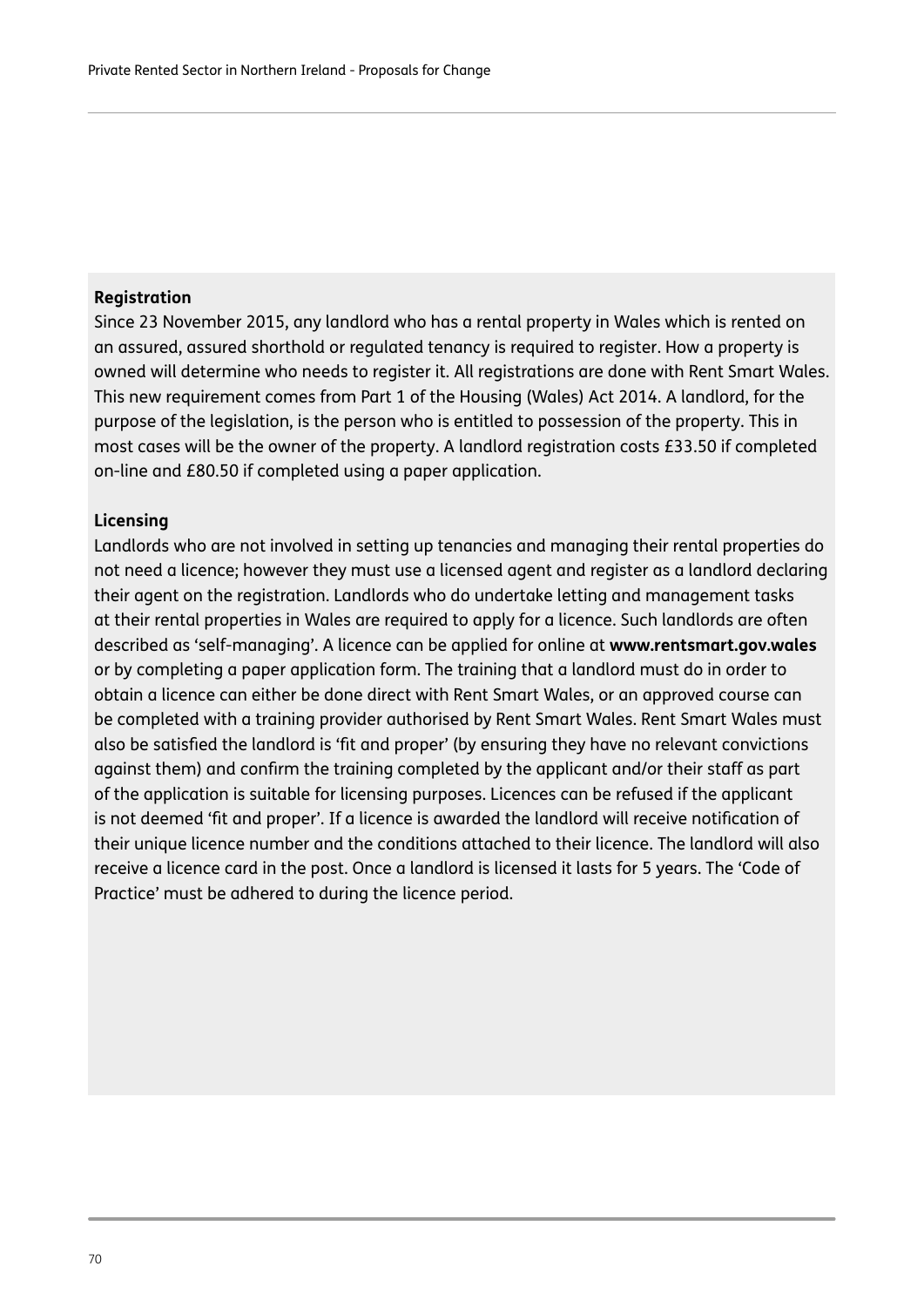**Registration**

Since 23 November 2015, any landlord who has a rental property in Wales which is rented on an assured, assured shorthold or regulated tenancy is required to register. How a property is owned will determine who needs to register it. All registrations are done with Rent Smart Wales. This new requirement comes from Part 1 of the Housing (Wales) Act 2014. A landlord, for the purpose of the legislation, is the person who is entitled to possession of the property. This in most cases will be the owner of the property. A landlord registration costs £33.50 if completed on-line and £80.50 if completed using a paper application.

**Licensing**

Landlords who are not involved in setting up tenancies and managing their rental properties do not need a licence; however they must use a licensed agent and register as a landlord declaring their agent on the registration. Landlords who do undertake letting and management tasks at their rental properties in Wales are required to apply for a licence. Such landlords are often described as 'self-managing'. A licence can be applied for online at **www.rentsmart.gov.wales** or by completing a paper application form. The training that a landlord must do in order to obtain a licence can either be done direct with Rent Smart Wales, or an approved course can be completed with a training provider authorised by Rent Smart Wales. Rent Smart Wales must also be satisfied the landlord is 'fit and proper' (by ensuring they have no relevant convictions against them) and confirm the training completed by the applicant and/or their staff as part of the application is suitable for licensing purposes. Licences can be refused if the applicant is not deemed 'fit and proper'. If a licence is awarded the landlord will receive notification of their unique licence number and the conditions attached to their licence. The landlord will also receive a licence card in the post. Once a landlord is licensed it lasts for 5 years. The 'Code of Practice' must be adhered to during the licence period.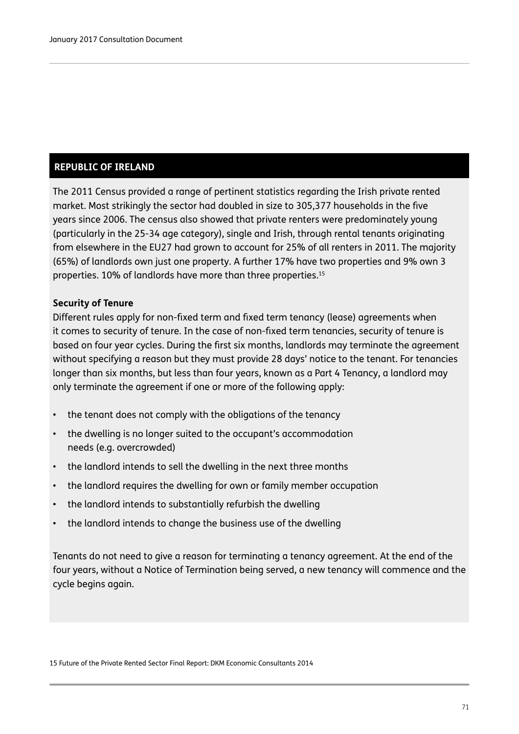## REPUBLIC OF IRELAND

The 2011 Census provided a range of pertinent statistics regarding the Irish private rented market. Most strikingly the sector had doubled in size to 305,377 households in the five years since 2006. The census also showed that private renters were predominately young (particularly in the 25-34 age category), single and Irish, through rental tenants originating from elsewhere in the EU27 had grown to account for 25% of all renters in 2011. The majority (65%) of landlords own just one property. A further 17% have two properties and 9% own 3 properties. 10% of landlords have more than three properties.[15]

**Security of Tenure**

Different rules apply for non-fixed term and fixed term tenancy (lease) agreements when it comes to security of tenure. In the case of non-fixed term tenancies, security of tenure is based on four year cycles. During the first six months, landlords may terminate the agreement without specifying a reason but they must provide 28 days' notice to the tenant. For tenancies longer than six months, but less than four years, known as a Part 4 Tenancy, a landlord may only terminate the agreement if one or more of the following apply:

- the tenant does not comply with the obligations of the tenancy
- the dwelling is no longer suited to the occupant's accommodation needs (e.g. overcrowded)
- the landlord intends to sell the dwelling in the next three months
- the landlord requires the dwelling for own or family member occupation
- the landlord intends to substantially refurbish the dwelling
- the landlord intends to change the business use of the dwelling

Tenants do not need to give a reason for terminating a tenancy agreement. At the end of the four years, without a Notice of Termination being served, a new tenancy will commence and the cycle begins again.

15 Future of the Private Rented Sector Final Report: DKM Economic Consultants 2014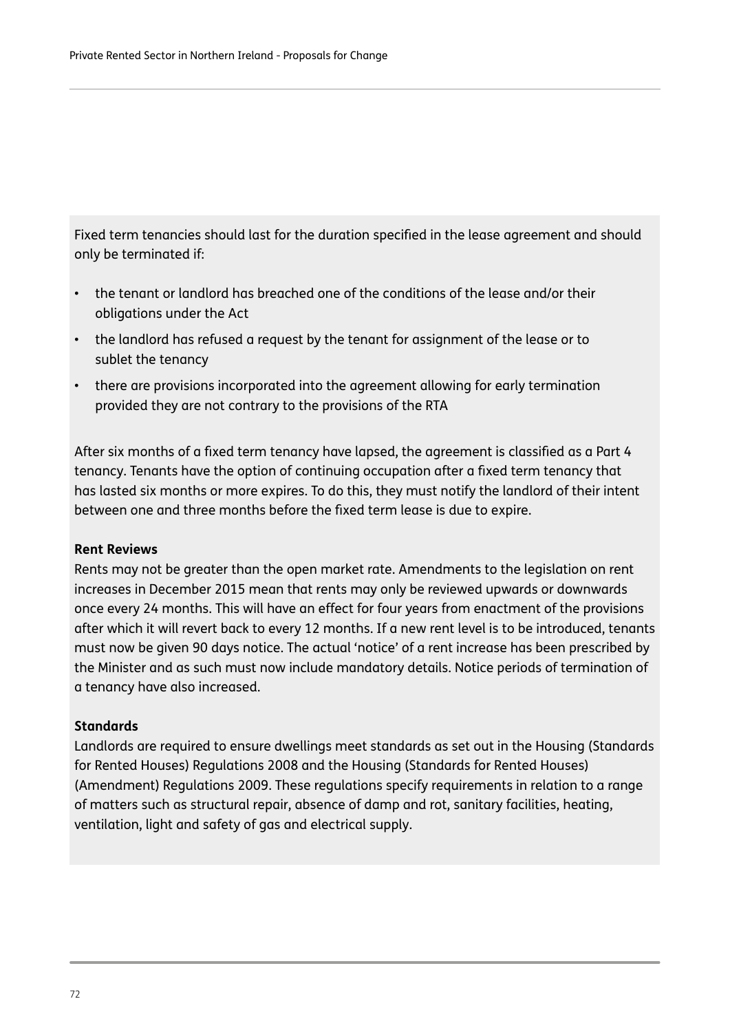Fixed term tenancies should last for the duration specified in the lease agreement and should only be terminated if:

- the tenant or landlord has breached one of the conditions of the lease and/or their obligations under the Act
- the landlord has refused a request by the tenant for assignment of the lease or to sublet the tenancy
- there are provisions incorporated into the agreement allowing for early termination provided they are not contrary to the provisions of the RTA

After six months of a fixed term tenancy have lapsed, the agreement is classified as a Part 4 tenancy. Tenants have the option of continuing occupation after a fixed term tenancy that has lasted six months or more expires. To do this, they must notify the landlord of their intent between one and three months before the fixed term lease is due to expire.

**Rent Reviews**

Rents may not be greater than the open market rate. Amendments to the legislation on rent increases in December 2015 mean that rents may only be reviewed upwards or downwards once every 24 months. This will have an effect for four years from enactment of the provisions after which it will revert back to every 12 months. If a new rent level is to be introduced, tenants must now be given 90 days notice. The actual 'notice' of a rent increase has been prescribed by the Minister and as such must now include mandatory details. Notice periods of termination of a tenancy have also increased.

**Standards**

Landlords are required to ensure dwellings meet standards as set out in the Housing (Standards for Rented Houses) Regulations 2008 and the Housing (Standards for Rented Houses) (Amendment) Regulations 2009. These regulations specify requirements in relation to a range of matters such as structural repair, absence of damp and rot, sanitary facilities, heating, ventilation, light and safety of gas and electrical supply.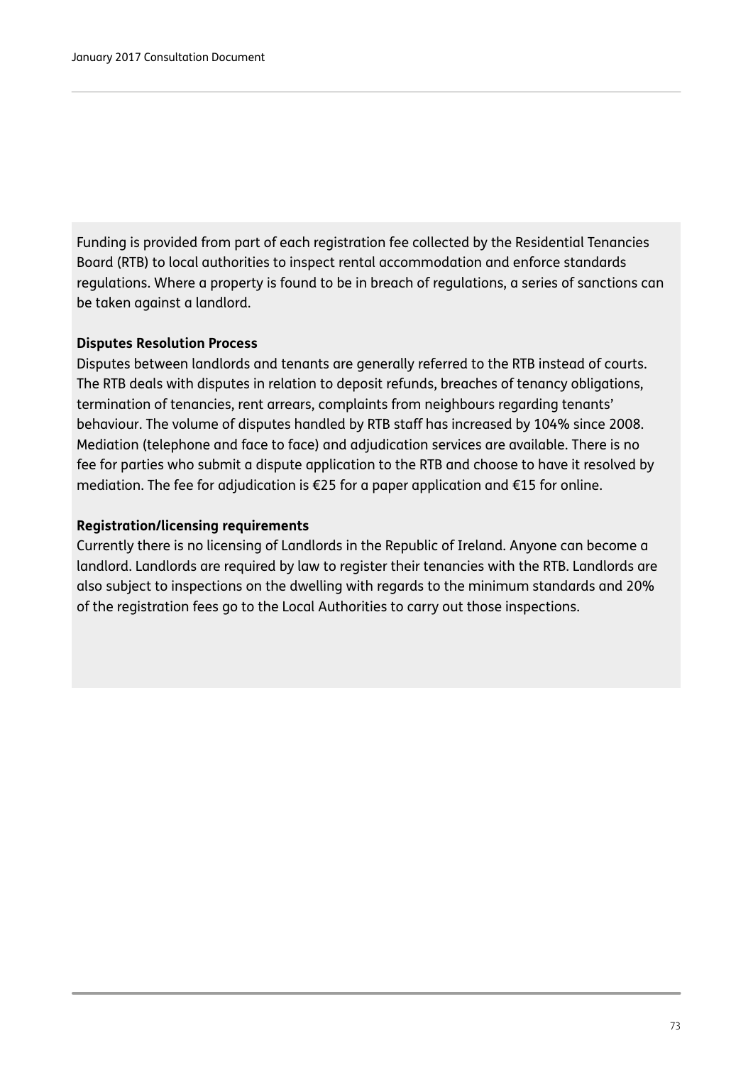Funding is provided from part of each registration fee collected by the Residential Tenancies Board (RTB) to local authorities to inspect rental accommodation and enforce standards regulations. Where a property is found to be in breach of regulations, a series of sanctions can be taken against a landlord.

**Disputes Resolution Process**

Disputes between landlords and tenants are generally referred to the RTB instead of courts. The RTB deals with disputes in relation to deposit refunds, breaches of tenancy obligations, termination of tenancies, rent arrears, complaints from neighbours regarding tenants' behaviour. The volume of disputes handled by RTB staff has increased by 104% since 2008. Mediation (telephone and face to face) and adjudication services are available. There is no fee for parties who submit a dispute application to the RTB and choose to have it resolved by mediation. The fee for adjudication is €25 for a paper application and €15 for online.

**Registration/licensing requirements**

Currently there is no licensing of Landlords in the Republic of Ireland. Anyone can become a landlord. Landlords are required by law to register their tenancies with the RTB. Landlords are also subject to inspections on the dwelling with regards to the minimum standards and 20% of the registration fees go to the Local Authorities to carry out those inspections.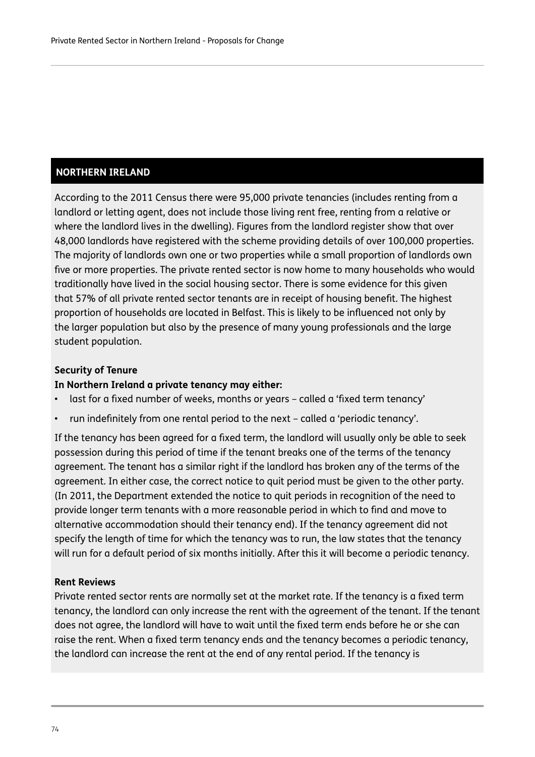## NORTHERN IRELAND

According to the 2011 Census there were 95,000 private tenancies (includes renting from a landlord or letting agent, does not include those living rent free, renting from a relative or where the landlord lives in the dwelling). Figures from the landlord register show that over 48,000 landlords have registered with the scheme providing details of over 100,000 properties. The majority of landlords own one or two properties while a small proportion of landlords own five or more properties. The private rented sector is now home to many households who would traditionally have lived in the social housing sector. There is some evidence for this given that 57% of all private rented sector tenants are in receipt of housing benefit. The highest proportion of households are located in Belfast. This is likely to be influenced not only by the larger population but also by the presence of many young professionals and the large student population.

**Security of Tenure**

**In Northern Ireland a private tenancy may either:**

- last for a fixed number of weeks, months or years – called a 'fixed term tenancy'
- run indefinitely from one rental period to the next – called a 'periodic tenancy'.

If the tenancy has been agreed for a fixed term, the landlord will usually only be able to seek possession during this period of time if the tenant breaks one of the terms of the tenancy agreement. The tenant has a similar right if the landlord has broken any of the terms of the agreement. In either case, the correct notice to quit period must be given to the other party. (In 2011, the Department extended the notice to quit periods in recognition of the need to provide longer term tenants with a more reasonable period in which to find and move to alternative accommodation should their tenancy end). If the tenancy agreement did not specify the length of time for which the tenancy was to run, the law states that the tenancy will run for a default period of six months initially. After this it will become a periodic tenancy.

**Rent Reviews**

Private rented sector rents are normally set at the market rate. If the tenancy is a fixed term tenancy, the landlord can only increase the rent with the agreement of the tenant. If the tenant does not agree, the landlord will have to wait until the fixed term ends before he or she can raise the rent. When a fixed term tenancy ends and the tenancy becomes a periodic tenancy, the landlord can increase the rent at the end of any rental period. If the tenancy is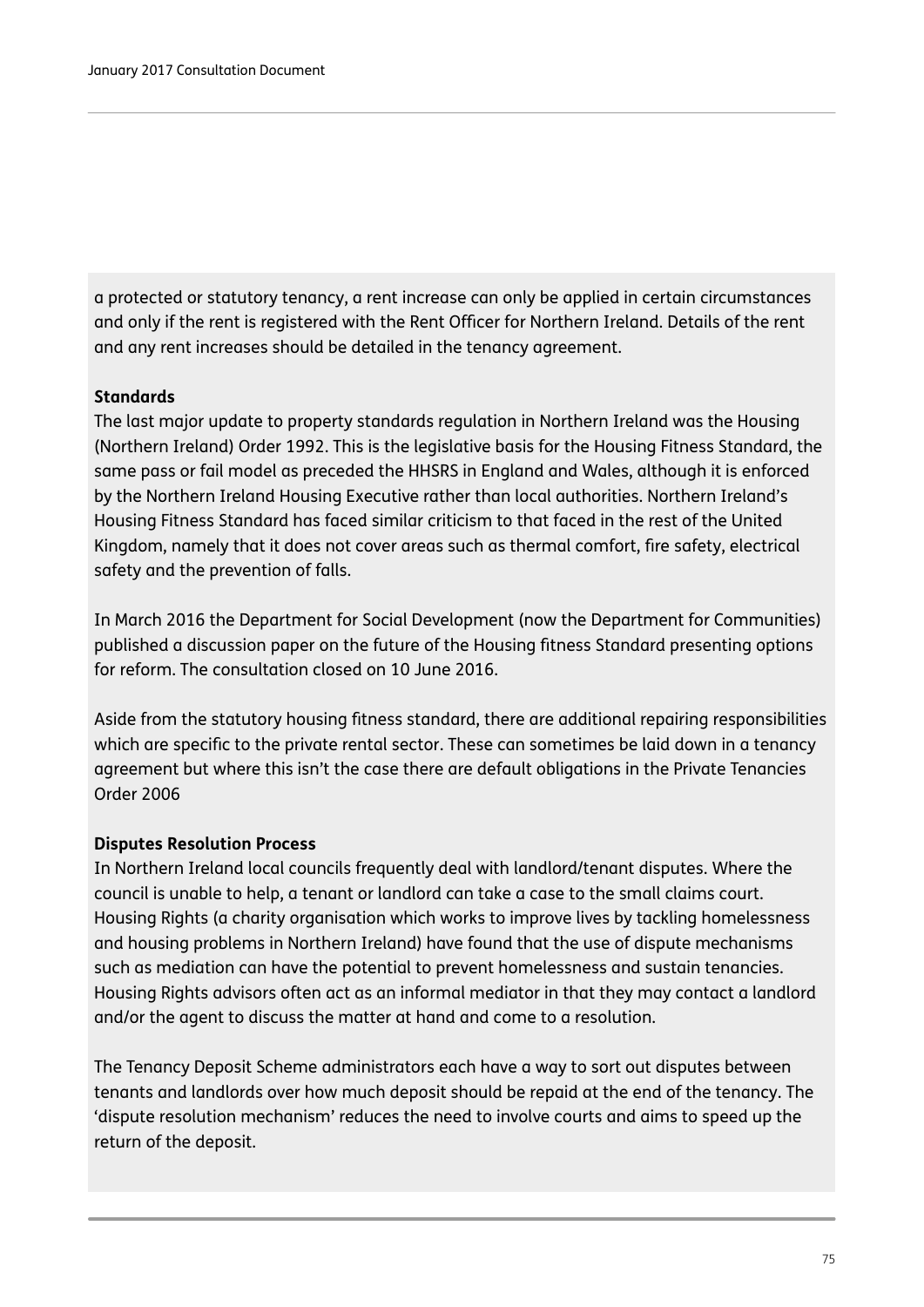a protected or statutory tenancy, a rent increase can only be applied in certain circumstances and only if the rent is registered with the Rent Officer for Northern Ireland. Details of the rent and any rent increases should be detailed in the tenancy agreement.

**Standards**

The last major update to property standards regulation in Northern Ireland was the Housing (Northern Ireland) Order 1992. This is the legislative basis for the Housing Fitness Standard, the same pass or fail model as preceded the HHSRS in England and Wales, although it is enforced by the Northern Ireland Housing Executive rather than local authorities. Northern Ireland's Housing Fitness Standard has faced similar criticism to that faced in the rest of the United Kingdom, namely that it does not cover areas such as thermal comfort, fire safety, electrical safety and the prevention of falls.

In March 2016 the Department for Social Development (now the Department for Communities) published a discussion paper on the future of the Housing fitness Standard presenting options for reform. The consultation closed on 10 June 2016.

Aside from the statutory housing fitness standard, there are additional repairing responsibilities which are specific to the private rental sector. These can sometimes be laid down in a tenancy agreement but where this isn't the case there are default obligations in the Private Tenancies Order 2006

**Disputes Resolution Process**

In Northern Ireland local councils frequently deal with landlord/tenant disputes. Where the council is unable to help, a tenant or landlord can take a case to the small claims court. Housing Rights (a charity organisation which works to improve lives by tackling homelessness and housing problems in Northern Ireland) have found that the use of dispute mechanisms such as mediation can have the potential to prevent homelessness and sustain tenancies. Housing Rights advisors often act as an informal mediator in that they may contact a landlord and/or the agent to discuss the matter at hand and come to a resolution.

The Tenancy Deposit Scheme administrators each have a way to sort out disputes between tenants and landlords over how much deposit should be repaid at the end of the tenancy. The 'dispute resolution mechanism' reduces the need to involve courts and aims to speed up the return of the deposit.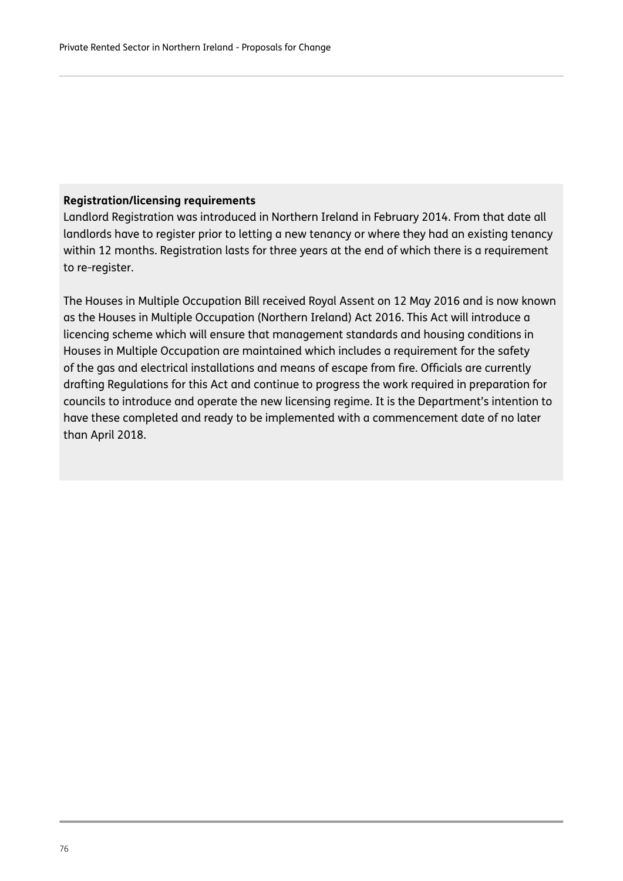**Registration/licensing requirements**

Landlord Registration was introduced in Northern Ireland in February 2014. From that date all landlords have to register prior to letting a new tenancy or where they had an existing tenancy within 12 months. Registration lasts for three years at the end of which there is a requirement to re-register.

The Houses in Multiple Occupation Bill received Royal Assent on 12 May 2016 and is now known as the Houses in Multiple Occupation (Northern Ireland) Act 2016. This Act will introduce a licencing scheme which will ensure that management standards and housing conditions in Houses in Multiple Occupation are maintained which includes a requirement for the safety of the gas and electrical installations and means of escape from fire. Officials are currently drafting Regulations for this Act and continue to progress the work required in preparation for councils to introduce and operate the new licensing regime. It is the Department's intention to have these completed and ready to be implemented with a commencement date of no later than April 2018.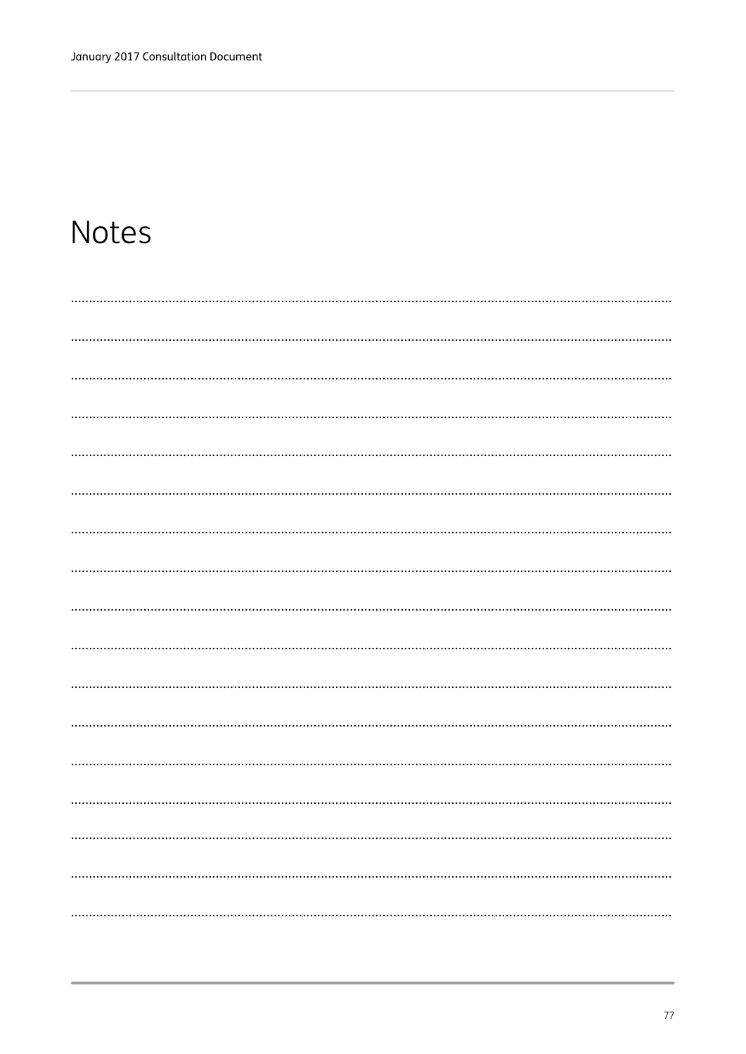# Notes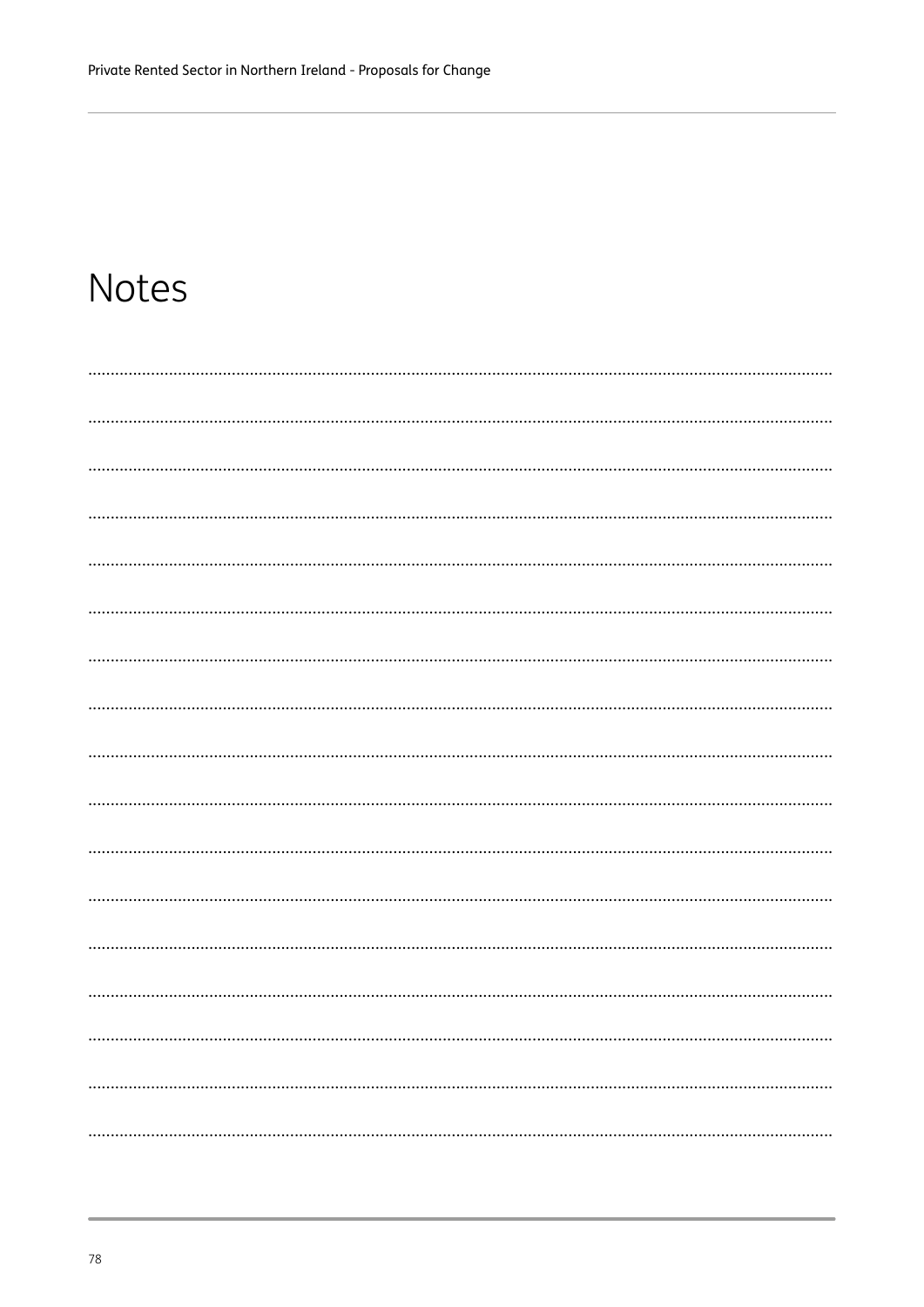# Notes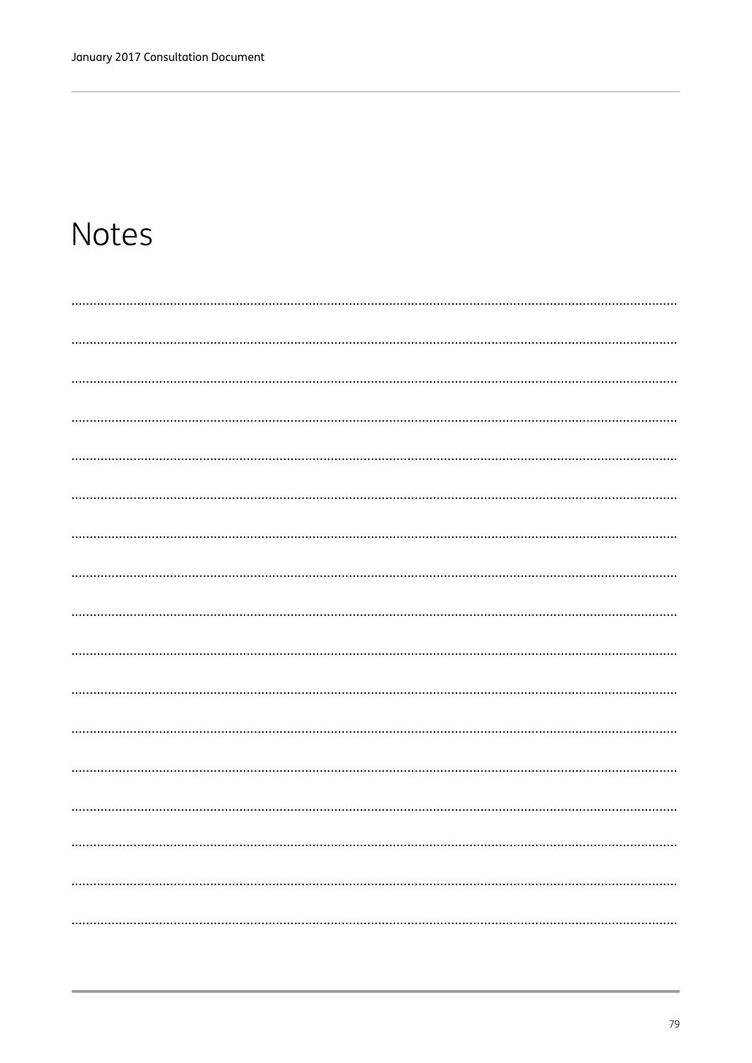# Notes